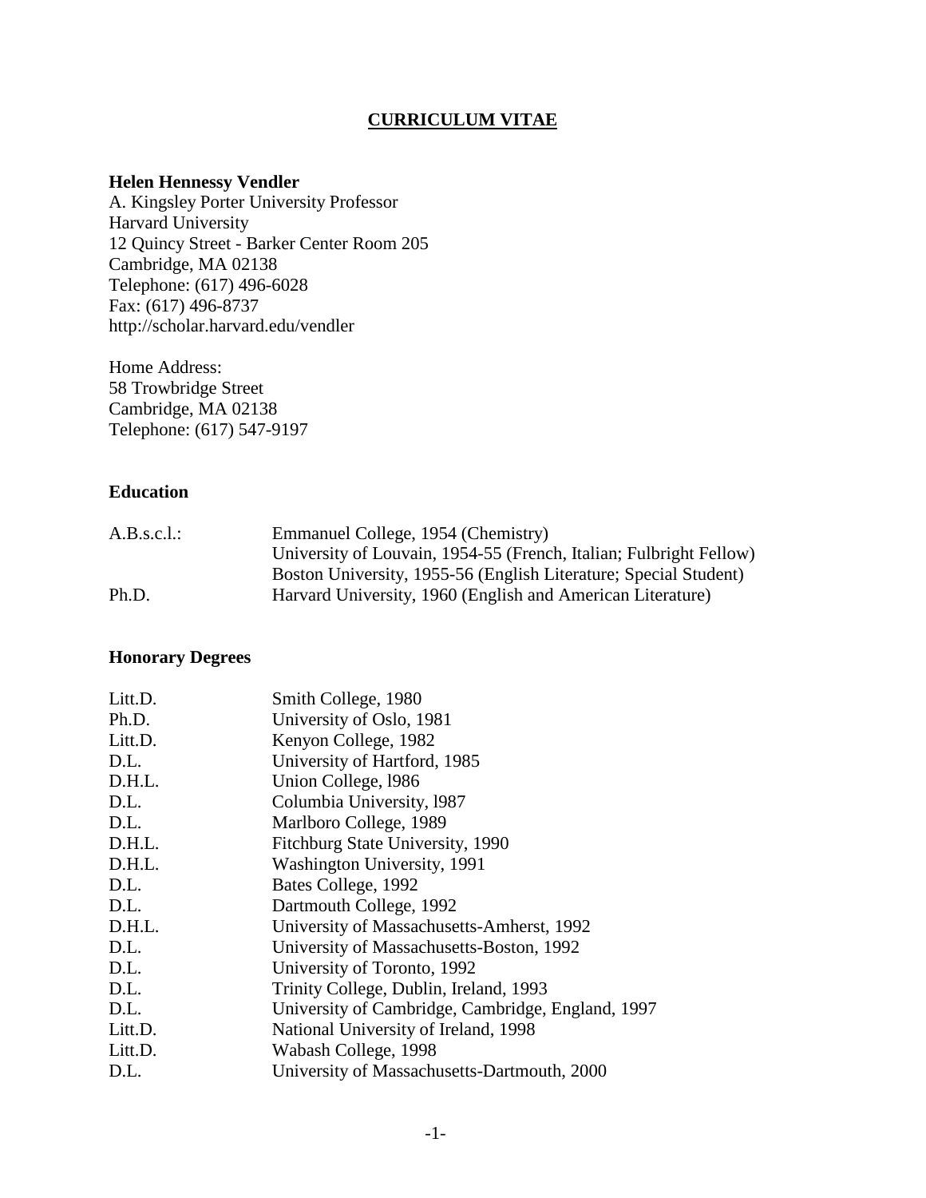# CURRICULUM VITAE

**Helen Hennessy Vendler**
A. Kingsley Porter University Professor
Harvard University
12 Quincy Street - Barker Center Room 205
Cambridge, MA 02138
Telephone: (617) 496-6028
Fax: (617) 496-8737
http://scholar.harvard.edu/vendler

Home Address:
58 Trowbridge Street
Cambridge, MA 02138
Telephone: (617) 547-9197

## Education

| | |
|---|---|
| A.B.s.c.l.: | Emmanuel College, 1954 (Chemistry) |
| | University of Louvain, 1954-55 (French, Italian; Fulbright Fellow) |
| | Boston University, 1955-56 (English Literature; Special Student) |
| Ph.D. | Harvard University, 1960 (English and American Literature) |

## Honorary Degrees

| | |
|---|---|
| Litt.D. | Smith College, 1980 |
| Ph.D. | University of Oslo, 1981 |
| Litt.D. | Kenyon College, 1982 |
| D.L. | University of Hartford, 1985 |
| D.H.L. | Union College, l986 |
| D.L. | Columbia University, l987 |
| D.L. | Marlboro College, 1989 |
| D.H.L. | Fitchburg State University, 1990 |
| D.H.L. | Washington University, 1991 |
| D.L. | Bates College, 1992 |
| D.L. | Dartmouth College, 1992 |
| D.H.L. | University of Massachusetts-Amherst, 1992 |
| D.L. | University of Massachusetts-Boston, 1992 |
| D.L. | University of Toronto, 1992 |
| D.L. | Trinity College, Dublin, Ireland, 1993 |
| D.L. | University of Cambridge, Cambridge, England, 1997 |
| Litt.D. | National University of Ireland, 1998 |
| Litt.D. | Wabash College, 1998 |
| D.L. | University of Massachusetts-Dartmouth, 2000 |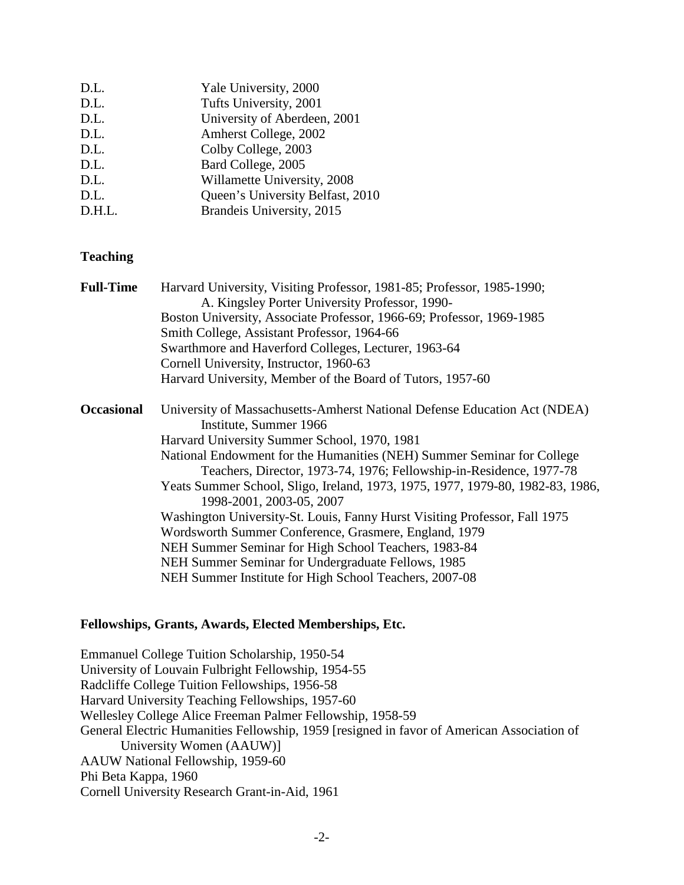| | |
|---|---|
| D.L. | Yale University, 2000 |
| D.L. | Tufts University, 2001 |
| D.L. | University of Aberdeen, 2001 |
| D.L. | Amherst College, 2002 |
| D.L. | Colby College, 2003 |
| D.L. | Bard College, 2005 |
| D.L. | Willamette University, 2008 |
| D.L. | Queen's University Belfast, 2010 |
| D.H.L. | Brandeis University, 2015 |

## Teaching

**Full-Time**

Harvard University, Visiting Professor, 1981-85; Professor, 1985-1990; A. Kingsley Porter University Professor, 1990-
Boston University, Associate Professor, 1966-69; Professor, 1969-1985
Smith College, Assistant Professor, 1964-66
Swarthmore and Haverford Colleges, Lecturer, 1963-64
Cornell University, Instructor, 1960-63
Harvard University, Member of the Board of Tutors, 1957-60

**Occasional**

University of Massachusetts-Amherst National Defense Education Act (NDEA) Institute, Summer 1966
Harvard University Summer School, 1970, 1981
National Endowment for the Humanities (NEH) Summer Seminar for College Teachers, Director, 1973-74, 1976; Fellowship-in-Residence, 1977-78
Yeats Summer School, Sligo, Ireland, 1973, 1975, 1977, 1979-80, 1982-83, 1986, 1998-2001, 2003-05, 2007
Washington University-St. Louis, Fanny Hurst Visiting Professor, Fall 1975
Wordsworth Summer Conference, Grasmere, England, 1979
NEH Summer Seminar for High School Teachers, 1983-84
NEH Summer Seminar for Undergraduate Fellows, 1985
NEH Summer Institute for High School Teachers, 2007-08

## Fellowships, Grants, Awards, Elected Memberships, Etc.

Emmanuel College Tuition Scholarship, 1950-54
University of Louvain Fulbright Fellowship, 1954-55
Radcliffe College Tuition Fellowships, 1956-58
Harvard University Teaching Fellowships, 1957-60
Wellesley College Alice Freeman Palmer Fellowship, 1958-59
General Electric Humanities Fellowship, 1959 [resigned in favor of American Association of University Women (AAUW)]
AAUW National Fellowship, 1959-60
Phi Beta Kappa, 1960
Cornell University Research Grant-in-Aid, 1961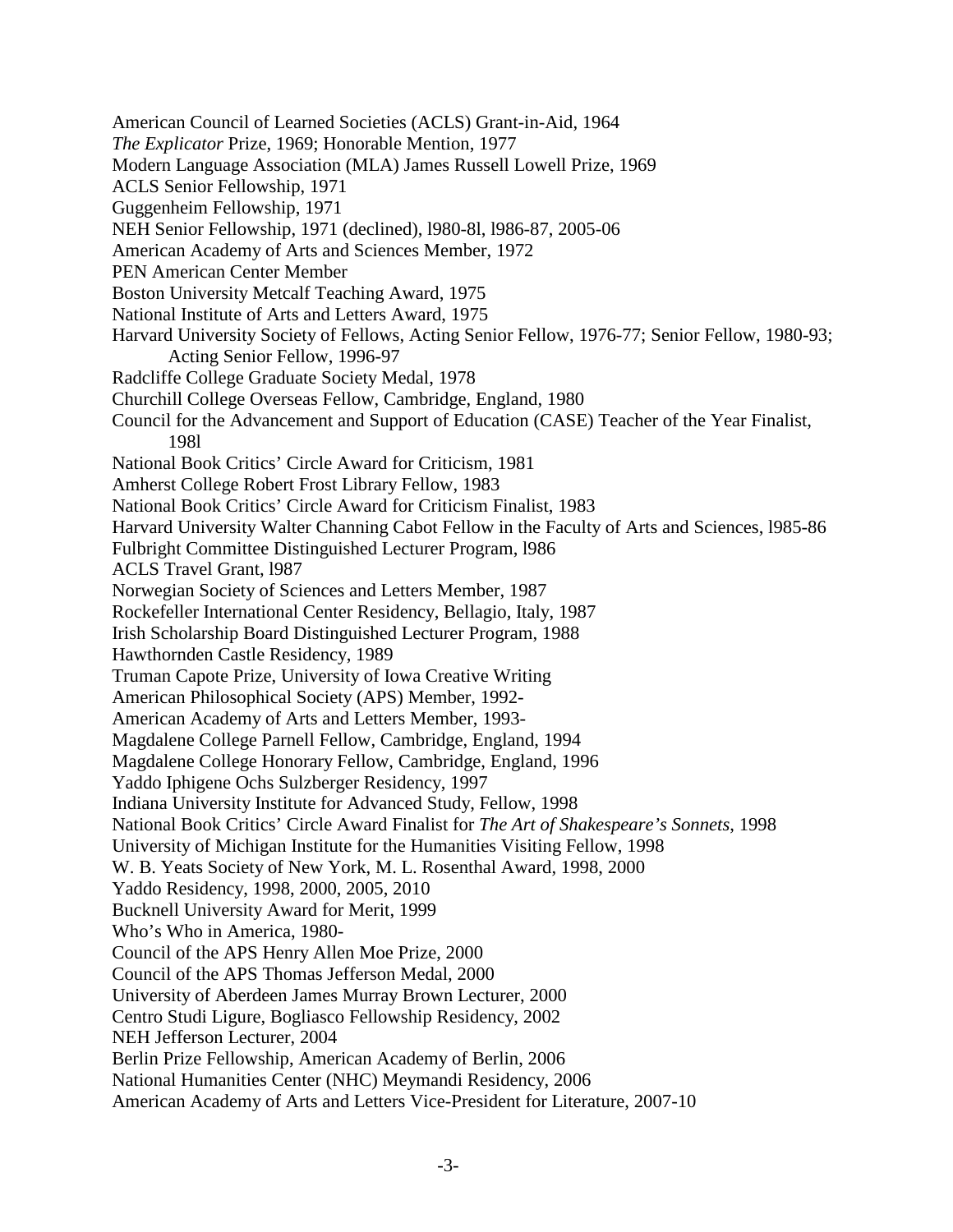American Council of Learned Societies (ACLS) Grant-in-Aid, 1964
*The Explicator* Prize, 1969; Honorable Mention, 1977
Modern Language Association (MLA) James Russell Lowell Prize, 1969
ACLS Senior Fellowship, 1971
Guggenheim Fellowship, 1971
NEH Senior Fellowship, 1971 (declined), l980-8l, l986-87, 2005-06
American Academy of Arts and Sciences Member, 1972
PEN American Center Member
Boston University Metcalf Teaching Award, 1975
National Institute of Arts and Letters Award, 1975
Harvard University Society of Fellows, Acting Senior Fellow, 1976-77; Senior Fellow, 1980-93; Acting Senior Fellow, 1996-97
Radcliffe College Graduate Society Medal, 1978
Churchill College Overseas Fellow, Cambridge, England, 1980
Council for the Advancement and Support of Education (CASE) Teacher of the Year Finalist, 198l
National Book Critics' Circle Award for Criticism, 1981
Amherst College Robert Frost Library Fellow, 1983
National Book Critics' Circle Award for Criticism Finalist, 1983
Harvard University Walter Channing Cabot Fellow in the Faculty of Arts and Sciences, l985-86
Fulbright Committee Distinguished Lecturer Program, l986
ACLS Travel Grant, l987
Norwegian Society of Sciences and Letters Member, 1987
Rockefeller International Center Residency, Bellagio, Italy, 1987
Irish Scholarship Board Distinguished Lecturer Program, 1988
Hawthornden Castle Residency, 1989
Truman Capote Prize, University of Iowa Creative Writing
American Philosophical Society (APS) Member, 1992-
American Academy of Arts and Letters Member, 1993-
Magdalene College Parnell Fellow, Cambridge, England, 1994
Magdalene College Honorary Fellow, Cambridge, England, 1996
Yaddo Iphigene Ochs Sulzberger Residency, 1997
Indiana University Institute for Advanced Study, Fellow, 1998
National Book Critics' Circle Award Finalist for *The Art of Shakespeare's Sonnets*, 1998
University of Michigan Institute for the Humanities Visiting Fellow, 1998
W. B. Yeats Society of New York, M. L. Rosenthal Award, 1998, 2000
Yaddo Residency, 1998, 2000, 2005, 2010
Bucknell University Award for Merit, 1999
Who's Who in America, 1980-
Council of the APS Henry Allen Moe Prize, 2000
Council of the APS Thomas Jefferson Medal, 2000
University of Aberdeen James Murray Brown Lecturer, 2000
Centro Studi Ligure, Bogliasco Fellowship Residency, 2002
NEH Jefferson Lecturer, 2004
Berlin Prize Fellowship, American Academy of Berlin, 2006
National Humanities Center (NHC) Meymandi Residency, 2006
American Academy of Arts and Letters Vice-President for Literature, 2007-10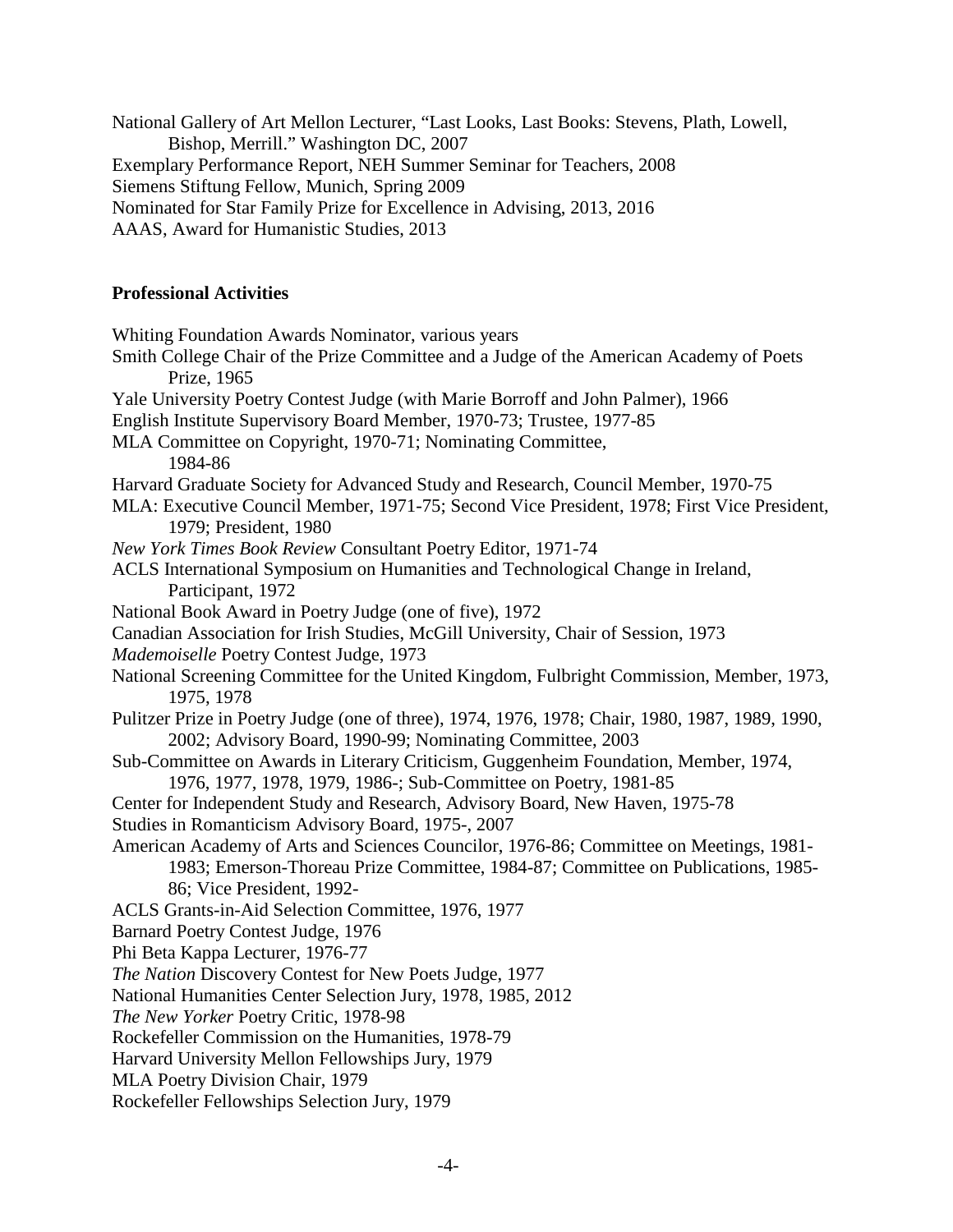National Gallery of Art Mellon Lecturer, "Last Looks, Last Books: Stevens, Plath, Lowell, Bishop, Merrill." Washington DC, 2007
Exemplary Performance Report, NEH Summer Seminar for Teachers, 2008
Siemens Stiftung Fellow, Munich, Spring 2009
Nominated for Star Family Prize for Excellence in Advising, 2013, 2016
AAAS, Award for Humanistic Studies, 2013

**Professional Activities**

Whiting Foundation Awards Nominator, various years
Smith College Chair of the Prize Committee and a Judge of the American Academy of Poets Prize, 1965
Yale University Poetry Contest Judge (with Marie Borroff and John Palmer), 1966
English Institute Supervisory Board Member, 1970-73; Trustee, 1977-85
MLA Committee on Copyright, 1970-71; Nominating Committee, 1984-86
Harvard Graduate Society for Advanced Study and Research, Council Member, 1970-75
MLA: Executive Council Member, 1971-75; Second Vice President, 1978; First Vice President, 1979; President, 1980
*New York Times Book Review* Consultant Poetry Editor, 1971-74
ACLS International Symposium on Humanities and Technological Change in Ireland, Participant, 1972
National Book Award in Poetry Judge (one of five), 1972
Canadian Association for Irish Studies, McGill University, Chair of Session, 1973
*Mademoiselle* Poetry Contest Judge, 1973
National Screening Committee for the United Kingdom, Fulbright Commission, Member, 1973, 1975, 1978
Pulitzer Prize in Poetry Judge (one of three), 1974, 1976, 1978; Chair, 1980, 1987, 1989, 1990, 2002; Advisory Board, 1990-99; Nominating Committee, 2003
Sub-Committee on Awards in Literary Criticism, Guggenheim Foundation, Member, 1974, 1976, 1977, 1978, 1979, 1986-; Sub-Committee on Poetry, 1981-85
Center for Independent Study and Research, Advisory Board, New Haven, 1975-78
Studies in Romanticism Advisory Board, 1975-, 2007
American Academy of Arts and Sciences Councilor, 1976-86; Committee on Meetings, 1981-1983; Emerson-Thoreau Prize Committee, 1984-87; Committee on Publications, 1985-86; Vice President, 1992-
ACLS Grants-in-Aid Selection Committee, 1976, 1977
Barnard Poetry Contest Judge, 1976
Phi Beta Kappa Lecturer, 1976-77
*The Nation* Discovery Contest for New Poets Judge, 1977
National Humanities Center Selection Jury, 1978, 1985, 2012
*The New Yorker* Poetry Critic, 1978-98
Rockefeller Commission on the Humanities, 1978-79
Harvard University Mellon Fellowships Jury, 1979
MLA Poetry Division Chair, 1979
Rockefeller Fellowships Selection Jury, 1979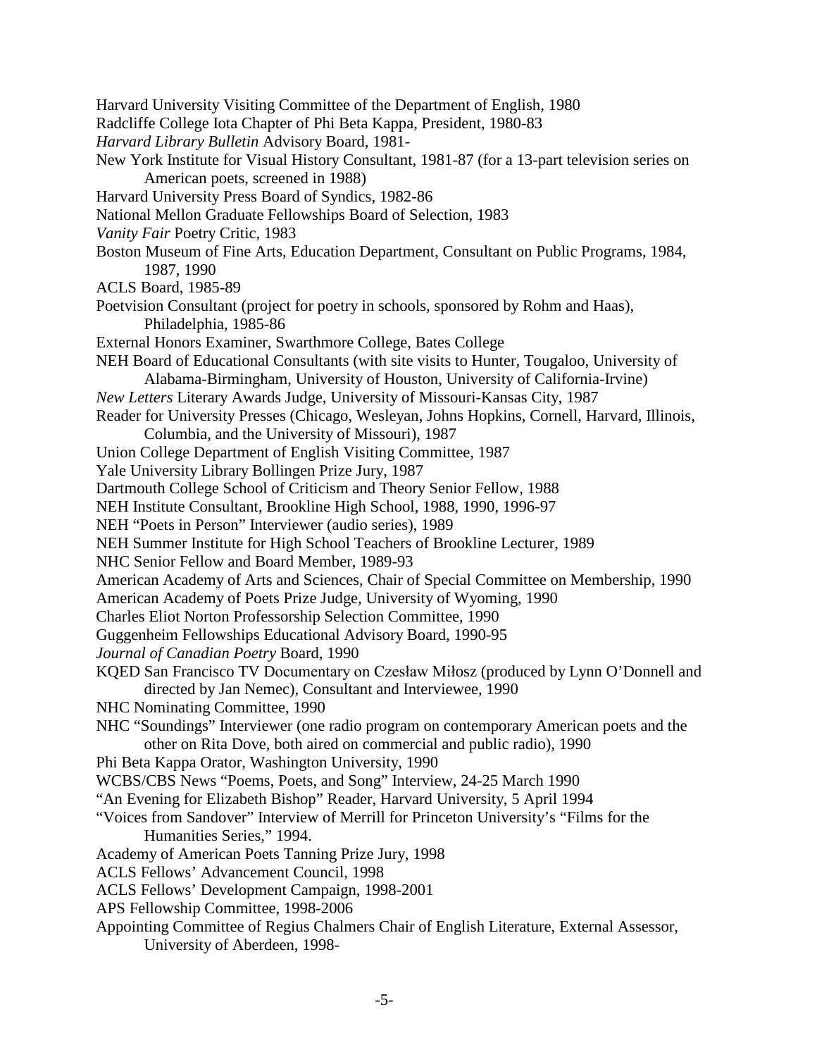Harvard University Visiting Committee of the Department of English, 1980

Radcliffe College Iota Chapter of Phi Beta Kappa, President, 1980-83

*Harvard Library Bulletin* Advisory Board, 1981-

New York Institute for Visual History Consultant, 1981-87 (for a 13-part television series on American poets, screened in 1988)

Harvard University Press Board of Syndics, 1982-86

National Mellon Graduate Fellowships Board of Selection, 1983

*Vanity Fair* Poetry Critic, 1983

Boston Museum of Fine Arts, Education Department, Consultant on Public Programs, 1984, 1987, 1990

ACLS Board, 1985-89

Poetvision Consultant (project for poetry in schools, sponsored by Rohm and Haas), Philadelphia, 1985-86

External Honors Examiner, Swarthmore College, Bates College

NEH Board of Educational Consultants (with site visits to Hunter, Tougaloo, University of Alabama-Birmingham, University of Houston, University of California-Irvine)

*New Letters* Literary Awards Judge, University of Missouri-Kansas City, 1987

Reader for University Presses (Chicago, Wesleyan, Johns Hopkins, Cornell, Harvard, Illinois, Columbia, and the University of Missouri), 1987

Union College Department of English Visiting Committee, 1987

Yale University Library Bollingen Prize Jury, 1987

Dartmouth College School of Criticism and Theory Senior Fellow, 1988

NEH Institute Consultant, Brookline High School, 1988, 1990, 1996-97

NEH "Poets in Person" Interviewer (audio series), 1989

NEH Summer Institute for High School Teachers of Brookline Lecturer, 1989

NHC Senior Fellow and Board Member, 1989-93

American Academy of Arts and Sciences, Chair of Special Committee on Membership, 1990

American Academy of Poets Prize Judge, University of Wyoming, 1990

Charles Eliot Norton Professorship Selection Committee, 1990

Guggenheim Fellowships Educational Advisory Board, 1990-95

*Journal of Canadian Poetry* Board, 1990

KQED San Francisco TV Documentary on Czesław Miłosz (produced by Lynn O'Donnell and directed by Jan Nemec), Consultant and Interviewee, 1990

NHC Nominating Committee, 1990

NHC "Soundings" Interviewer (one radio program on contemporary American poets and the other on Rita Dove, both aired on commercial and public radio), 1990

Phi Beta Kappa Orator, Washington University, 1990

WCBS/CBS News "Poems, Poets, and Song" Interview, 24-25 March 1990

"An Evening for Elizabeth Bishop" Reader, Harvard University, 5 April 1994

"Voices from Sandover" Interview of Merrill for Princeton University's "Films for the Humanities Series," 1994.

Academy of American Poets Tanning Prize Jury, 1998

ACLS Fellows' Advancement Council, 1998

ACLS Fellows' Development Campaign, 1998-2001

APS Fellowship Committee, 1998-2006

Appointing Committee of Regius Chalmers Chair of English Literature, External Assessor, University of Aberdeen, 1998-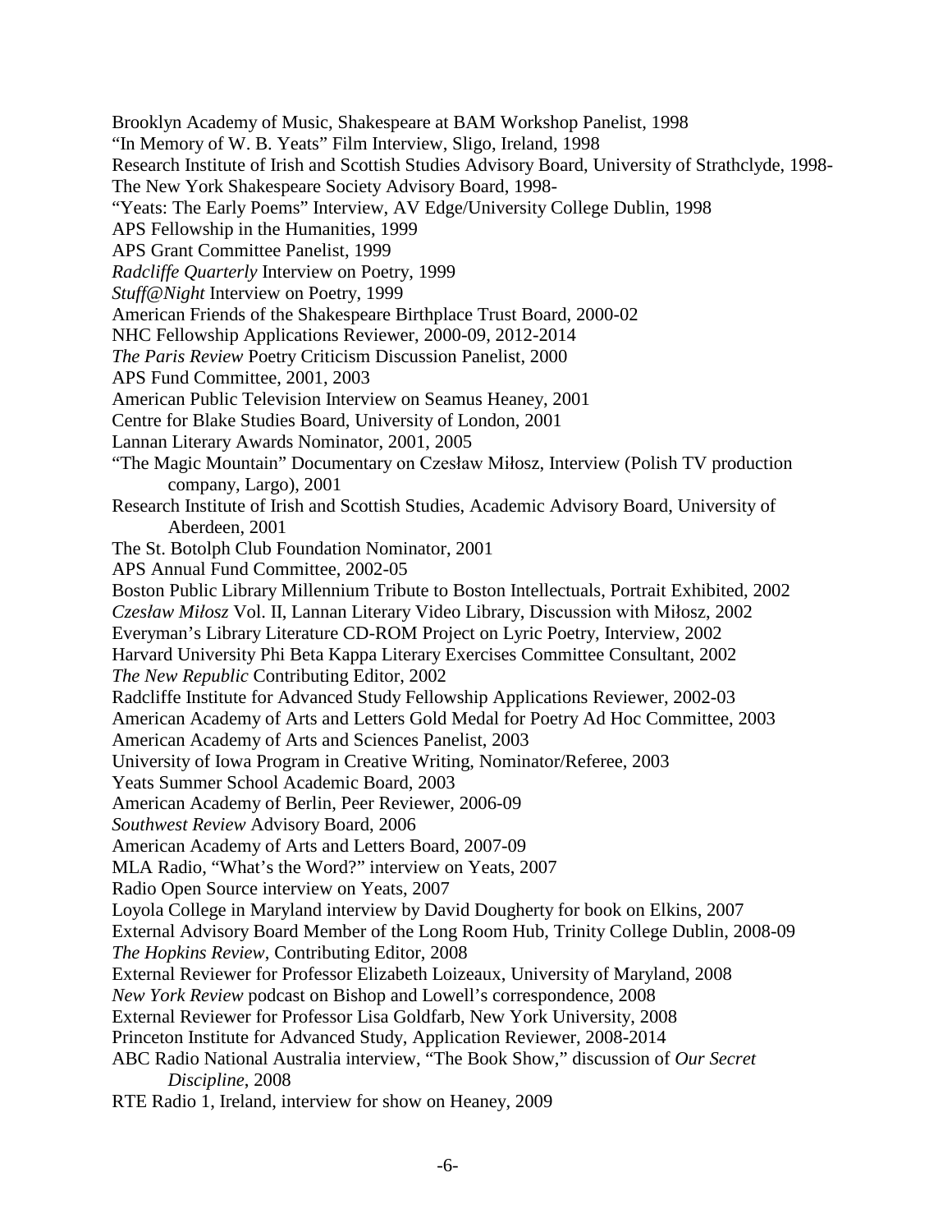Brooklyn Academy of Music, Shakespeare at BAM Workshop Panelist, 1998

"In Memory of W. B. Yeats" Film Interview, Sligo, Ireland, 1998

Research Institute of Irish and Scottish Studies Advisory Board, University of Strathclyde, 1998-

The New York Shakespeare Society Advisory Board, 1998-

"Yeats: The Early Poems" Interview, AV Edge/University College Dublin, 1998

APS Fellowship in the Humanities, 1999

APS Grant Committee Panelist, 1999

*Radcliffe Quarterly* Interview on Poetry, 1999

*Stuff@Night* Interview on Poetry, 1999

American Friends of the Shakespeare Birthplace Trust Board, 2000-02

NHC Fellowship Applications Reviewer, 2000-09, 2012-2014

*The Paris Review* Poetry Criticism Discussion Panelist, 2000

APS Fund Committee, 2001, 2003

American Public Television Interview on Seamus Heaney, 2001

Centre for Blake Studies Board, University of London, 2001

Lannan Literary Awards Nominator, 2001, 2005

"The Magic Mountain" Documentary on Czesław Miłosz, Interview (Polish TV production company, Largo), 2001

Research Institute of Irish and Scottish Studies, Academic Advisory Board, University of Aberdeen, 2001

The St. Botolph Club Foundation Nominator, 2001

APS Annual Fund Committee, 2002-05

Boston Public Library Millennium Tribute to Boston Intellectuals, Portrait Exhibited, 2002

*Czesław Miłosz* Vol. II, Lannan Literary Video Library, Discussion with Miłosz, 2002

Everyman's Library Literature CD-ROM Project on Lyric Poetry, Interview, 2002

Harvard University Phi Beta Kappa Literary Exercises Committee Consultant, 2002

*The New Republic* Contributing Editor, 2002

Radcliffe Institute for Advanced Study Fellowship Applications Reviewer, 2002-03

American Academy of Arts and Letters Gold Medal for Poetry Ad Hoc Committee, 2003

American Academy of Arts and Sciences Panelist, 2003

University of Iowa Program in Creative Writing, Nominator/Referee, 2003

Yeats Summer School Academic Board, 2003

American Academy of Berlin, Peer Reviewer, 2006-09

*Southwest Review* Advisory Board, 2006

American Academy of Arts and Letters Board, 2007-09

MLA Radio, "What's the Word?" interview on Yeats, 2007

Radio Open Source interview on Yeats, 2007

Loyola College in Maryland interview by David Dougherty for book on Elkins, 2007

External Advisory Board Member of the Long Room Hub, Trinity College Dublin, 2008-09

*The Hopkins Review*, Contributing Editor, 2008

External Reviewer for Professor Elizabeth Loizeaux, University of Maryland, 2008

*New York Review* podcast on Bishop and Lowell's correspondence, 2008

External Reviewer for Professor Lisa Goldfarb, New York University, 2008

Princeton Institute for Advanced Study, Application Reviewer, 2008-2014

ABC Radio National Australia interview, "The Book Show," discussion of *Our Secret Discipline*, 2008

RTE Radio 1, Ireland, interview for show on Heaney, 2009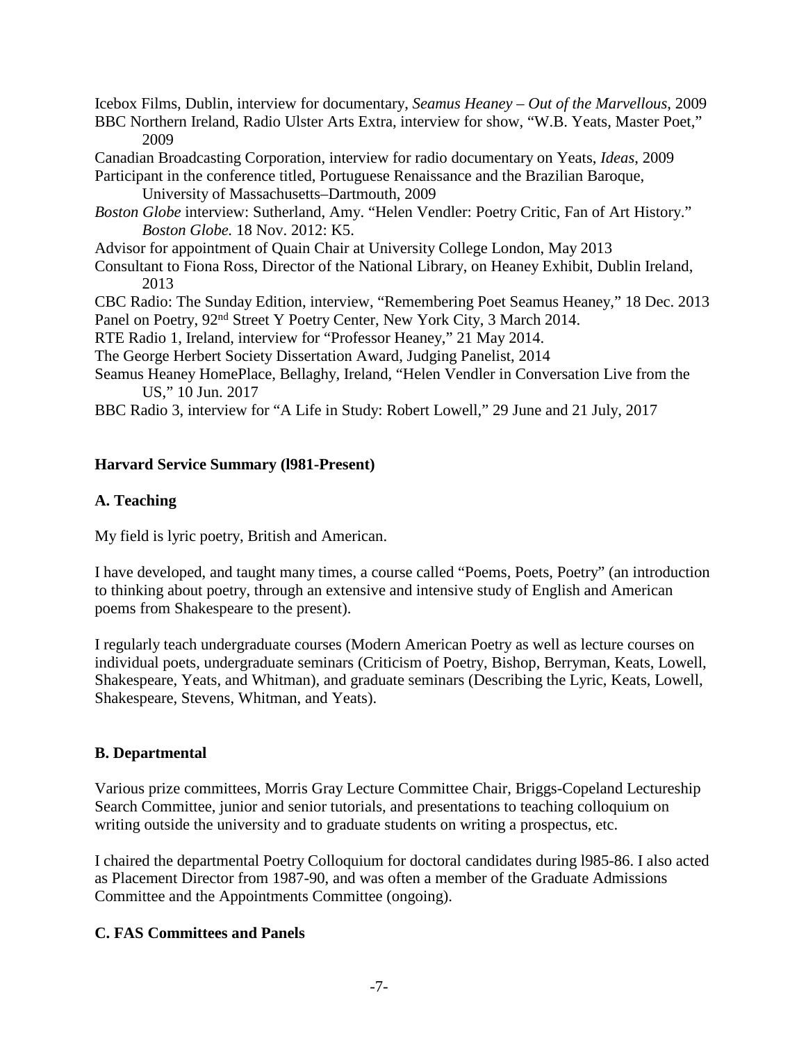Icebox Films, Dublin, interview for documentary, *Seamus Heaney – Out of the Marvellous*, 2009

BBC Northern Ireland, Radio Ulster Arts Extra, interview for show, "W.B. Yeats, Master Poet," 2009

Canadian Broadcasting Corporation, interview for radio documentary on Yeats, *Ideas*, 2009

Participant in the conference titled, Portuguese Renaissance and the Brazilian Baroque, University of Massachusetts–Dartmouth, 2009

*Boston Globe* interview: Sutherland, Amy. "Helen Vendler: Poetry Critic, Fan of Art History." *Boston Globe.* 18 Nov. 2012: K5.

Advisor for appointment of Quain Chair at University College London, May 2013

Consultant to Fiona Ross, Director of the National Library, on Heaney Exhibit, Dublin Ireland, 2013

CBC Radio: The Sunday Edition, interview, "Remembering Poet Seamus Heaney," 18 Dec. 2013

Panel on Poetry, 92nd Street Y Poetry Center, New York City, 3 March 2014.

RTE Radio 1, Ireland, interview for "Professor Heaney," 21 May 2014.

The George Herbert Society Dissertation Award, Judging Panelist, 2014

Seamus Heaney HomePlace, Bellaghy, Ireland, "Helen Vendler in Conversation Live from the US," 10 Jun. 2017

BBC Radio 3, interview for "A Life in Study: Robert Lowell," 29 June and 21 July, 2017

**Harvard Service Summary (l981-Present)**

**A. Teaching**

My field is lyric poetry, British and American.

I have developed, and taught many times, a course called "Poems, Poets, Poetry" (an introduction to thinking about poetry, through an extensive and intensive study of English and American poems from Shakespeare to the present).

I regularly teach undergraduate courses (Modern American Poetry as well as lecture courses on individual poets, undergraduate seminars (Criticism of Poetry, Bishop, Berryman, Keats, Lowell, Shakespeare, Yeats, and Whitman), and graduate seminars (Describing the Lyric, Keats, Lowell, Shakespeare, Stevens, Whitman, and Yeats).

**B. Departmental**

Various prize committees, Morris Gray Lecture Committee Chair, Briggs-Copeland Lectureship Search Committee, junior and senior tutorials, and presentations to teaching colloquium on writing outside the university and to graduate students on writing a prospectus, etc.

I chaired the departmental Poetry Colloquium for doctoral candidates during l985-86. I also acted as Placement Director from 1987-90, and was often a member of the Graduate Admissions Committee and the Appointments Committee (ongoing).

**C. FAS Committees and Panels**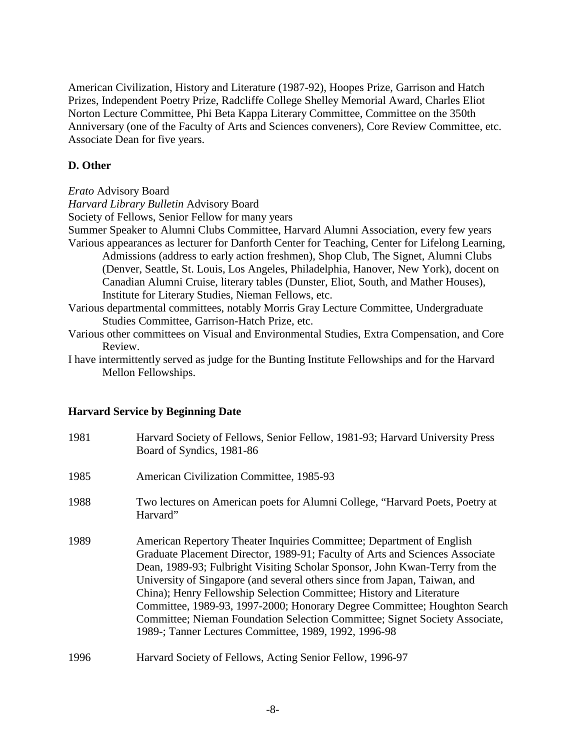American Civilization, History and Literature (1987-92), Hoopes Prize, Garrison and Hatch Prizes, Independent Poetry Prize, Radcliffe College Shelley Memorial Award, Charles Eliot Norton Lecture Committee, Phi Beta Kappa Literary Committee, Committee on the 350th Anniversary (one of the Faculty of Arts and Sciences conveners), Core Review Committee, etc. Associate Dean for five years.

**D. Other**

*Erato* Advisory Board
*Harvard Library Bulletin* Advisory Board
Society of Fellows, Senior Fellow for many years
Summer Speaker to Alumni Clubs Committee, Harvard Alumni Association, every few years
Various appearances as lecturer for Danforth Center for Teaching, Center for Lifelong Learning, Admissions (address to early action freshmen), Shop Club, The Signet, Alumni Clubs (Denver, Seattle, St. Louis, Los Angeles, Philadelphia, Hanover, New York), docent on Canadian Alumni Cruise, literary tables (Dunster, Eliot, South, and Mather Houses), Institute for Literary Studies, Nieman Fellows, etc.
Various departmental committees, notably Morris Gray Lecture Committee, Undergraduate Studies Committee, Garrison-Hatch Prize, etc.
Various other committees on Visual and Environmental Studies, Extra Compensation, and Core Review.
I have intermittently served as judge for the Bunting Institute Fellowships and for the Harvard Mellon Fellowships.

**Harvard Service by Beginning Date**

1981 — Harvard Society of Fellows, Senior Fellow, 1981-93; Harvard University Press Board of Syndics, 1981-86

1985 — American Civilization Committee, 1985-93

1988 — Two lectures on American poets for Alumni College, "Harvard Poets, Poetry at Harvard"

1989 — American Repertory Theater Inquiries Committee; Department of English Graduate Placement Director, 1989-91; Faculty of Arts and Sciences Associate Dean, 1989-93; Fulbright Visiting Scholar Sponsor, John Kwan-Terry from the University of Singapore (and several others since from Japan, Taiwan, and China); Henry Fellowship Selection Committee; History and Literature Committee, 1989-93, 1997-2000; Honorary Degree Committee; Houghton Search Committee; Nieman Foundation Selection Committee; Signet Society Associate, 1989-; Tanner Lectures Committee, 1989, 1992, 1996-98

1996 — Harvard Society of Fellows, Acting Senior Fellow, 1996-97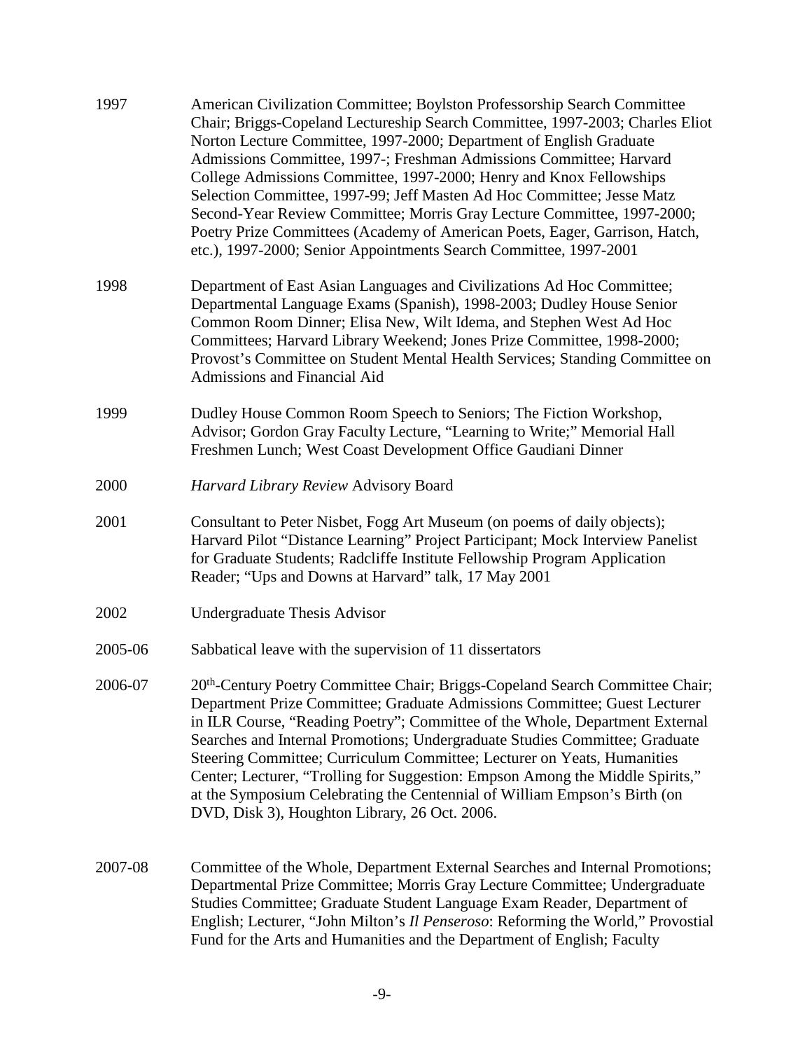1997 American Civilization Committee; Boylston Professorship Search Committee Chair; Briggs-Copeland Lectureship Search Committee, 1997-2003; Charles Eliot Norton Lecture Committee, 1997-2000; Department of English Graduate Admissions Committee, 1997-; Freshman Admissions Committee; Harvard College Admissions Committee, 1997-2000; Henry and Knox Fellowships Selection Committee, 1997-99; Jeff Masten Ad Hoc Committee; Jesse Matz Second-Year Review Committee; Morris Gray Lecture Committee, 1997-2000; Poetry Prize Committees (Academy of American Poets, Eager, Garrison, Hatch, etc.), 1997-2000; Senior Appointments Search Committee, 1997-2001

1998 Department of East Asian Languages and Civilizations Ad Hoc Committee; Departmental Language Exams (Spanish), 1998-2003; Dudley House Senior Common Room Dinner; Elisa New, Wilt Idema, and Stephen West Ad Hoc Committees; Harvard Library Weekend; Jones Prize Committee, 1998-2000; Provost's Committee on Student Mental Health Services; Standing Committee on Admissions and Financial Aid

1999 Dudley House Common Room Speech to Seniors; The Fiction Workshop, Advisor; Gordon Gray Faculty Lecture, "Learning to Write;" Memorial Hall Freshmen Lunch; West Coast Development Office Gaudiani Dinner

2000 *Harvard Library Review* Advisory Board

2001 Consultant to Peter Nisbet, Fogg Art Museum (on poems of daily objects); Harvard Pilot "Distance Learning" Project Participant; Mock Interview Panelist for Graduate Students; Radcliffe Institute Fellowship Program Application Reader; "Ups and Downs at Harvard" talk, 17 May 2001

2002 Undergraduate Thesis Advisor

2005-06 Sabbatical leave with the supervision of 11 dissertators

2006-07 20th-Century Poetry Committee Chair; Briggs-Copeland Search Committee Chair; Department Prize Committee; Graduate Admissions Committee; Guest Lecturer in ILR Course, "Reading Poetry"; Committee of the Whole, Department External Searches and Internal Promotions; Undergraduate Studies Committee; Graduate Steering Committee; Curriculum Committee; Lecturer on Yeats, Humanities Center; Lecturer, "Trolling for Suggestion: Empson Among the Middle Spirits," at the Symposium Celebrating the Centennial of William Empson's Birth (on DVD, Disk 3), Houghton Library, 26 Oct. 2006.

2007-08 Committee of the Whole, Department External Searches and Internal Promotions; Departmental Prize Committee; Morris Gray Lecture Committee; Undergraduate Studies Committee; Graduate Student Language Exam Reader, Department of English; Lecturer, "John Milton's *Il Penseroso*: Reforming the World," Provostial Fund for the Arts and Humanities and the Department of English; Faculty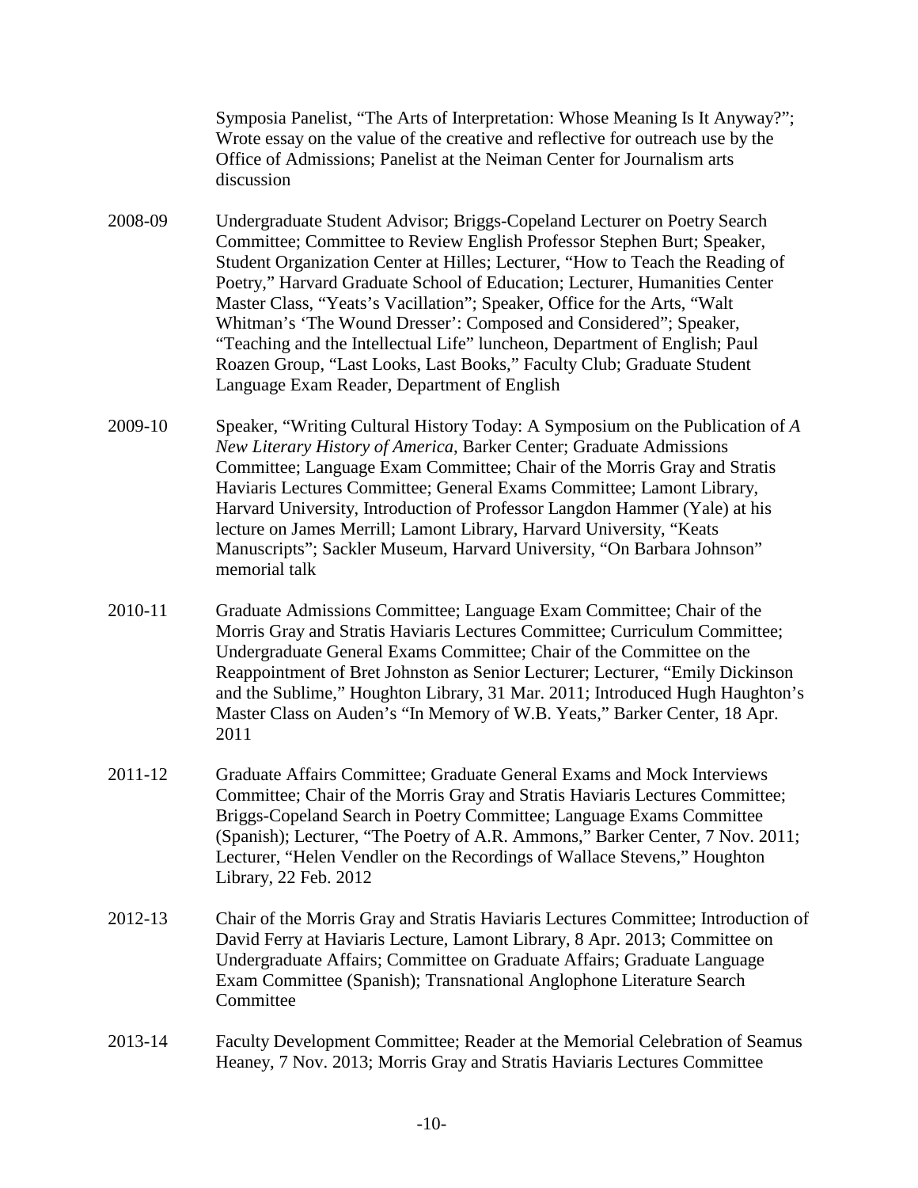Symposia Panelist, "The Arts of Interpretation: Whose Meaning Is It Anyway?"; Wrote essay on the value of the creative and reflective for outreach use by the Office of Admissions; Panelist at the Neiman Center for Journalism arts discussion

2008-09 Undergraduate Student Advisor; Briggs-Copeland Lecturer on Poetry Search Committee; Committee to Review English Professor Stephen Burt; Speaker, Student Organization Center at Hilles; Lecturer, "How to Teach the Reading of Poetry," Harvard Graduate School of Education; Lecturer, Humanities Center Master Class, "Yeats's Vacillation"; Speaker, Office for the Arts, "Walt Whitman's 'The Wound Dresser': Composed and Considered"; Speaker, "Teaching and the Intellectual Life" luncheon, Department of English; Paul Roazen Group, "Last Looks, Last Books," Faculty Club; Graduate Student Language Exam Reader, Department of English

2009-10 Speaker, "Writing Cultural History Today: A Symposium on the Publication of *A New Literary History of America*, Barker Center; Graduate Admissions Committee; Language Exam Committee; Chair of the Morris Gray and Stratis Haviaris Lectures Committee; General Exams Committee; Lamont Library, Harvard University, Introduction of Professor Langdon Hammer (Yale) at his lecture on James Merrill; Lamont Library, Harvard University, "Keats Manuscripts"; Sackler Museum, Harvard University, "On Barbara Johnson" memorial talk

2010-11 Graduate Admissions Committee; Language Exam Committee; Chair of the Morris Gray and Stratis Haviaris Lectures Committee; Curriculum Committee; Undergraduate General Exams Committee; Chair of the Committee on the Reappointment of Bret Johnston as Senior Lecturer; Lecturer, "Emily Dickinson and the Sublime," Houghton Library, 31 Mar. 2011; Introduced Hugh Haughton's Master Class on Auden's "In Memory of W.B. Yeats," Barker Center, 18 Apr. 2011

2011-12 Graduate Affairs Committee; Graduate General Exams and Mock Interviews Committee; Chair of the Morris Gray and Stratis Haviaris Lectures Committee; Briggs-Copeland Search in Poetry Committee; Language Exams Committee (Spanish); Lecturer, "The Poetry of A.R. Ammons," Barker Center, 7 Nov. 2011; Lecturer, "Helen Vendler on the Recordings of Wallace Stevens," Houghton Library, 22 Feb. 2012

2012-13 Chair of the Morris Gray and Stratis Haviaris Lectures Committee; Introduction of David Ferry at Haviaris Lecture, Lamont Library, 8 Apr. 2013; Committee on Undergraduate Affairs; Committee on Graduate Affairs; Graduate Language Exam Committee (Spanish); Transnational Anglophone Literature Search Committee

2013-14 Faculty Development Committee; Reader at the Memorial Celebration of Seamus Heaney, 7 Nov. 2013; Morris Gray and Stratis Haviaris Lectures Committee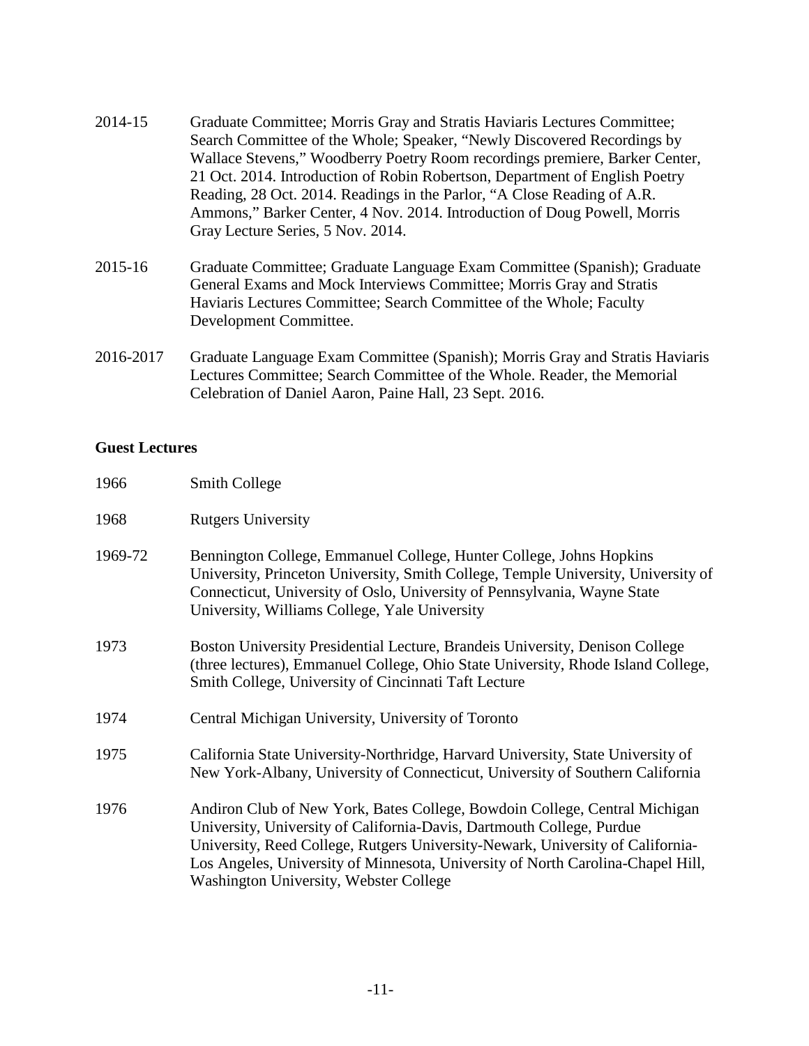2014-15 Graduate Committee; Morris Gray and Stratis Haviaris Lectures Committee; Search Committee of the Whole; Speaker, "Newly Discovered Recordings by Wallace Stevens," Woodberry Poetry Room recordings premiere, Barker Center, 21 Oct. 2014. Introduction of Robin Robertson, Department of English Poetry Reading, 28 Oct. 2014. Readings in the Parlor, "A Close Reading of A.R. Ammons," Barker Center, 4 Nov. 2014. Introduction of Doug Powell, Morris Gray Lecture Series, 5 Nov. 2014.

2015-16 Graduate Committee; Graduate Language Exam Committee (Spanish); Graduate General Exams and Mock Interviews Committee; Morris Gray and Stratis Haviaris Lectures Committee; Search Committee of the Whole; Faculty Development Committee.

2016-2017 Graduate Language Exam Committee (Spanish); Morris Gray and Stratis Haviaris Lectures Committee; Search Committee of the Whole. Reader, the Memorial Celebration of Daniel Aaron, Paine Hall, 23 Sept. 2016.

**Guest Lectures**

1966 Smith College

1968 Rutgers University

1969-72 Bennington College, Emmanuel College, Hunter College, Johns Hopkins University, Princeton University, Smith College, Temple University, University of Connecticut, University of Oslo, University of Pennsylvania, Wayne State University, Williams College, Yale University

1973 Boston University Presidential Lecture, Brandeis University, Denison College (three lectures), Emmanuel College, Ohio State University, Rhode Island College, Smith College, University of Cincinnati Taft Lecture

1974 Central Michigan University, University of Toronto

1975 California State University-Northridge, Harvard University, State University of New York-Albany, University of Connecticut, University of Southern California

1976 Andiron Club of New York, Bates College, Bowdoin College, Central Michigan University, University of California-Davis, Dartmouth College, Purdue University, Reed College, Rutgers University-Newark, University of California-Los Angeles, University of Minnesota, University of North Carolina-Chapel Hill, Washington University, Webster College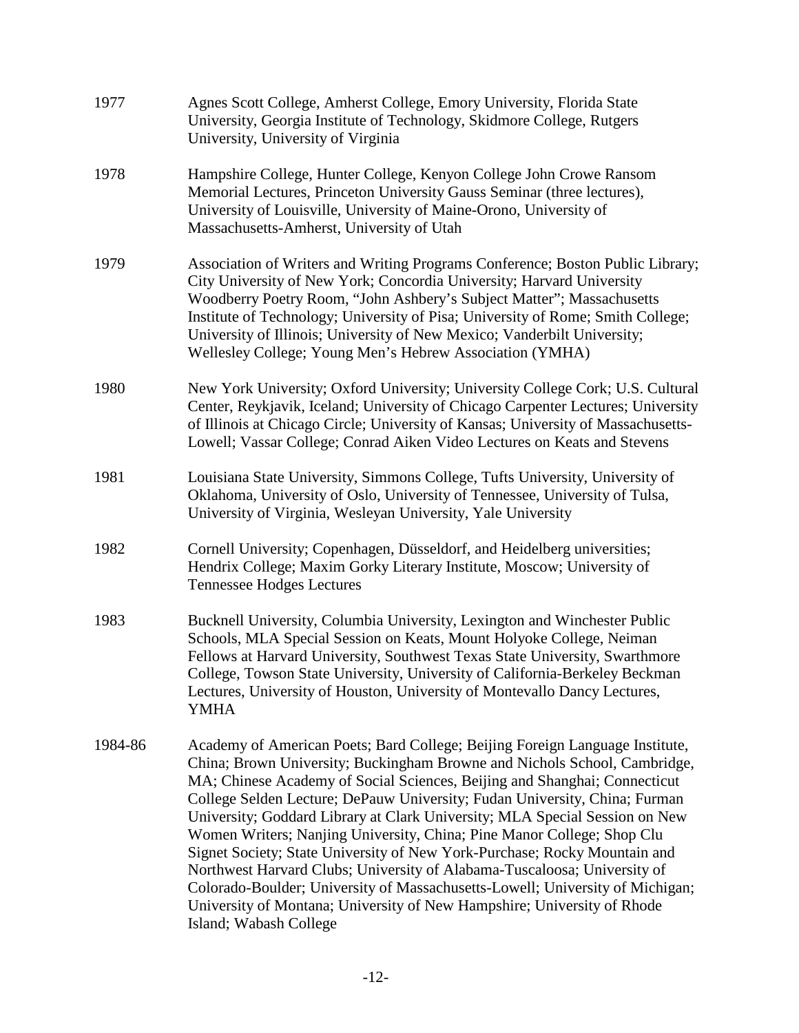1977 Agnes Scott College, Amherst College, Emory University, Florida State University, Georgia Institute of Technology, Skidmore College, Rutgers University, University of Virginia

1978 Hampshire College, Hunter College, Kenyon College John Crowe Ransom Memorial Lectures, Princeton University Gauss Seminar (three lectures), University of Louisville, University of Maine-Orono, University of Massachusetts-Amherst, University of Utah

1979 Association of Writers and Writing Programs Conference; Boston Public Library; City University of New York; Concordia University; Harvard University Woodberry Poetry Room, "John Ashbery's Subject Matter"; Massachusetts Institute of Technology; University of Pisa; University of Rome; Smith College; University of Illinois; University of New Mexico; Vanderbilt University; Wellesley College; Young Men's Hebrew Association (YMHA)

1980 New York University; Oxford University; University College Cork; U.S. Cultural Center, Reykjavik, Iceland; University of Chicago Carpenter Lectures; University of Illinois at Chicago Circle; University of Kansas; University of Massachusetts-Lowell; Vassar College; Conrad Aiken Video Lectures on Keats and Stevens

1981 Louisiana State University, Simmons College, Tufts University, University of Oklahoma, University of Oslo, University of Tennessee, University of Tulsa, University of Virginia, Wesleyan University, Yale University

1982 Cornell University; Copenhagen, Düsseldorf, and Heidelberg universities; Hendrix College; Maxim Gorky Literary Institute, Moscow; University of Tennessee Hodges Lectures

1983 Bucknell University, Columbia University, Lexington and Winchester Public Schools, MLA Special Session on Keats, Mount Holyoke College, Neiman Fellows at Harvard University, Southwest Texas State University, Swarthmore College, Towson State University, University of California-Berkeley Beckman Lectures, University of Houston, University of Montevallo Dancy Lectures, YMHA

1984-86 Academy of American Poets; Bard College; Beijing Foreign Language Institute, China; Brown University; Buckingham Browne and Nichols School, Cambridge, MA; Chinese Academy of Social Sciences, Beijing and Shanghai; Connecticut College Selden Lecture; DePauw University; Fudan University, China; Furman University; Goddard Library at Clark University; MLA Special Session on New Women Writers; Nanjing University, China; Pine Manor College; Shop Clu Signet Society; State University of New York-Purchase; Rocky Mountain and Northwest Harvard Clubs; University of Alabama-Tuscaloosa; University of Colorado-Boulder; University of Massachusetts-Lowell; University of Michigan; University of Montana; University of New Hampshire; University of Rhode Island; Wabash College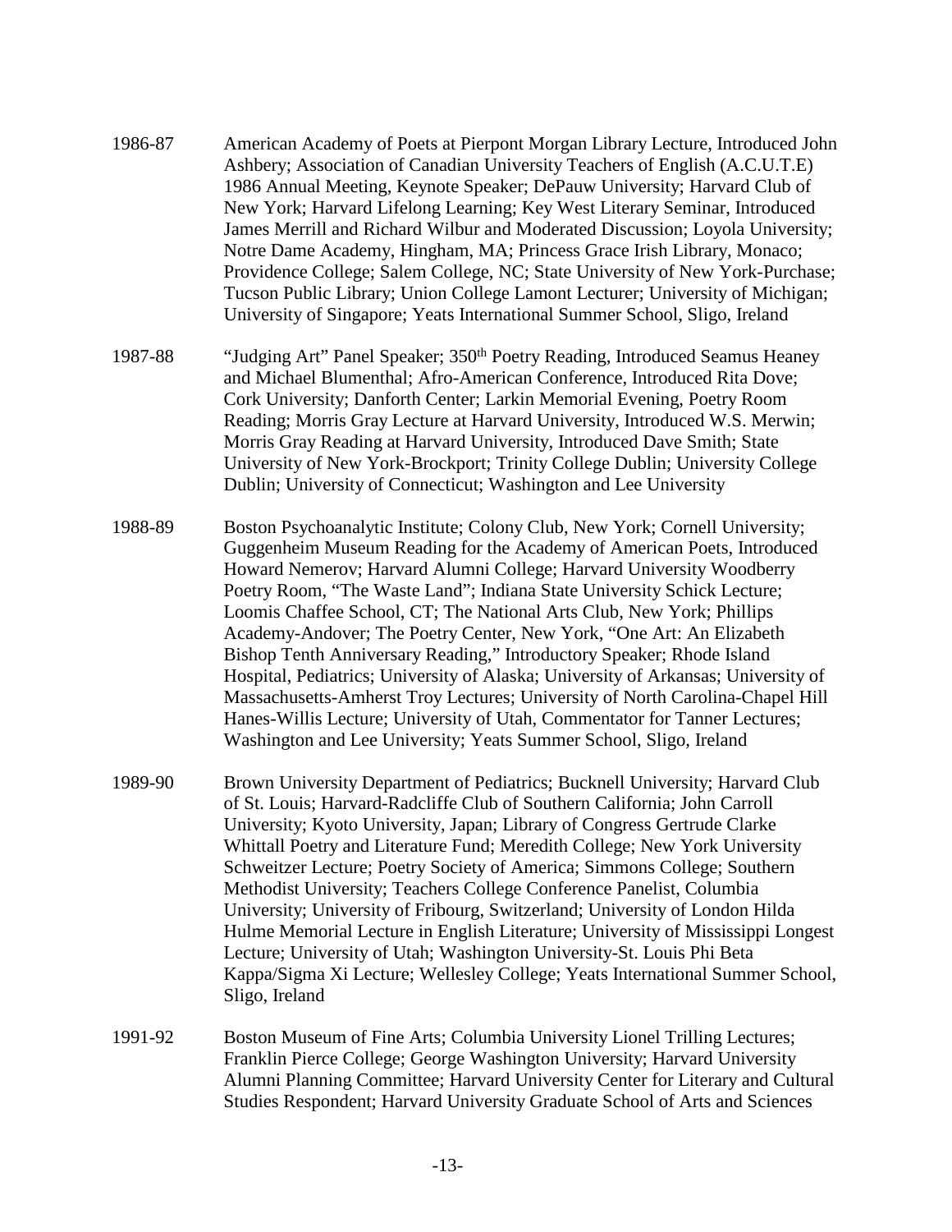1986-87 American Academy of Poets at Pierpont Morgan Library Lecture, Introduced John Ashbery; Association of Canadian University Teachers of English (A.C.U.T.E) 1986 Annual Meeting, Keynote Speaker; DePauw University; Harvard Club of New York; Harvard Lifelong Learning; Key West Literary Seminar, Introduced James Merrill and Richard Wilbur and Moderated Discussion; Loyola University; Notre Dame Academy, Hingham, MA; Princess Grace Irish Library, Monaco; Providence College; Salem College, NC; State University of New York-Purchase; Tucson Public Library; Union College Lamont Lecturer; University of Michigan; University of Singapore; Yeats International Summer School, Sligo, Ireland

1987-88 "Judging Art" Panel Speaker; 350th Poetry Reading, Introduced Seamus Heaney and Michael Blumenthal; Afro-American Conference, Introduced Rita Dove; Cork University; Danforth Center; Larkin Memorial Evening, Poetry Room Reading; Morris Gray Lecture at Harvard University, Introduced W.S. Merwin; Morris Gray Reading at Harvard University, Introduced Dave Smith; State University of New York-Brockport; Trinity College Dublin; University College Dublin; University of Connecticut; Washington and Lee University

1988-89 Boston Psychoanalytic Institute; Colony Club, New York; Cornell University; Guggenheim Museum Reading for the Academy of American Poets, Introduced Howard Nemerov; Harvard Alumni College; Harvard University Woodberry Poetry Room, "The Waste Land"; Indiana State University Schick Lecture; Loomis Chaffee School, CT; The National Arts Club, New York; Phillips Academy-Andover; The Poetry Center, New York, "One Art: An Elizabeth Bishop Tenth Anniversary Reading," Introductory Speaker; Rhode Island Hospital, Pediatrics; University of Alaska; University of Arkansas; University of Massachusetts-Amherst Troy Lectures; University of North Carolina-Chapel Hill Hanes-Willis Lecture; University of Utah, Commentator for Tanner Lectures; Washington and Lee University; Yeats Summer School, Sligo, Ireland

1989-90 Brown University Department of Pediatrics; Bucknell University; Harvard Club of St. Louis; Harvard-Radcliffe Club of Southern California; John Carroll University; Kyoto University, Japan; Library of Congress Gertrude Clarke Whittall Poetry and Literature Fund; Meredith College; New York University Schweitzer Lecture; Poetry Society of America; Simmons College; Southern Methodist University; Teachers College Conference Panelist, Columbia University; University of Fribourg, Switzerland; University of London Hilda Hulme Memorial Lecture in English Literature; University of Mississippi Longest Lecture; University of Utah; Washington University-St. Louis Phi Beta Kappa/Sigma Xi Lecture; Wellesley College; Yeats International Summer School, Sligo, Ireland

1991-92 Boston Museum of Fine Arts; Columbia University Lionel Trilling Lectures; Franklin Pierce College; George Washington University; Harvard University Alumni Planning Committee; Harvard University Center for Literary and Cultural Studies Respondent; Harvard University Graduate School of Arts and Sciences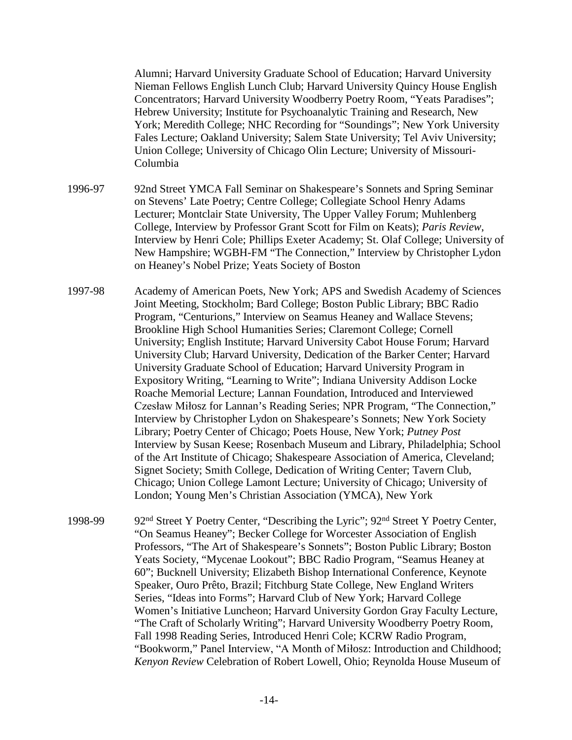Alumni; Harvard University Graduate School of Education; Harvard University Nieman Fellows English Lunch Club; Harvard University Quincy House English Concentrators; Harvard University Woodberry Poetry Room, "Yeats Paradises"; Hebrew University; Institute for Psychoanalytic Training and Research, New York; Meredith College; NHC Recording for "Soundings"; New York University Fales Lecture; Oakland University; Salem State University; Tel Aviv University; Union College; University of Chicago Olin Lecture; University of Missouri-Columbia

1996-97 92nd Street YMCA Fall Seminar on Shakespeare's Sonnets and Spring Seminar on Stevens' Late Poetry; Centre College; Collegiate School Henry Adams Lecturer; Montclair State University, The Upper Valley Forum; Muhlenberg College, Interview by Professor Grant Scott for Film on Keats); *Paris Review*, Interview by Henri Cole; Phillips Exeter Academy; St. Olaf College; University of New Hampshire; WGBH-FM "The Connection," Interview by Christopher Lydon on Heaney's Nobel Prize; Yeats Society of Boston

1997-98 Academy of American Poets, New York; APS and Swedish Academy of Sciences Joint Meeting, Stockholm; Bard College; Boston Public Library; BBC Radio Program, "Centurions," Interview on Seamus Heaney and Wallace Stevens; Brookline High School Humanities Series; Claremont College; Cornell University; English Institute; Harvard University Cabot House Forum; Harvard University Club; Harvard University, Dedication of the Barker Center; Harvard University Graduate School of Education; Harvard University Program in Expository Writing, "Learning to Write"; Indiana University Addison Locke Roache Memorial Lecture; Lannan Foundation, Introduced and Interviewed Czesław Miłosz for Lannan's Reading Series; NPR Program, "The Connection," Interview by Christopher Lydon on Shakespeare's Sonnets; New York Society Library; Poetry Center of Chicago; Poets House, New York; *Putney Post* Interview by Susan Keese; Rosenbach Museum and Library, Philadelphia; School of the Art Institute of Chicago; Shakespeare Association of America, Cleveland; Signet Society; Smith College, Dedication of Writing Center; Tavern Club, Chicago; Union College Lamont Lecture; University of Chicago; University of London; Young Men's Christian Association (YMCA), New York

1998-99 92nd Street Y Poetry Center, "Describing the Lyric"; 92nd Street Y Poetry Center, "On Seamus Heaney"; Becker College for Worcester Association of English Professors, "The Art of Shakespeare's Sonnets"; Boston Public Library; Boston Yeats Society, "Mycenae Lookout"; BBC Radio Program, "Seamus Heaney at 60"; Bucknell University; Elizabeth Bishop International Conference, Keynote Speaker, Ouro Prêto, Brazil; Fitchburg State College, New England Writers Series, "Ideas into Forms"; Harvard Club of New York; Harvard College Women's Initiative Luncheon; Harvard University Gordon Gray Faculty Lecture, "The Craft of Scholarly Writing"; Harvard University Woodberry Poetry Room, Fall 1998 Reading Series, Introduced Henri Cole; KCRW Radio Program, "Bookworm," Panel Interview, "A Month of Miłosz: Introduction and Childhood; *Kenyon Review* Celebration of Robert Lowell, Ohio; Reynolda House Museum of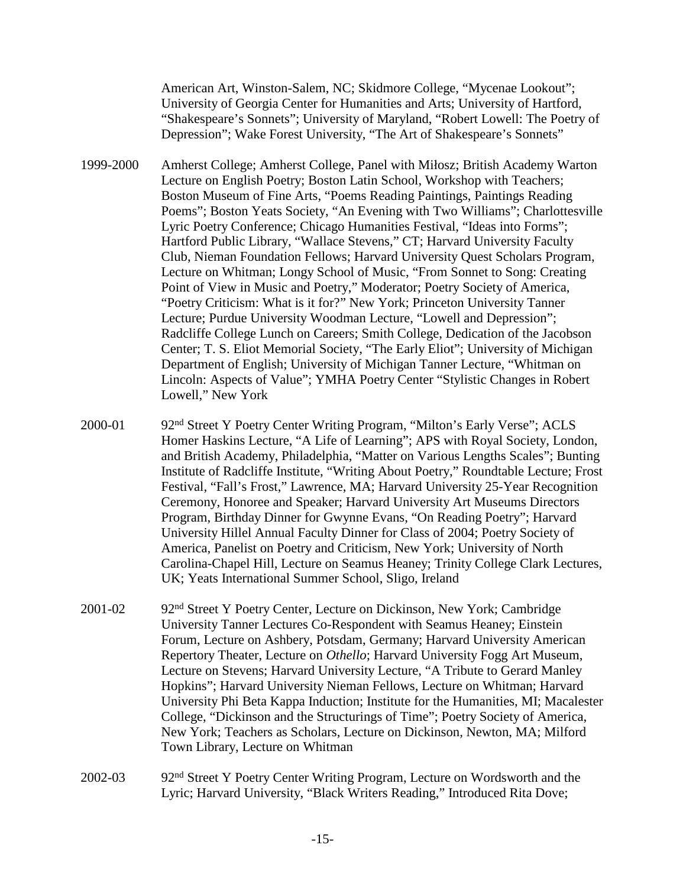American Art, Winston-Salem, NC; Skidmore College, "Mycenae Lookout"; University of Georgia Center for Humanities and Arts; University of Hartford, "Shakespeare's Sonnets"; University of Maryland, "Robert Lowell: The Poetry of Depression"; Wake Forest University, "The Art of Shakespeare's Sonnets"

1999-2000 Amherst College; Amherst College, Panel with Miłosz; British Academy Warton Lecture on English Poetry; Boston Latin School, Workshop with Teachers; Boston Museum of Fine Arts, "Poems Reading Paintings, Paintings Reading Poems"; Boston Yeats Society, "An Evening with Two Williams"; Charlottesville Lyric Poetry Conference; Chicago Humanities Festival, "Ideas into Forms"; Hartford Public Library, "Wallace Stevens," CT; Harvard University Faculty Club, Nieman Foundation Fellows; Harvard University Quest Scholars Program, Lecture on Whitman; Longy School of Music, "From Sonnet to Song: Creating Point of View in Music and Poetry," Moderator; Poetry Society of America, "Poetry Criticism: What is it for?" New York; Princeton University Tanner Lecture; Purdue University Woodman Lecture, "Lowell and Depression"; Radcliffe College Lunch on Careers; Smith College, Dedication of the Jacobson Center; T. S. Eliot Memorial Society, "The Early Eliot"; University of Michigan Department of English; University of Michigan Tanner Lecture, "Whitman on Lincoln: Aspects of Value"; YMHA Poetry Center "Stylistic Changes in Robert Lowell," New York

2000-01 92nd Street Y Poetry Center Writing Program, "Milton's Early Verse"; ACLS Homer Haskins Lecture, "A Life of Learning"; APS with Royal Society, London, and British Academy, Philadelphia, "Matter on Various Lengths Scales"; Bunting Institute of Radcliffe Institute, "Writing About Poetry," Roundtable Lecture; Frost Festival, "Fall's Frost," Lawrence, MA; Harvard University 25-Year Recognition Ceremony, Honoree and Speaker; Harvard University Art Museums Directors Program, Birthday Dinner for Gwynne Evans, "On Reading Poetry"; Harvard University Hillel Annual Faculty Dinner for Class of 2004; Poetry Society of America, Panelist on Poetry and Criticism, New York; University of North Carolina-Chapel Hill, Lecture on Seamus Heaney; Trinity College Clark Lectures, UK; Yeats International Summer School, Sligo, Ireland

2001-02 92nd Street Y Poetry Center, Lecture on Dickinson, New York; Cambridge University Tanner Lectures Co-Respondent with Seamus Heaney; Einstein Forum, Lecture on Ashbery, Potsdam, Germany; Harvard University American Repertory Theater, Lecture on *Othello*; Harvard University Fogg Art Museum, Lecture on Stevens; Harvard University Lecture, "A Tribute to Gerard Manley Hopkins"; Harvard University Nieman Fellows, Lecture on Whitman; Harvard University Phi Beta Kappa Induction; Institute for the Humanities, MI; Macalester College, "Dickinson and the Structurings of Time"; Poetry Society of America, New York; Teachers as Scholars, Lecture on Dickinson, Newton, MA; Milford Town Library, Lecture on Whitman

2002-03 92nd Street Y Poetry Center Writing Program, Lecture on Wordsworth and the Lyric; Harvard University, "Black Writers Reading," Introduced Rita Dove;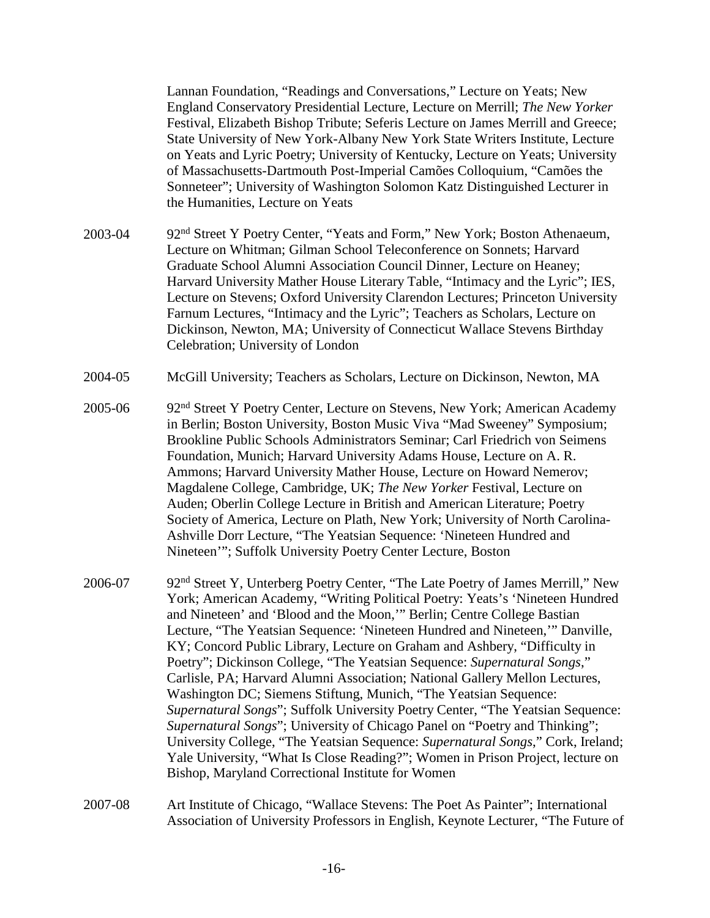Lannan Foundation, "Readings and Conversations," Lecture on Yeats; New England Conservatory Presidential Lecture, Lecture on Merrill; *The New Yorker* Festival, Elizabeth Bishop Tribute; Seferis Lecture on James Merrill and Greece; State University of New York-Albany New York State Writers Institute, Lecture on Yeats and Lyric Poetry; University of Kentucky, Lecture on Yeats; University of Massachusetts-Dartmouth Post-Imperial Camões Colloquium, "Camões the Sonneteer"; University of Washington Solomon Katz Distinguished Lecturer in the Humanities, Lecture on Yeats

2003-04 92nd Street Y Poetry Center, "Yeats and Form," New York; Boston Athenaeum, Lecture on Whitman; Gilman School Teleconference on Sonnets; Harvard Graduate School Alumni Association Council Dinner, Lecture on Heaney; Harvard University Mather House Literary Table, "Intimacy and the Lyric"; IES, Lecture on Stevens; Oxford University Clarendon Lectures; Princeton University Farnum Lectures, "Intimacy and the Lyric"; Teachers as Scholars, Lecture on Dickinson, Newton, MA; University of Connecticut Wallace Stevens Birthday Celebration; University of London

2004-05 McGill University; Teachers as Scholars, Lecture on Dickinson, Newton, MA

2005-06 92nd Street Y Poetry Center, Lecture on Stevens, New York; American Academy in Berlin; Boston University, Boston Music Viva "Mad Sweeney" Symposium; Brookline Public Schools Administrators Seminar; Carl Friedrich von Seimens Foundation, Munich; Harvard University Adams House, Lecture on A. R. Ammons; Harvard University Mather House, Lecture on Howard Nemerov; Magdalene College, Cambridge, UK; *The New Yorker* Festival, Lecture on Auden; Oberlin College Lecture in British and American Literature; Poetry Society of America, Lecture on Plath, New York; University of North Carolina-Ashville Dorr Lecture, "The Yeatsian Sequence: 'Nineteen Hundred and Nineteen'"; Suffolk University Poetry Center Lecture, Boston

2006-07 92nd Street Y, Unterberg Poetry Center, "The Late Poetry of James Merrill," New York; American Academy, "Writing Political Poetry: Yeats's 'Nineteen Hundred and Nineteen' and 'Blood and the Moon,'" Berlin; Centre College Bastian Lecture, "The Yeatsian Sequence: 'Nineteen Hundred and Nineteen,'" Danville, KY; Concord Public Library, Lecture on Graham and Ashbery, "Difficulty in Poetry"; Dickinson College, "The Yeatsian Sequence: *Supernatural Songs*," Carlisle, PA; Harvard Alumni Association; National Gallery Mellon Lectures, Washington DC; Siemens Stiftung, Munich, "The Yeatsian Sequence: *Supernatural Songs*"; Suffolk University Poetry Center, "The Yeatsian Sequence: *Supernatural Songs*"; University of Chicago Panel on "Poetry and Thinking"; University College, "The Yeatsian Sequence: *Supernatural Songs*," Cork, Ireland; Yale University, "What Is Close Reading?"; Women in Prison Project, lecture on Bishop, Maryland Correctional Institute for Women

2007-08 Art Institute of Chicago, "Wallace Stevens: The Poet As Painter"; International Association of University Professors in English, Keynote Lecturer, "The Future of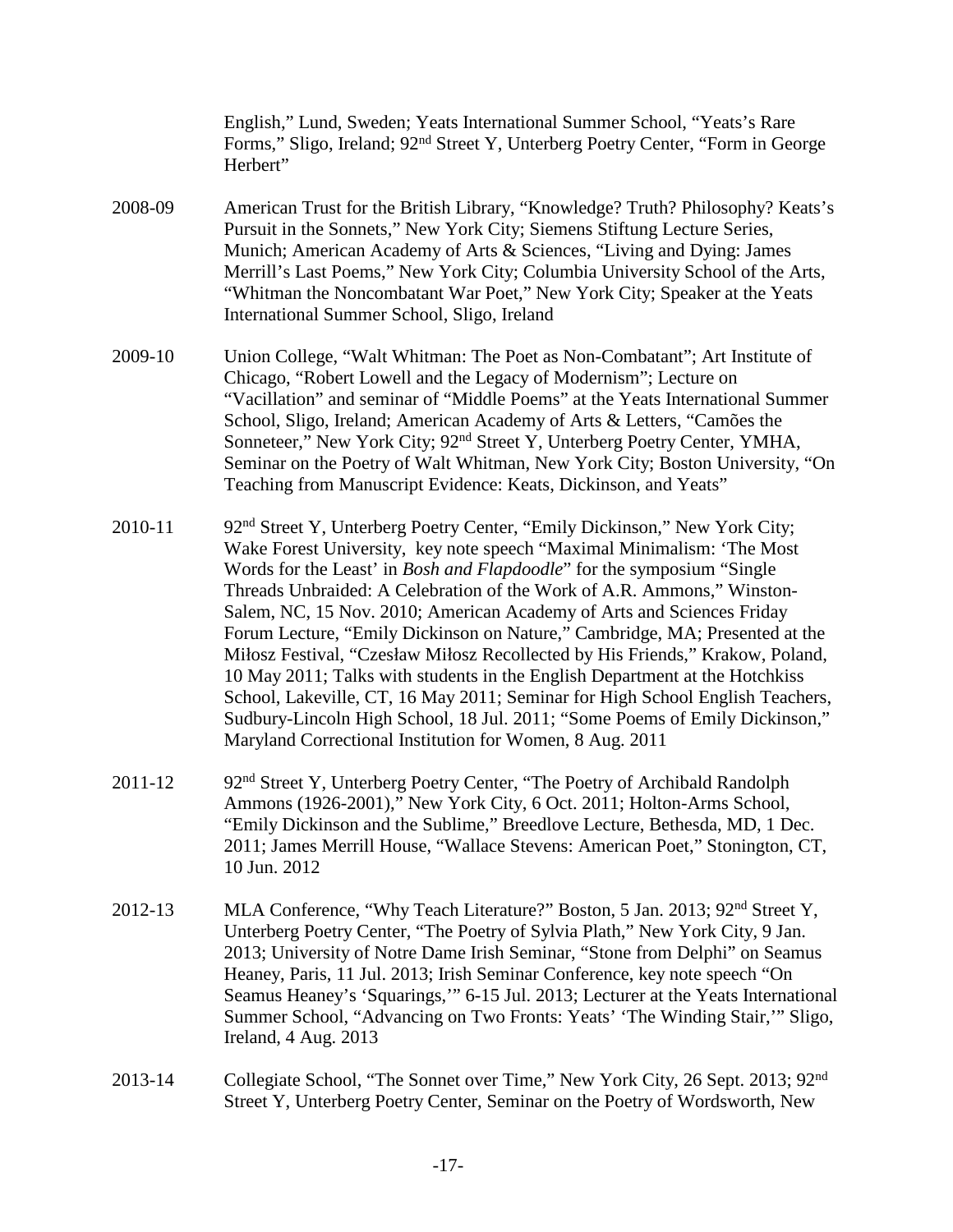English," Lund, Sweden; Yeats International Summer School, "Yeats's Rare Forms," Sligo, Ireland; 92nd Street Y, Unterberg Poetry Center, "Form in George Herbert"

2008-09 American Trust for the British Library, "Knowledge? Truth? Philosophy? Keats's Pursuit in the Sonnets," New York City; Siemens Stiftung Lecture Series, Munich; American Academy of Arts & Sciences, "Living and Dying: James Merrill's Last Poems," New York City; Columbia University School of the Arts, "Whitman the Noncombatant War Poet," New York City; Speaker at the Yeats International Summer School, Sligo, Ireland

2009-10 Union College, "Walt Whitman: The Poet as Non-Combatant"; Art Institute of Chicago, "Robert Lowell and the Legacy of Modernism"; Lecture on "Vacillation" and seminar of "Middle Poems" at the Yeats International Summer School, Sligo, Ireland; American Academy of Arts & Letters, "Camões the Sonneteer," New York City; 92nd Street Y, Unterberg Poetry Center, YMHA, Seminar on the Poetry of Walt Whitman, New York City; Boston University, "On Teaching from Manuscript Evidence: Keats, Dickinson, and Yeats"

2010-11 92nd Street Y, Unterberg Poetry Center, "Emily Dickinson," New York City; Wake Forest University, key note speech "Maximal Minimalism: 'The Most Words for the Least' in *Bosh and Flapdoodle*" for the symposium "Single Threads Unbraided: A Celebration of the Work of A.R. Ammons," Winston-Salem, NC, 15 Nov. 2010; American Academy of Arts and Sciences Friday Forum Lecture, "Emily Dickinson on Nature," Cambridge, MA; Presented at the Miłosz Festival, "Czesław Miłosz Recollected by His Friends," Krakow, Poland, 10 May 2011; Talks with students in the English Department at the Hotchkiss School, Lakeville, CT, 16 May 2011; Seminar for High School English Teachers, Sudbury-Lincoln High School, 18 Jul. 2011; "Some Poems of Emily Dickinson," Maryland Correctional Institution for Women, 8 Aug. 2011

2011-12 92nd Street Y, Unterberg Poetry Center, "The Poetry of Archibald Randolph Ammons (1926-2001)," New York City, 6 Oct. 2011; Holton-Arms School, "Emily Dickinson and the Sublime," Breedlove Lecture, Bethesda, MD, 1 Dec. 2011; James Merrill House, "Wallace Stevens: American Poet," Stonington, CT, 10 Jun. 2012

2012-13 MLA Conference, "Why Teach Literature?" Boston, 5 Jan. 2013; 92nd Street Y, Unterberg Poetry Center, "The Poetry of Sylvia Plath," New York City, 9 Jan. 2013; University of Notre Dame Irish Seminar, "Stone from Delphi" on Seamus Heaney, Paris, 11 Jul. 2013; Irish Seminar Conference, key note speech "On Seamus Heaney's 'Squarings,'" 6-15 Jul. 2013; Lecturer at the Yeats International Summer School, "Advancing on Two Fronts: Yeats' 'The Winding Stair,'" Sligo, Ireland, 4 Aug. 2013

2013-14 Collegiate School, "The Sonnet over Time," New York City, 26 Sept. 2013; 92nd Street Y, Unterberg Poetry Center, Seminar on the Poetry of Wordsworth, New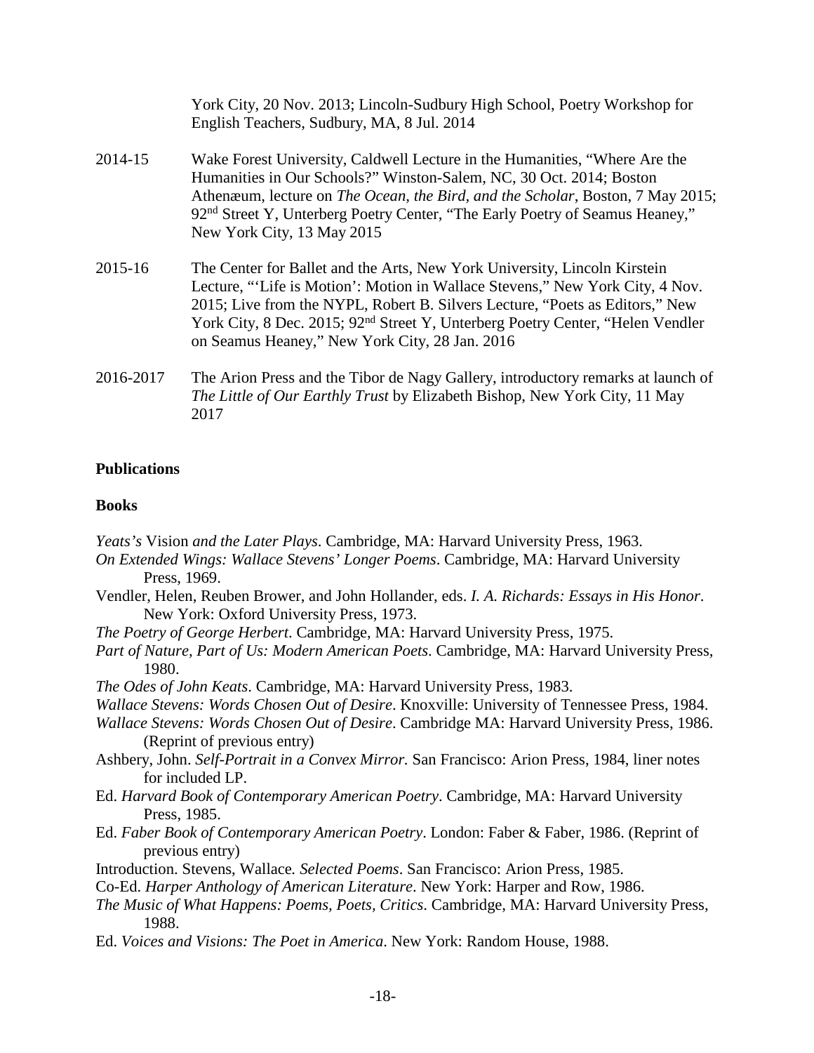York City, 20 Nov. 2013; Lincoln-Sudbury High School, Poetry Workshop for English Teachers, Sudbury, MA, 8 Jul. 2014

2014-15 Wake Forest University, Caldwell Lecture in the Humanities, "Where Are the Humanities in Our Schools?" Winston-Salem, NC, 30 Oct. 2014; Boston Athenæum, lecture on *The Ocean, the Bird, and the Scholar*, Boston, 7 May 2015; 92nd Street Y, Unterberg Poetry Center, "The Early Poetry of Seamus Heaney," New York City, 13 May 2015

2015-16 The Center for Ballet and the Arts, New York University, Lincoln Kirstein Lecture, "'Life is Motion': Motion in Wallace Stevens," New York City, 4 Nov. 2015; Live from the NYPL, Robert B. Silvers Lecture, "Poets as Editors," New York City, 8 Dec. 2015; 92nd Street Y, Unterberg Poetry Center, "Helen Vendler on Seamus Heaney," New York City, 28 Jan. 2016

2016-2017 The Arion Press and the Tibor de Nagy Gallery, introductory remarks at launch of *The Little of Our Earthly Trust* by Elizabeth Bishop, New York City, 11 May 2017

**Publications**

**Books**

*Yeats's* Vision *and the Later Plays*. Cambridge, MA: Harvard University Press, 1963.

*On Extended Wings: Wallace Stevens' Longer Poems*. Cambridge, MA: Harvard University Press, 1969.

Vendler, Helen, Reuben Brower, and John Hollander, eds. *I. A. Richards: Essays in His Honor*. New York: Oxford University Press, 1973.

*The Poetry of George Herbert*. Cambridge, MA: Harvard University Press, 1975.

*Part of Nature, Part of Us: Modern American Poets*. Cambridge, MA: Harvard University Press, 1980.

*The Odes of John Keats*. Cambridge, MA: Harvard University Press, 1983.

*Wallace Stevens: Words Chosen Out of Desire*. Knoxville: University of Tennessee Press, 1984.

*Wallace Stevens: Words Chosen Out of Desire*. Cambridge MA: Harvard University Press, 1986. (Reprint of previous entry)

Ashbery, John. *Self-Portrait in a Convex Mirror.* San Francisco: Arion Press, 1984, liner notes for included LP.

Ed. *Harvard Book of Contemporary American Poetry*. Cambridge, MA: Harvard University Press, 1985.

Ed. *Faber Book of Contemporary American Poetry*. London: Faber & Faber, 1986. (Reprint of previous entry)

Introduction. Stevens, Wallace*. Selected Poems*. San Francisco: Arion Press, 1985.

Co-Ed. *Harper Anthology of American Literature*. New York: Harper and Row, 1986.

*The Music of What Happens: Poems, Poets, Critics*. Cambridge, MA: Harvard University Press, 1988.

Ed. *Voices and Visions: The Poet in America*. New York: Random House, 1988.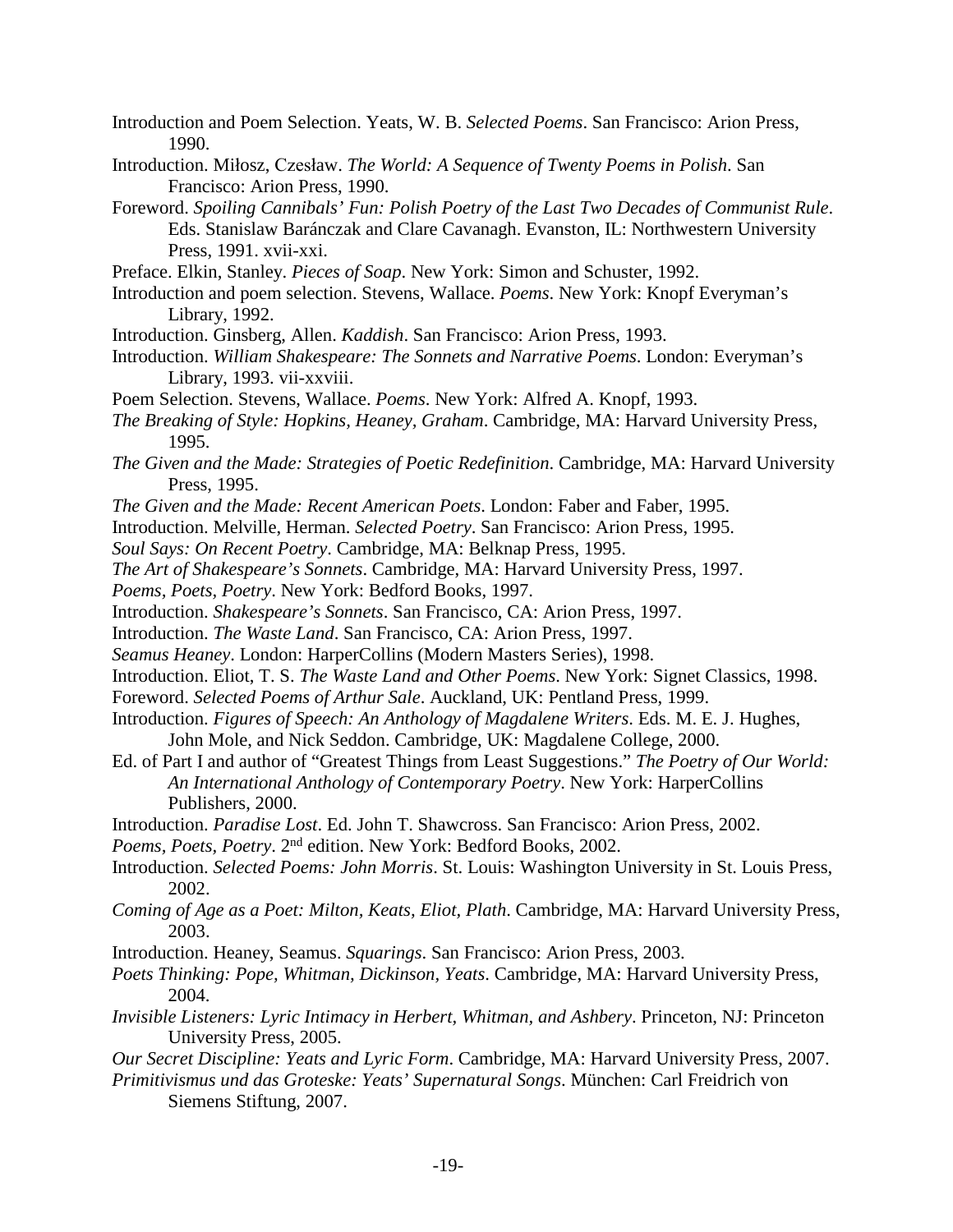Introduction and Poem Selection. Yeats, W. B. *Selected Poems*. San Francisco: Arion Press, 1990.

Introduction. Miłosz, Czesław. *The World: A Sequence of Twenty Poems in Polish*. San Francisco: Arion Press, 1990.

Foreword. *Spoiling Cannibals' Fun: Polish Poetry of the Last Two Decades of Communist Rule*. Eds. Stanislaw Baránczak and Clare Cavanagh. Evanston, IL: Northwestern University Press, 1991. xvii-xxi.

Preface. Elkin, Stanley. *Pieces of Soap*. New York: Simon and Schuster, 1992.

Introduction and poem selection. Stevens, Wallace. *Poems*. New York: Knopf Everyman's Library, 1992.

Introduction. Ginsberg, Allen. *Kaddish*. San Francisco: Arion Press, 1993.

Introduction. *William Shakespeare: The Sonnets and Narrative Poems*. London: Everyman's Library, 1993. vii-xxviii.

Poem Selection. Stevens, Wallace. *Poems*. New York: Alfred A. Knopf, 1993.

*The Breaking of Style: Hopkins, Heaney, Graham*. Cambridge, MA: Harvard University Press, 1995.

*The Given and the Made: Strategies of Poetic Redefinition*. Cambridge, MA: Harvard University Press, 1995.

*The Given and the Made: Recent American Poets*. London: Faber and Faber, 1995.

Introduction. Melville, Herman. *Selected Poetry*. San Francisco: Arion Press, 1995.

*Soul Says: On Recent Poetry*. Cambridge, MA: Belknap Press, 1995.

*The Art of Shakespeare's Sonnets*. Cambridge, MA: Harvard University Press, 1997.

*Poems, Poets, Poetry*. New York: Bedford Books, 1997.

Introduction. *Shakespeare's Sonnets*. San Francisco, CA: Arion Press, 1997.

Introduction. *The Waste Land*. San Francisco, CA: Arion Press, 1997.

*Seamus Heaney*. London: HarperCollins (Modern Masters Series), 1998.

Introduction. Eliot, T. S. *The Waste Land and Other Poems*. New York: Signet Classics, 1998.

Foreword. *Selected Poems of Arthur Sale*. Auckland, UK: Pentland Press, 1999.

Introduction. *Figures of Speech: An Anthology of Magdalene Writers*. Eds. M. E. J. Hughes, John Mole, and Nick Seddon. Cambridge, UK: Magdalene College, 2000.

Ed. of Part I and author of "Greatest Things from Least Suggestions." *The Poetry of Our World: An International Anthology of Contemporary Poetry*. New York: HarperCollins Publishers, 2000.

Introduction. *Paradise Lost*. Ed. John T. Shawcross. San Francisco: Arion Press, 2002.

*Poems, Poets, Poetry*. 2nd edition. New York: Bedford Books, 2002.

Introduction. *Selected Poems: John Morris*. St. Louis: Washington University in St. Louis Press, 2002.

*Coming of Age as a Poet: Milton, Keats, Eliot, Plath*. Cambridge, MA: Harvard University Press, 2003.

Introduction. Heaney, Seamus. *Squarings*. San Francisco: Arion Press, 2003.

*Poets Thinking: Pope, Whitman, Dickinson, Yeats*. Cambridge, MA: Harvard University Press, 2004.

*Invisible Listeners: Lyric Intimacy in Herbert, Whitman, and Ashbery*. Princeton, NJ: Princeton University Press, 2005.

*Our Secret Discipline: Yeats and Lyric Form*. Cambridge, MA: Harvard University Press, 2007.

*Primitivismus und das Groteske: Yeats' Supernatural Songs*. München: Carl Freidrich von Siemens Stiftung, 2007.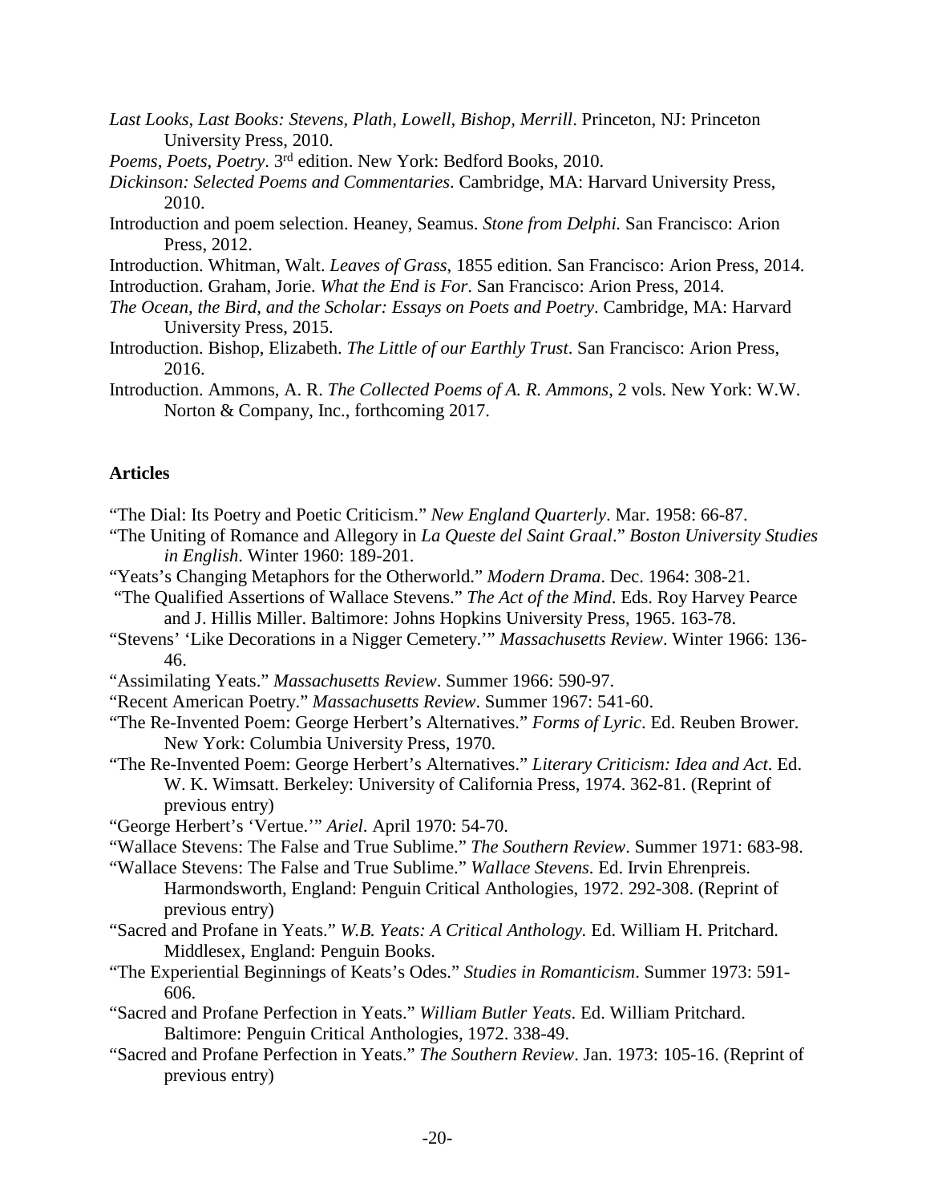*Last Looks, Last Books: Stevens, Plath, Lowell, Bishop, Merrill*. Princeton, NJ: Princeton University Press, 2010.

*Poems, Poets, Poetry*. 3rd edition. New York: Bedford Books, 2010.

*Dickinson: Selected Poems and Commentaries*. Cambridge, MA: Harvard University Press, 2010.

Introduction and poem selection. Heaney, Seamus. *Stone from Delphi.* San Francisco: Arion Press, 2012.

Introduction. Whitman, Walt. *Leaves of Grass*, 1855 edition. San Francisco: Arion Press, 2014.

Introduction. Graham, Jorie. *What the End is For*. San Francisco: Arion Press, 2014.

*The Ocean, the Bird, and the Scholar: Essays on Poets and Poetry*. Cambridge, MA: Harvard University Press, 2015.

Introduction. Bishop, Elizabeth. *The Little of our Earthly Trust*. San Francisco: Arion Press, 2016.

Introduction. Ammons, A. R. *The Collected Poems of A. R. Ammons*, 2 vols. New York: W.W. Norton & Company, Inc., forthcoming 2017.

**Articles**

"The Dial: Its Poetry and Poetic Criticism." *New England Quarterly*. Mar. 1958: 66-87.

"The Uniting of Romance and Allegory in *La Queste del Saint Graal*." *Boston University Studies in English*. Winter 1960: 189-201.

"Yeats's Changing Metaphors for the Otherworld." *Modern Drama*. Dec. 1964: 308-21.

"The Qualified Assertions of Wallace Stevens." *The Act of the Mind*. Eds. Roy Harvey Pearce and J. Hillis Miller. Baltimore: Johns Hopkins University Press, 1965. 163-78.

"Stevens' 'Like Decorations in a Nigger Cemetery.'" *Massachusetts Review*. Winter 1966: 136-46.

"Assimilating Yeats." *Massachusetts Review*. Summer 1966: 590-97.

"Recent American Poetry." *Massachusetts Review*. Summer 1967: 541-60.

"The Re-Invented Poem: George Herbert's Alternatives." *Forms of Lyric*. Ed. Reuben Brower. New York: Columbia University Press, 1970.

"The Re-Invented Poem: George Herbert's Alternatives." *Literary Criticism: Idea and Act*. Ed. W. K. Wimsatt. Berkeley: University of California Press, 1974. 362-81. (Reprint of previous entry)

"George Herbert's 'Vertue.'" *Ariel*. April 1970: 54-70.

"Wallace Stevens: The False and True Sublime." *The Southern Review*. Summer 1971: 683-98.

"Wallace Stevens: The False and True Sublime." *Wallace Stevens*. Ed. Irvin Ehrenpreis. Harmondsworth, England: Penguin Critical Anthologies, 1972. 292-308. (Reprint of previous entry)

"Sacred and Profane in Yeats." *W.B. Yeats: A Critical Anthology.* Ed. William H. Pritchard. Middlesex, England: Penguin Books.

"The Experiential Beginnings of Keats's Odes." *Studies in Romanticism*. Summer 1973: 591-606.

"Sacred and Profane Perfection in Yeats." *William Butler Yeats*. Ed. William Pritchard. Baltimore: Penguin Critical Anthologies, 1972. 338-49.

"Sacred and Profane Perfection in Yeats." *The Southern Review*. Jan. 1973: 105-16. (Reprint of previous entry)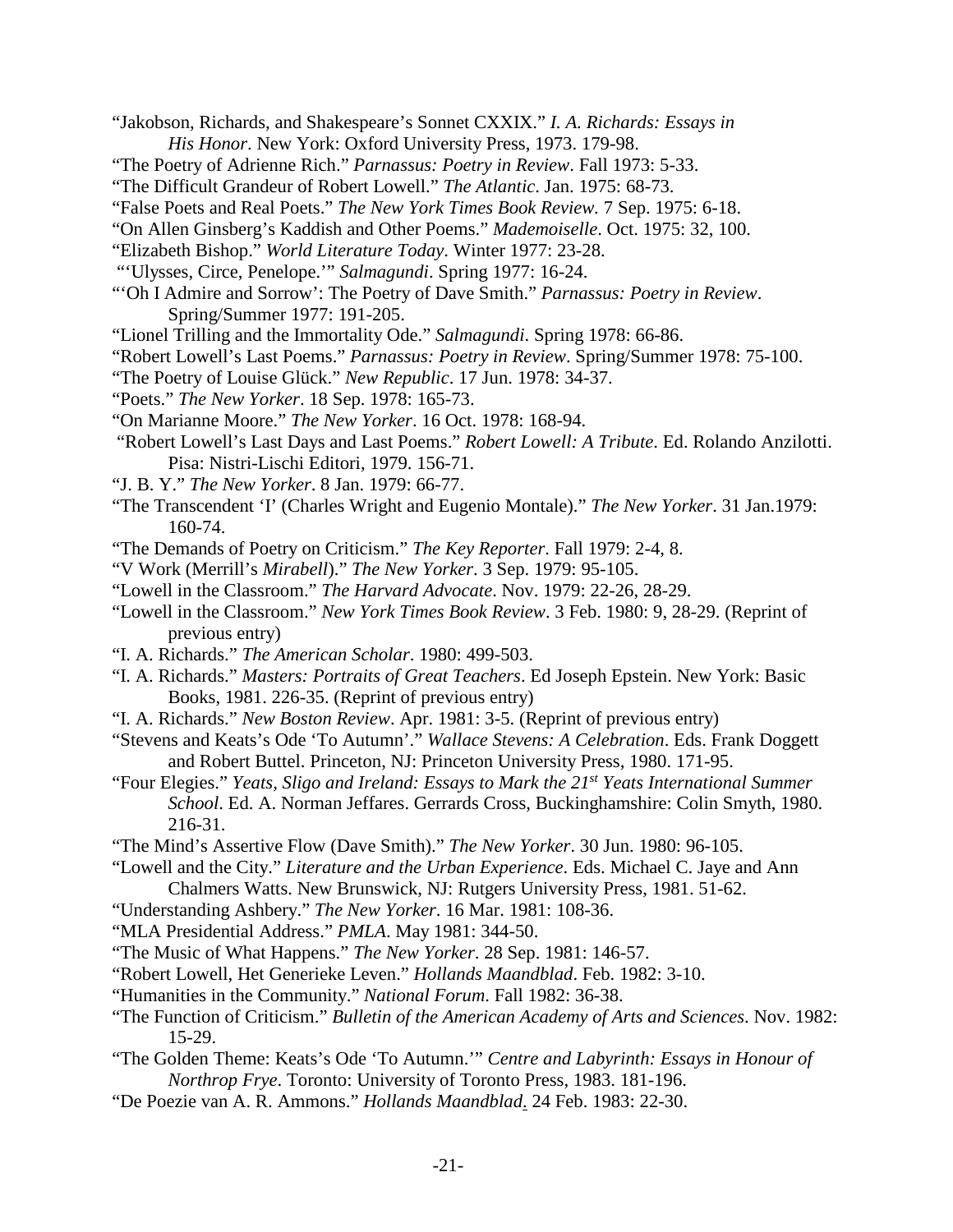"Jakobson, Richards, and Shakespeare's Sonnet CXXIX." *I. A. Richards: Essays in His Honor*. New York: Oxford University Press, 1973. 179-98.

"The Poetry of Adrienne Rich." *Parnassus: Poetry in Review*. Fall 1973: 5-33.

"The Difficult Grandeur of Robert Lowell." *The Atlantic*. Jan. 1975: 68-73.

"False Poets and Real Poets." *The New York Times Book Review*. 7 Sep. 1975: 6-18.

"On Allen Ginsberg's Kaddish and Other Poems." *Mademoiselle*. Oct. 1975: 32, 100.

"Elizabeth Bishop." *World Literature Today*. Winter 1977: 23-28.

"'Ulysses, Circe, Penelope.'" *Salmagundi*. Spring 1977: 16-24.

"'Oh I Admire and Sorrow': The Poetry of Dave Smith." *Parnassus: Poetry in Review*. Spring/Summer 1977: 191-205.

"Lionel Trilling and the Immortality Ode." *Salmagundi*. Spring 1978: 66-86.

"Robert Lowell's Last Poems." *Parnassus: Poetry in Review*. Spring/Summer 1978: 75-100.

"The Poetry of Louise Glück." *New Republic*. 17 Jun. 1978: 34-37.

"Poets." *The New Yorker*. 18 Sep. 1978: 165-73.

"On Marianne Moore." *The New Yorker*. 16 Oct. 1978: 168-94.

"Robert Lowell's Last Days and Last Poems." *Robert Lowell: A Tribute*. Ed. Rolando Anzilotti. Pisa: Nistri-Lischi Editori, 1979. 156-71.

"J. B. Y." *The New Yorker*. 8 Jan. 1979: 66-77.

"The Transcendent 'I' (Charles Wright and Eugenio Montale)." *The New Yorker*. 31 Jan.1979: 160-74.

"The Demands of Poetry on Criticism." *The Key Reporter*. Fall 1979: 2-4, 8.

"V Work (Merrill's *Mirabell*)." *The New Yorker*. 3 Sep. 1979: 95-105.

"Lowell in the Classroom." *The Harvard Advocate*. Nov. 1979: 22-26, 28-29.

"Lowell in the Classroom." *New York Times Book Review*. 3 Feb. 1980: 9, 28-29. (Reprint of previous entry)

"I. A. Richards." *The American Scholar*. 1980: 499-503.

"I. A. Richards." *Masters: Portraits of Great Teachers*. Ed Joseph Epstein. New York: Basic Books, 1981. 226-35. (Reprint of previous entry)

"I. A. Richards." *New Boston Review*. Apr. 1981: 3-5. (Reprint of previous entry)

"Stevens and Keats's Ode 'To Autumn'." *Wallace Stevens: A Celebration*. Eds. Frank Doggett and Robert Buttel. Princeton, NJ: Princeton University Press, 1980. 171-95.

"Four Elegies." *Yeats, Sligo and Ireland: Essays to Mark the 21st Yeats International Summer School*. Ed. A. Norman Jeffares. Gerrards Cross, Buckinghamshire: Colin Smyth, 1980. 216-31.

"The Mind's Assertive Flow (Dave Smith)." *The New Yorker*. 30 Jun. 1980: 96-105.

"Lowell and the City." *Literature and the Urban Experience*. Eds. Michael C. Jaye and Ann Chalmers Watts. New Brunswick, NJ: Rutgers University Press, 1981. 51-62.

"Understanding Ashbery." *The New Yorker*. 16 Mar. 1981: 108-36.

"MLA Presidential Address." *PMLA*. May 1981: 344-50.

"The Music of What Happens." *The New Yorker*. 28 Sep. 1981: 146-57.

"Robert Lowell, Het Generieke Leven." *Hollands Maandblad*. Feb. 1982: 3-10.

"Humanities in the Community." *National Forum*. Fall 1982: 36-38.

"The Function of Criticism." *Bulletin of the American Academy of Arts and Sciences*. Nov. 1982: 15-29.

"The Golden Theme: Keats's Ode 'To Autumn.'" *Centre and Labyrinth: Essays in Honour of Northrop Frye*. Toronto: University of Toronto Press, 1983. 181-196.

"De Poezie van A. R. Ammons." *Hollands Maandblad*. 24 Feb. 1983: 22-30.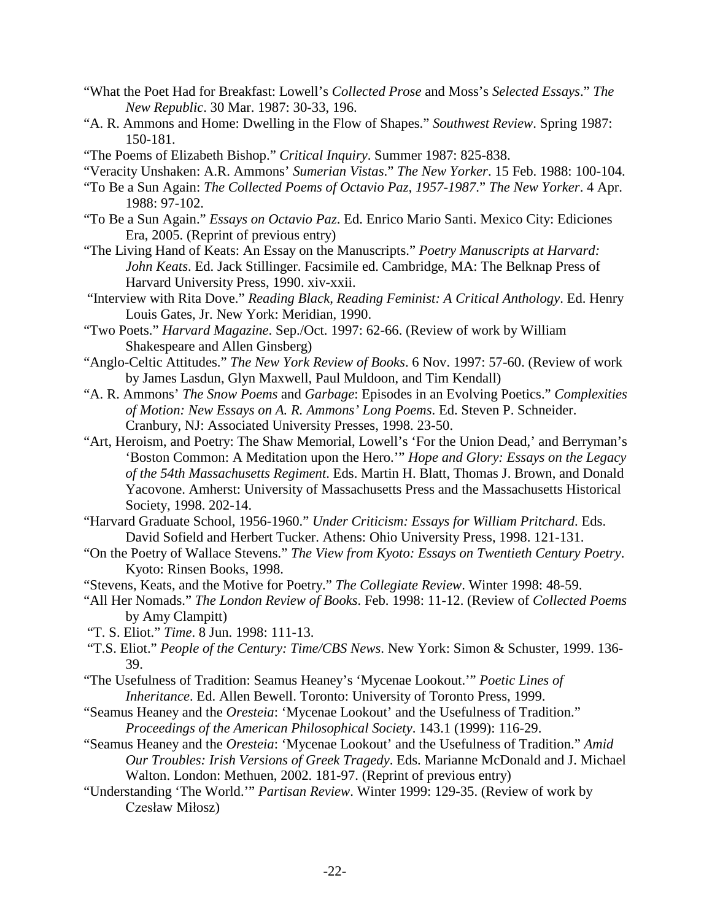"What the Poet Had for Breakfast: Lowell's *Collected Prose* and Moss's *Selected Essays*." *The New Republic*. 30 Mar. 1987: 30-33, 196.

"A. R. Ammons and Home: Dwelling in the Flow of Shapes." *Southwest Review*. Spring 1987: 150-181.

"The Poems of Elizabeth Bishop." *Critical Inquiry*. Summer 1987: 825-838.

"Veracity Unshaken: A.R. Ammons' *Sumerian Vistas*." *The New Yorker*. 15 Feb. 1988: 100-104.

"To Be a Sun Again: *The Collected Poems of Octavio Paz, 1957-1987*." *The New Yorker*. 4 Apr. 1988: 97-102.

"To Be a Sun Again." *Essays on Octavio Paz*. Ed. Enrico Mario Santi. Mexico City: Ediciones Era, 2005. (Reprint of previous entry)

"The Living Hand of Keats: An Essay on the Manuscripts." *Poetry Manuscripts at Harvard: John Keats*. Ed. Jack Stillinger. Facsimile ed. Cambridge, MA: The Belknap Press of Harvard University Press, 1990. xiv-xxii.

"Interview with Rita Dove." *Reading Black, Reading Feminist: A Critical Anthology*. Ed. Henry Louis Gates, Jr. New York: Meridian, 1990.

"Two Poets." *Harvard Magazine*. Sep./Oct. 1997: 62-66. (Review of work by William Shakespeare and Allen Ginsberg)

"Anglo-Celtic Attitudes." *The New York Review of Books*. 6 Nov. 1997: 57-60. (Review of work by James Lasdun, Glyn Maxwell, Paul Muldoon, and Tim Kendall)

"A. R. Ammons' *The Snow Poems* and *Garbage*: Episodes in an Evolving Poetics." *Complexities of Motion: New Essays on A. R. Ammons' Long Poems*. Ed. Steven P. Schneider. Cranbury, NJ: Associated University Presses, 1998. 23-50.

"Art, Heroism, and Poetry: The Shaw Memorial, Lowell's 'For the Union Dead,' and Berryman's 'Boston Common: A Meditation upon the Hero.'" *Hope and Glory: Essays on the Legacy of the 54th Massachusetts Regiment*. Eds. Martin H. Blatt, Thomas J. Brown, and Donald Yacovone. Amherst: University of Massachusetts Press and the Massachusetts Historical Society, 1998. 202-14.

"Harvard Graduate School, 1956-1960." *Under Criticism: Essays for William Pritchard*. Eds. David Sofield and Herbert Tucker. Athens: Ohio University Press, 1998. 121-131.

"On the Poetry of Wallace Stevens." *The View from Kyoto: Essays on Twentieth Century Poetry*. Kyoto: Rinsen Books, 1998.

"Stevens, Keats, and the Motive for Poetry." *The Collegiate Review*. Winter 1998: 48-59.

"All Her Nomads." *The London Review of Books*. Feb. 1998: 11-12. (Review of *Collected Poems* by Amy Clampitt)

"T. S. Eliot." *Time*. 8 Jun. 1998: 111-13.

"T.S. Eliot." *People of the Century: Time/CBS News*. New York: Simon & Schuster, 1999. 136-39.

"The Usefulness of Tradition: Seamus Heaney's 'Mycenae Lookout.'" *Poetic Lines of Inheritance*. Ed. Allen Bewell. Toronto: University of Toronto Press, 1999.

"Seamus Heaney and the *Oresteia*: 'Mycenae Lookout' and the Usefulness of Tradition." *Proceedings of the American Philosophical Society*. 143.1 (1999): 116-29.

"Seamus Heaney and the *Oresteia*: 'Mycenae Lookout' and the Usefulness of Tradition." *Amid Our Troubles: Irish Versions of Greek Tragedy*. Eds. Marianne McDonald and J. Michael Walton. London: Methuen, 2002. 181-97. (Reprint of previous entry)

"Understanding 'The World.'" *Partisan Review*. Winter 1999: 129-35. (Review of work by Czesław Miłosz)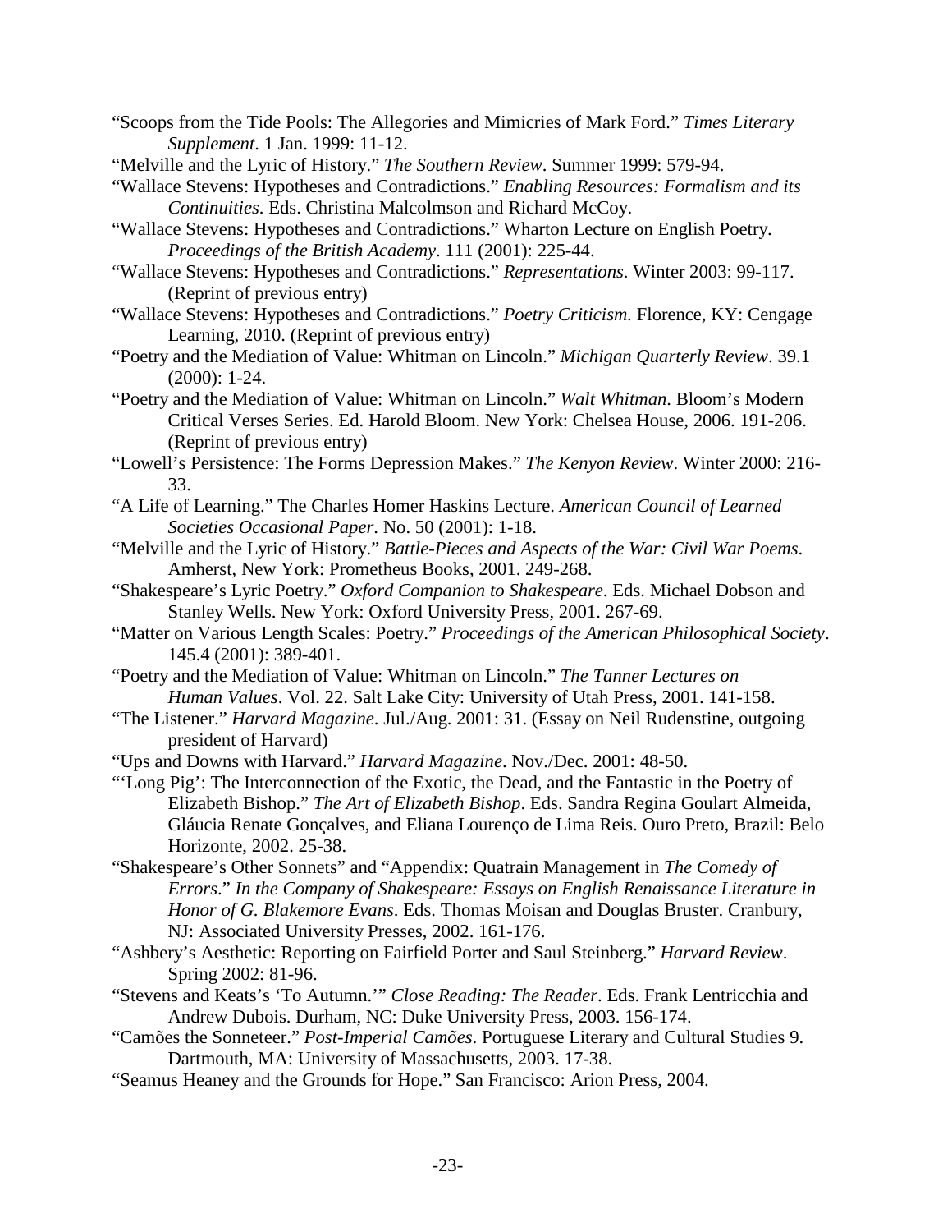"Scoops from the Tide Pools: The Allegories and Mimicries of Mark Ford." *Times Literary Supplement*. 1 Jan. 1999: 11-12.

"Melville and the Lyric of History." *The Southern Review*. Summer 1999: 579-94.

"Wallace Stevens: Hypotheses and Contradictions." *Enabling Resources: Formalism and its Continuities*. Eds. Christina Malcolmson and Richard McCoy.

"Wallace Stevens: Hypotheses and Contradictions." Wharton Lecture on English Poetry. *Proceedings of the British Academy*. 111 (2001): 225-44.

"Wallace Stevens: Hypotheses and Contradictions." *Representations*. Winter 2003: 99-117. (Reprint of previous entry)

"Wallace Stevens: Hypotheses and Contradictions." *Poetry Criticism*. Florence, KY: Cengage Learning, 2010. (Reprint of previous entry)

"Poetry and the Mediation of Value: Whitman on Lincoln." *Michigan Quarterly Review*. 39.1 (2000): 1-24.

"Poetry and the Mediation of Value: Whitman on Lincoln." *Walt Whitman*. Bloom's Modern Critical Verses Series. Ed. Harold Bloom. New York: Chelsea House, 2006. 191-206. (Reprint of previous entry)

"Lowell's Persistence: The Forms Depression Makes." *The Kenyon Review*. Winter 2000: 216-33.

"A Life of Learning." The Charles Homer Haskins Lecture. *American Council of Learned Societies Occasional Paper*. No. 50 (2001): 1-18.

"Melville and the Lyric of History." *Battle-Pieces and Aspects of the War: Civil War Poems*. Amherst, New York: Prometheus Books, 2001. 249-268.

"Shakespeare's Lyric Poetry." *Oxford Companion to Shakespeare*. Eds. Michael Dobson and Stanley Wells. New York: Oxford University Press, 2001. 267-69.

"Matter on Various Length Scales: Poetry." *Proceedings of the American Philosophical Society*. 145.4 (2001): 389-401.

"Poetry and the Mediation of Value: Whitman on Lincoln." *The Tanner Lectures on Human Values*. Vol. 22. Salt Lake City: University of Utah Press, 2001. 141-158.

"The Listener." *Harvard Magazine*. Jul./Aug. 2001: 31. (Essay on Neil Rudenstine, outgoing president of Harvard)

"Ups and Downs with Harvard." *Harvard Magazine*. Nov./Dec. 2001: 48-50.

"'Long Pig': The Interconnection of the Exotic, the Dead, and the Fantastic in the Poetry of Elizabeth Bishop." *The Art of Elizabeth Bishop*. Eds. Sandra Regina Goulart Almeida, Gláucia Renate Gonçalves, and Eliana Lourenço de Lima Reis. Ouro Preto, Brazil: Belo Horizonte, 2002. 25-38.

"Shakespeare's Other Sonnets" and "Appendix: Quatrain Management in *The Comedy of Errors*." *In the Company of Shakespeare: Essays on English Renaissance Literature in Honor of G. Blakemore Evans*. Eds. Thomas Moisan and Douglas Bruster. Cranbury, NJ: Associated University Presses, 2002. 161-176.

"Ashbery's Aesthetic: Reporting on Fairfield Porter and Saul Steinberg." *Harvard Review*. Spring 2002: 81-96.

"Stevens and Keats's 'To Autumn.'" *Close Reading: The Reader*. Eds. Frank Lentricchia and Andrew Dubois. Durham, NC: Duke University Press, 2003. 156-174.

"Camões the Sonneteer." *Post-Imperial Camões*. Portuguese Literary and Cultural Studies 9. Dartmouth, MA: University of Massachusetts, 2003. 17-38.

"Seamus Heaney and the Grounds for Hope." San Francisco: Arion Press, 2004.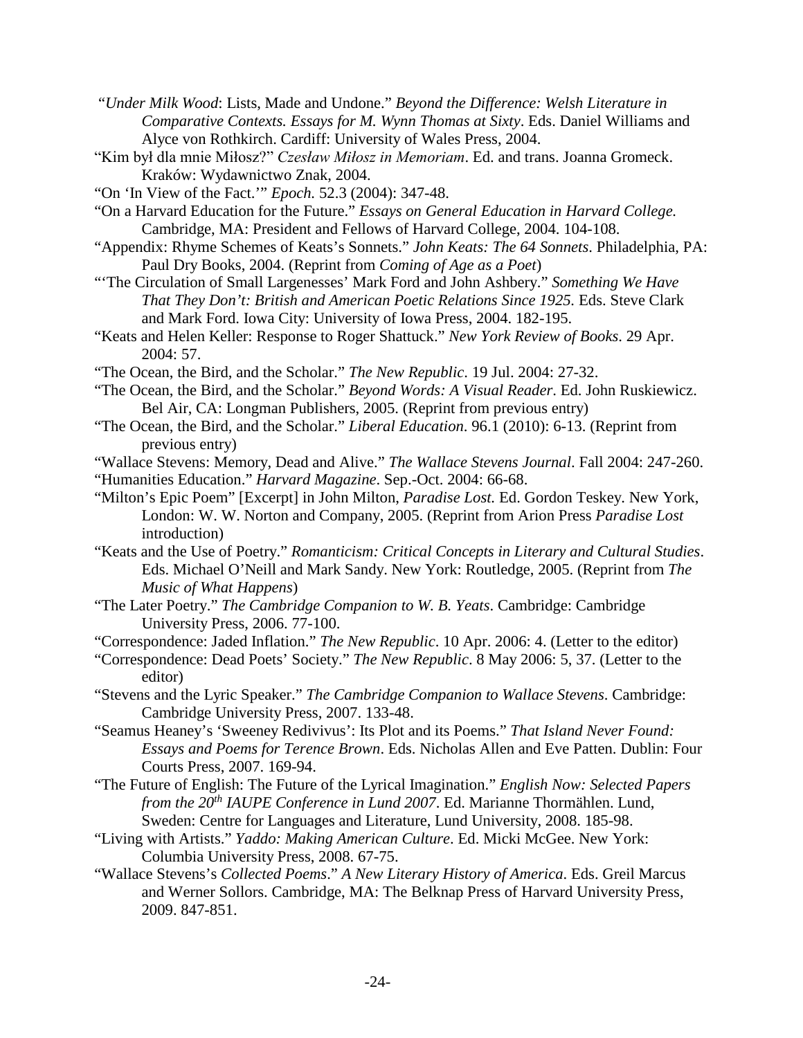"*Under Milk Wood*: Lists, Made and Undone." *Beyond the Difference: Welsh Literature in Comparative Contexts. Essays for M. Wynn Thomas at Sixty*. Eds. Daniel Williams and Alyce von Rothkirch. Cardiff: University of Wales Press, 2004.

"Kim był dla mnie Miłosz?" *Czesław Miłosz in Memoriam*. Ed. and trans. Joanna Gromeck. Kraków: Wydawnictwo Znak, 2004.

"On 'In View of the Fact.'" *Epoch.* 52.3 (2004): 347-48.

"On a Harvard Education for the Future." *Essays on General Education in Harvard College.* Cambridge, MA: President and Fellows of Harvard College, 2004. 104-108.

"Appendix: Rhyme Schemes of Keats's Sonnets." *John Keats: The 64 Sonnets*. Philadelphia, PA: Paul Dry Books, 2004. (Reprint from *Coming of Age as a Poet*)

"'The Circulation of Small Largenesses' Mark Ford and John Ashbery." *Something We Have That They Don't: British and American Poetic Relations Since 1925.* Eds. Steve Clark and Mark Ford. Iowa City: University of Iowa Press, 2004. 182-195.

"Keats and Helen Keller: Response to Roger Shattuck." *New York Review of Books*. 29 Apr. 2004: 57.

"The Ocean, the Bird, and the Scholar." *The New Republic*. 19 Jul. 2004: 27-32.

"The Ocean, the Bird, and the Scholar." *Beyond Words: A Visual Reader*. Ed. John Ruskiewicz. Bel Air, CA: Longman Publishers, 2005. (Reprint from previous entry)

"The Ocean, the Bird, and the Scholar." *Liberal Education*. 96.1 (2010): 6-13. (Reprint from previous entry)

"Wallace Stevens: Memory, Dead and Alive." *The Wallace Stevens Journal*. Fall 2004: 247-260.

"Humanities Education." *Harvard Magazine*. Sep.-Oct. 2004: 66-68.

"Milton's Epic Poem" [Excerpt] in John Milton, *Paradise Lost.* Ed. Gordon Teskey. New York, London: W. W. Norton and Company, 2005. (Reprint from Arion Press *Paradise Lost* introduction)

"Keats and the Use of Poetry." *Romanticism: Critical Concepts in Literary and Cultural Studies*. Eds. Michael O'Neill and Mark Sandy. New York: Routledge, 2005. (Reprint from *The Music of What Happens*)

"The Later Poetry." *The Cambridge Companion to W. B. Yeats*. Cambridge: Cambridge University Press, 2006. 77-100.

"Correspondence: Jaded Inflation." *The New Republic*. 10 Apr. 2006: 4. (Letter to the editor)

"Correspondence: Dead Poets' Society." *The New Republic*. 8 May 2006: 5, 37. (Letter to the editor)

"Stevens and the Lyric Speaker." *The Cambridge Companion to Wallace Stevens*. Cambridge: Cambridge University Press, 2007. 133-48.

"Seamus Heaney's 'Sweeney Redivivus': Its Plot and its Poems." *That Island Never Found: Essays and Poems for Terence Brown*. Eds. Nicholas Allen and Eve Patten. Dublin: Four Courts Press, 2007. 169-94.

"The Future of English: The Future of the Lyrical Imagination." *English Now: Selected Papers from the 20th IAUPE Conference in Lund 2007*. Ed. Marianne Thormählen. Lund, Sweden: Centre for Languages and Literature, Lund University, 2008. 185-98.

"Living with Artists." *Yaddo: Making American Culture*. Ed. Micki McGee. New York: Columbia University Press, 2008. 67-75.

"Wallace Stevens's *Collected Poems*." *A New Literary History of America*. Eds. Greil Marcus and Werner Sollors. Cambridge, MA: The Belknap Press of Harvard University Press, 2009. 847-851.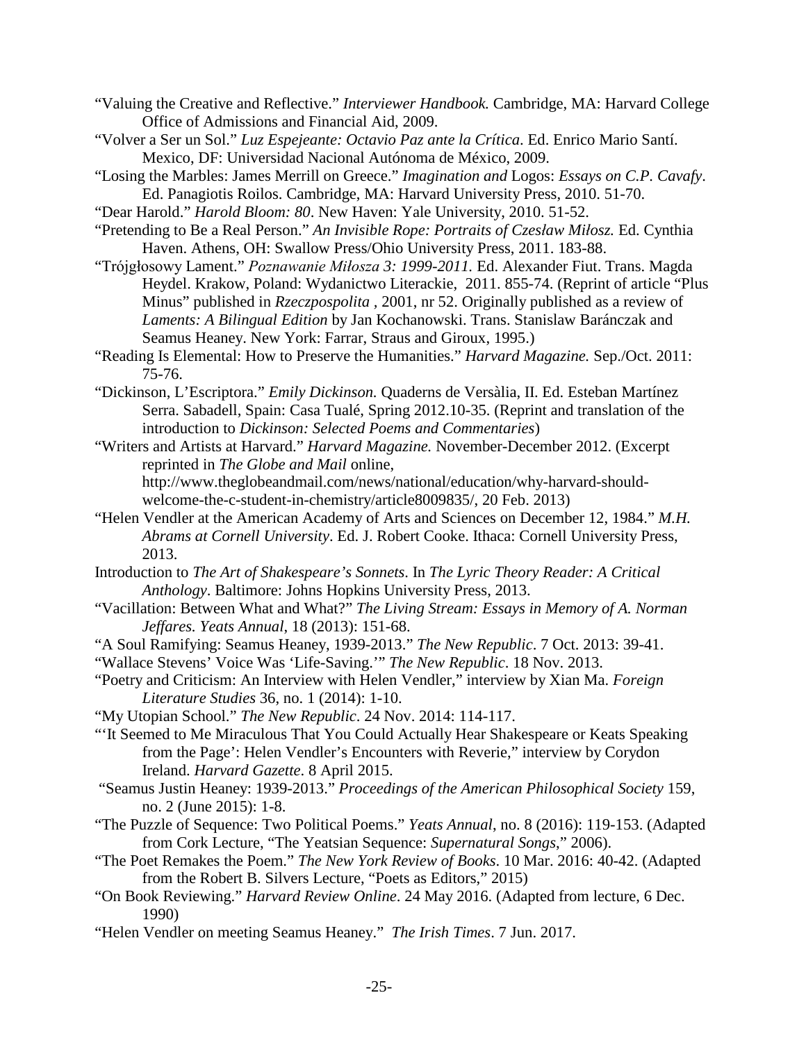"Valuing the Creative and Reflective." *Interviewer Handbook.* Cambridge, MA: Harvard College Office of Admissions and Financial Aid, 2009.

"Volver a Ser un Sol." *Luz Espejeante: Octavio Paz ante la Crítica*. Ed. Enrico Mario Santí. Mexico, DF: Universidad Nacional Autónoma de México, 2009.

"Losing the Marbles: James Merrill on Greece." *Imagination and* Logos: *Essays on C.P. Cavafy*. Ed. Panagiotis Roilos. Cambridge, MA: Harvard University Press, 2010. 51-70.

"Dear Harold." *Harold Bloom: 80*. New Haven: Yale University, 2010. 51-52.

"Pretending to Be a Real Person." *An Invisible Rope: Portraits of Czesław Miłosz.* Ed. Cynthia Haven. Athens, OH: Swallow Press/Ohio University Press, 2011. 183-88.

"Trójgłosowy Lament." *Poznawanie Miłosza 3: 1999-2011.* Ed. Alexander Fiut. Trans. Magda Heydel. Krakow, Poland: Wydanictwo Literackie, 2011. 855-74. (Reprint of article "Plus Minus" published in *Rzeczpospolita* , 2001, nr 52. Originally published as a review of *Laments: A Bilingual Edition* by Jan Kochanowski. Trans. Stanislaw Baránczak and Seamus Heaney. New York: Farrar, Straus and Giroux, 1995.)

"Reading Is Elemental: How to Preserve the Humanities." *Harvard Magazine.* Sep./Oct. 2011: 75-76.

"Dickinson, L'Escriptora." *Emily Dickinson.* Quaderns de Versàlia, II. Ed. Esteban Martínez Serra. Sabadell, Spain: Casa Tualé, Spring 2012.10-35. (Reprint and translation of the introduction to *Dickinson: Selected Poems and Commentaries*)

"Writers and Artists at Harvard." *Harvard Magazine.* November-December 2012. (Excerpt reprinted in *The Globe and Mail* online, http://www.theglobeandmail.com/news/national/education/why-harvard-should-welcome-the-c-student-in-chemistry/article8009835/, 20 Feb. 2013)

"Helen Vendler at the American Academy of Arts and Sciences on December 12, 1984." *M.H. Abrams at Cornell University*. Ed. J. Robert Cooke. Ithaca: Cornell University Press, 2013.

Introduction to *The Art of Shakespeare's Sonnets*. In *The Lyric Theory Reader: A Critical Anthology*. Baltimore: Johns Hopkins University Press, 2013.

"Vacillation: Between What and What?" *The Living Stream: Essays in Memory of A. Norman Jeffares. Yeats Annual*, 18 (2013): 151-68.

"A Soul Ramifying: Seamus Heaney, 1939-2013." *The New Republic*. 7 Oct. 2013: 39-41.

"Wallace Stevens' Voice Was 'Life-Saving.'" *The New Republic*. 18 Nov. 2013.

"Poetry and Criticism: An Interview with Helen Vendler," interview by Xian Ma. *Foreign Literature Studies* 36, no. 1 (2014): 1-10.

"My Utopian School." *The New Republic*. 24 Nov. 2014: 114-117.

"'It Seemed to Me Miraculous That You Could Actually Hear Shakespeare or Keats Speaking from the Page': Helen Vendler's Encounters with Reverie," interview by Corydon Ireland. *Harvard Gazette*. 8 April 2015.

"Seamus Justin Heaney: 1939-2013." *Proceedings of the American Philosophical Society* 159, no. 2 (June 2015): 1-8.

"The Puzzle of Sequence: Two Political Poems." *Yeats Annual*, no. 8 (2016): 119-153. (Adapted from Cork Lecture, "The Yeatsian Sequence: *Supernatural Songs*," 2006).

"The Poet Remakes the Poem." *The New York Review of Books*. 10 Mar. 2016: 40-42. (Adapted from the Robert B. Silvers Lecture, "Poets as Editors," 2015)

"On Book Reviewing." *Harvard Review Online*. 24 May 2016. (Adapted from lecture, 6 Dec. 1990)

"Helen Vendler on meeting Seamus Heaney." *The Irish Times*. 7 Jun. 2017.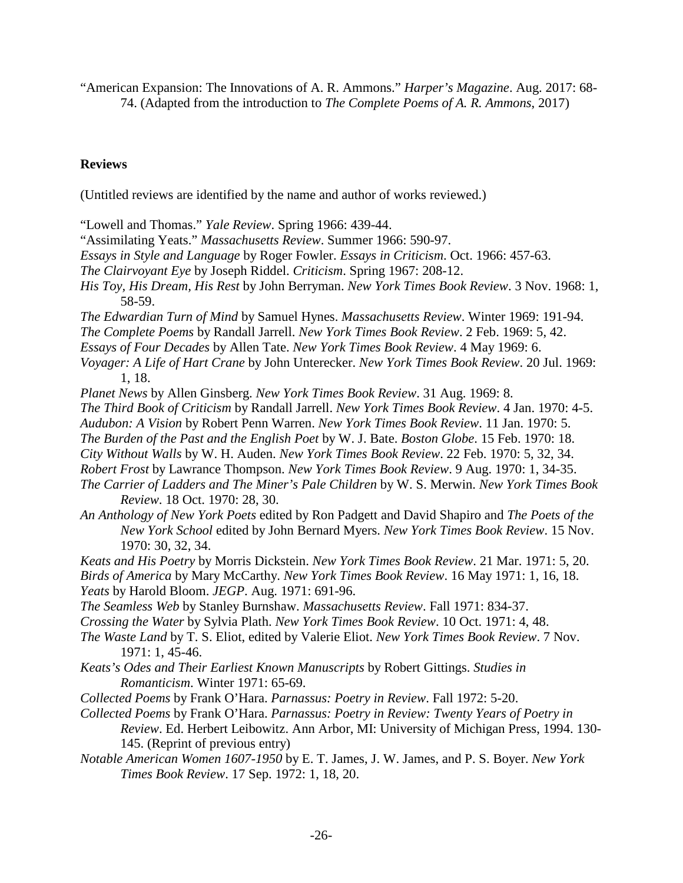"American Expansion: The Innovations of A. R. Ammons." *Harper's Magazine*. Aug. 2017: 68-74. (Adapted from the introduction to *The Complete Poems of A. R. Ammons*, 2017)

**Reviews**

(Untitled reviews are identified by the name and author of works reviewed.)

"Lowell and Thomas." *Yale Review*. Spring 1966: 439-44.

"Assimilating Yeats." *Massachusetts Review*. Summer 1966: 590-97.

*Essays in Style and Language* by Roger Fowler. *Essays in Criticism*. Oct. 1966: 457-63.

*The Clairvoyant Eye* by Joseph Riddel. *Criticism*. Spring 1967: 208-12.

*His Toy, His Dream, His Rest* by John Berryman. *New York Times Book Review*. 3 Nov. 1968: 1, 58-59.

*The Edwardian Turn of Mind* by Samuel Hynes. *Massachusetts Review*. Winter 1969: 191-94.

*The Complete Poems* by Randall Jarrell. *New York Times Book Review*. 2 Feb. 1969: 5, 42.

*Essays of Four Decades* by Allen Tate. *New York Times Book Review*. 4 May 1969: 6.

*Voyager: A Life of Hart Crane* by John Unterecker. *New York Times Book Review*. 20 Jul. 1969: 1, 18.

*Planet News* by Allen Ginsberg. *New York Times Book Review*. 31 Aug. 1969: 8.

*The Third Book of Criticism* by Randall Jarrell. *New York Times Book Review*. 4 Jan. 1970: 4-5.

*Audubon: A Vision* by Robert Penn Warren. *New York Times Book Review*. 11 Jan. 1970: 5.

*The Burden of the Past and the English Poet* by W. J. Bate. *Boston Globe*. 15 Feb. 1970: 18.

*City Without Walls* by W. H. Auden. *New York Times Book Review*. 22 Feb. 1970: 5, 32, 34.

*Robert Frost* by Lawrance Thompson. *New York Times Book Review*. 9 Aug. 1970: 1, 34-35.

*The Carrier of Ladders and The Miner's Pale Children* by W. S. Merwin. *New York Times Book Review*. 18 Oct. 1970: 28, 30.

*An Anthology of New York Poets* edited by Ron Padgett and David Shapiro and *The Poets of the New York School* edited by John Bernard Myers. *New York Times Book Review*. 15 Nov. 1970: 30, 32, 34.

*Keats and His Poetry* by Morris Dickstein. *New York Times Book Review*. 21 Mar. 1971: 5, 20.

*Birds of America* by Mary McCarthy. *New York Times Book Review*. 16 May 1971: 1, 16, 18.

*Yeats* by Harold Bloom. *JEGP*. Aug. 1971: 691-96.

*The Seamless Web* by Stanley Burnshaw. *Massachusetts Review*. Fall 1971: 834-37.

*Crossing the Water* by Sylvia Plath. *New York Times Book Review*. 10 Oct. 1971: 4, 48.

*The Waste Land* by T. S. Eliot, edited by Valerie Eliot. *New York Times Book Review*. 7 Nov. 1971: 1, 45-46.

*Keats's Odes and Their Earliest Known Manuscripts* by Robert Gittings. *Studies in Romanticism*. Winter 1971: 65-69.

*Collected Poems* by Frank O'Hara. *Parnassus: Poetry in Review*. Fall 1972: 5-20.

*Collected Poems* by Frank O'Hara. *Parnassus: Poetry in Review: Twenty Years of Poetry in Review*. Ed. Herbert Leibowitz. Ann Arbor, MI: University of Michigan Press, 1994. 130-145. (Reprint of previous entry)

*Notable American Women 1607-1950* by E. T. James, J. W. James, and P. S. Boyer. *New York Times Book Review*. 17 Sep. 1972: 1, 18, 20.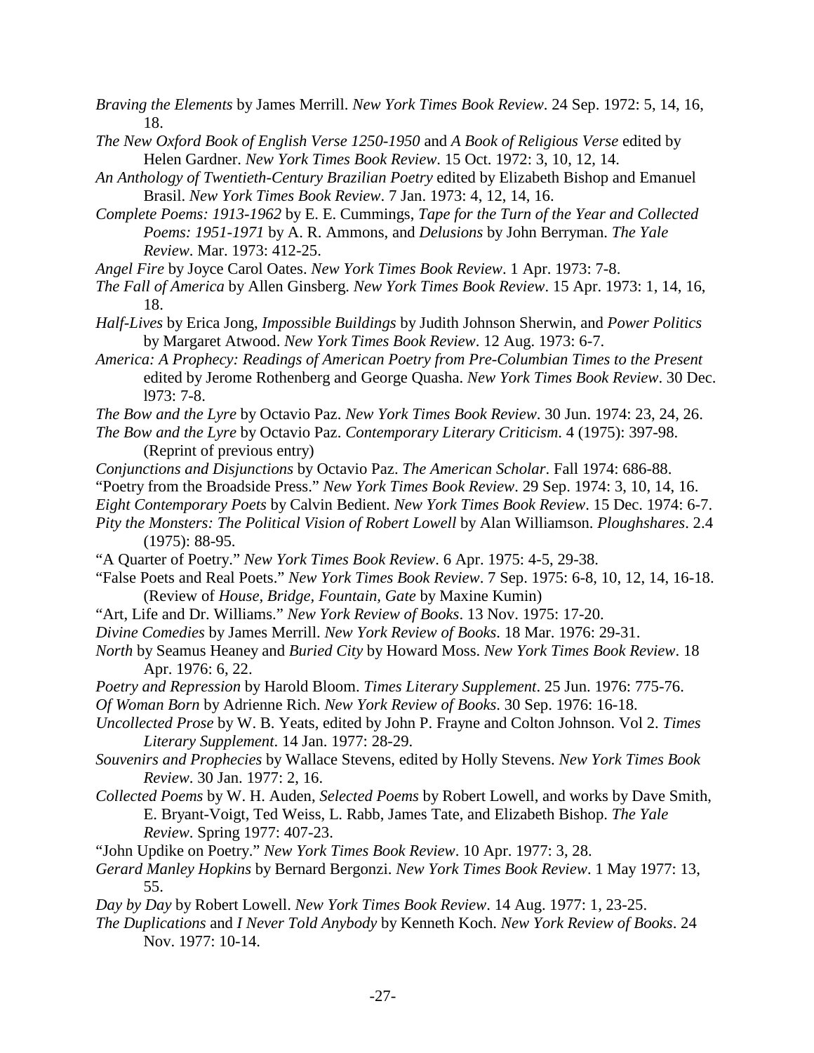*Braving the Elements* by James Merrill. *New York Times Book Review*. 24 Sep. 1972: 5, 14, 16, 18.

*The New Oxford Book of English Verse 1250-1950* and *A Book of Religious Verse* edited by Helen Gardner. *New York Times Book Review*. 15 Oct. 1972: 3, 10, 12, 14.

*An Anthology of Twentieth-Century Brazilian Poetry* edited by Elizabeth Bishop and Emanuel Brasil. *New York Times Book Review*. 7 Jan. 1973: 4, 12, 14, 16.

*Complete Poems: 1913-1962* by E. E. Cummings, *Tape for the Turn of the Year and Collected Poems: 1951-1971* by A. R. Ammons, and *Delusions* by John Berryman. *The Yale Review*. Mar. 1973: 412-25.

*Angel Fire* by Joyce Carol Oates. *New York Times Book Review*. 1 Apr. 1973: 7-8.

*The Fall of America* by Allen Ginsberg. *New York Times Book Review*. 15 Apr. 1973: 1, 14, 16, 18.

*Half-Lives* by Erica Jong, *Impossible Buildings* by Judith Johnson Sherwin, and *Power Politics* by Margaret Atwood. *New York Times Book Review*. 12 Aug. 1973: 6-7.

*America: A Prophecy: Readings of American Poetry from Pre-Columbian Times to the Present* edited by Jerome Rothenberg and George Quasha. *New York Times Book Review*. 30 Dec. l973: 7-8.

*The Bow and the Lyre* by Octavio Paz. *New York Times Book Review*. 30 Jun. 1974: 23, 24, 26.

*The Bow and the Lyre* by Octavio Paz. *Contemporary Literary Criticism*. 4 (1975): 397-98. (Reprint of previous entry)

*Conjunctions and Disjunctions* by Octavio Paz. *The American Scholar*. Fall 1974: 686-88.

"Poetry from the Broadside Press." *New York Times Book Review*. 29 Sep. 1974: 3, 10, 14, 16.

*Eight Contemporary Poets* by Calvin Bedient. *New York Times Book Review*. 15 Dec. 1974: 6-7.

*Pity the Monsters: The Political Vision of Robert Lowell* by Alan Williamson. *Ploughshares*. 2.4 (1975): 88-95.

"A Quarter of Poetry." *New York Times Book Review*. 6 Apr. 1975: 4-5, 29-38.

"False Poets and Real Poets." *New York Times Book Review*. 7 Sep. 1975: 6-8, 10, 12, 14, 16-18. (Review of *House, Bridge, Fountain, Gate* by Maxine Kumin)

"Art, Life and Dr. Williams." *New York Review of Books*. 13 Nov. 1975: 17-20.

*Divine Comedies* by James Merrill. *New York Review of Books*. 18 Mar. 1976: 29-31.

*North* by Seamus Heaney and *Buried City* by Howard Moss. *New York Times Book Review*. 18 Apr. 1976: 6, 22.

*Poetry and Repression* by Harold Bloom. *Times Literary Supplement*. 25 Jun. 1976: 775-76.

*Of Woman Born* by Adrienne Rich. *New York Review of Books*. 30 Sep. 1976: 16-18.

*Uncollected Prose* by W. B. Yeats, edited by John P. Frayne and Colton Johnson. Vol 2. *Times Literary Supplement*. 14 Jan. 1977: 28-29.

*Souvenirs and Prophecies* by Wallace Stevens, edited by Holly Stevens. *New York Times Book Review*. 30 Jan. 1977: 2, 16.

*Collected Poems* by W. H. Auden, *Selected Poems* by Robert Lowell, and works by Dave Smith, E. Bryant-Voigt, Ted Weiss, L. Rabb, James Tate, and Elizabeth Bishop. *The Yale Review*. Spring 1977: 407-23.

"John Updike on Poetry." *New York Times Book Review*. 10 Apr. 1977: 3, 28.

*Gerard Manley Hopkins* by Bernard Bergonzi. *New York Times Book Review*. 1 May 1977: 13, 55.

*Day by Day* by Robert Lowell. *New York Times Book Review*. 14 Aug. 1977: 1, 23-25.

*The Duplications* and *I Never Told Anybody* by Kenneth Koch. *New York Review of Books*. 24 Nov. 1977: 10-14.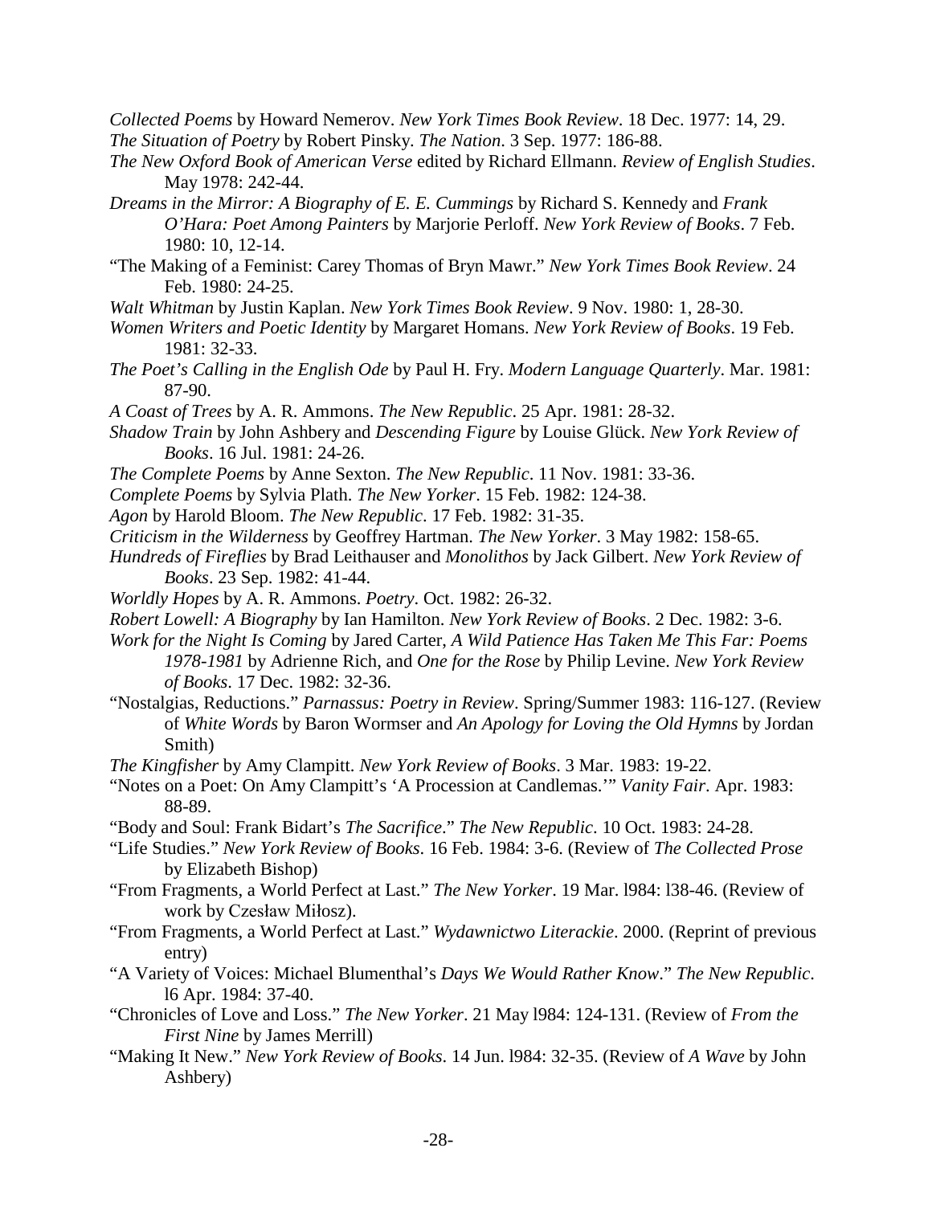*Collected Poems* by Howard Nemerov. *New York Times Book Review*. 18 Dec. 1977: 14, 29.

*The Situation of Poetry* by Robert Pinsky. *The Nation*. 3 Sep. 1977: 186-88.

*The New Oxford Book of American Verse* edited by Richard Ellmann. *Review of English Studies*. May 1978: 242-44.

*Dreams in the Mirror: A Biography of E. E. Cummings* by Richard S. Kennedy and *Frank O'Hara: Poet Among Painters* by Marjorie Perloff. *New York Review of Books*. 7 Feb. 1980: 10, 12-14.

"The Making of a Feminist: Carey Thomas of Bryn Mawr." *New York Times Book Review*. 24 Feb. 1980: 24-25.

*Walt Whitman* by Justin Kaplan. *New York Times Book Review*. 9 Nov. 1980: 1, 28-30.

*Women Writers and Poetic Identity* by Margaret Homans. *New York Review of Books*. 19 Feb. 1981: 32-33.

*The Poet's Calling in the English Ode* by Paul H. Fry. *Modern Language Quarterly*. Mar. 1981: 87-90.

*A Coast of Trees* by A. R. Ammons. *The New Republic*. 25 Apr. 1981: 28-32.

*Shadow Train* by John Ashbery and *Descending Figure* by Louise Glück. *New York Review of Books*. 16 Jul. 1981: 24-26.

*The Complete Poems* by Anne Sexton. *The New Republic*. 11 Nov. 1981: 33-36.

*Complete Poems* by Sylvia Plath. *The New Yorker*. 15 Feb. 1982: 124-38.

*Agon* by Harold Bloom. *The New Republic*. 17 Feb. 1982: 31-35.

*Criticism in the Wilderness* by Geoffrey Hartman. *The New Yorker*. 3 May 1982: 158-65.

*Hundreds of Fireflies* by Brad Leithauser and *Monolithos* by Jack Gilbert. *New York Review of Books*. 23 Sep. 1982: 41-44.

*Worldly Hopes* by A. R. Ammons. *Poetry*. Oct. 1982: 26-32.

*Robert Lowell: A Biography* by Ian Hamilton. *New York Review of Books*. 2 Dec. 1982: 3-6.

*Work for the Night Is Coming* by Jared Carter, *A Wild Patience Has Taken Me This Far: Poems 1978-1981* by Adrienne Rich, and *One for the Rose* by Philip Levine. *New York Review of Books*. 17 Dec. 1982: 32-36.

"Nostalgias, Reductions." *Parnassus: Poetry in Review*. Spring/Summer 1983: 116-127. (Review of *White Words* by Baron Wormser and *An Apology for Loving the Old Hymns* by Jordan Smith)

*The Kingfisher* by Amy Clampitt. *New York Review of Books*. 3 Mar. 1983: 19-22.

"Notes on a Poet: On Amy Clampitt's 'A Procession at Candlemas.'" *Vanity Fair*. Apr. 1983: 88-89.

"Body and Soul: Frank Bidart's *The Sacrifice*." *The New Republic*. 10 Oct. 1983: 24-28.

"Life Studies." *New York Review of Books*. 16 Feb. 1984: 3-6. (Review of *The Collected Prose* by Elizabeth Bishop)

"From Fragments, a World Perfect at Last." *The New Yorker*. 19 Mar. l984: l38-46. (Review of work by Czesław Miłosz).

"From Fragments, a World Perfect at Last." *Wydawnictwo Literackie*. 2000. (Reprint of previous entry)

"A Variety of Voices: Michael Blumenthal's *Days We Would Rather Know*." *The New Republic*. l6 Apr. 1984: 37-40.

"Chronicles of Love and Loss." *The New Yorker*. 21 May l984: 124-131. (Review of *From the First Nine* by James Merrill)

"Making It New." *New York Review of Books*. 14 Jun. l984: 32-35. (Review of *A Wave* by John Ashbery)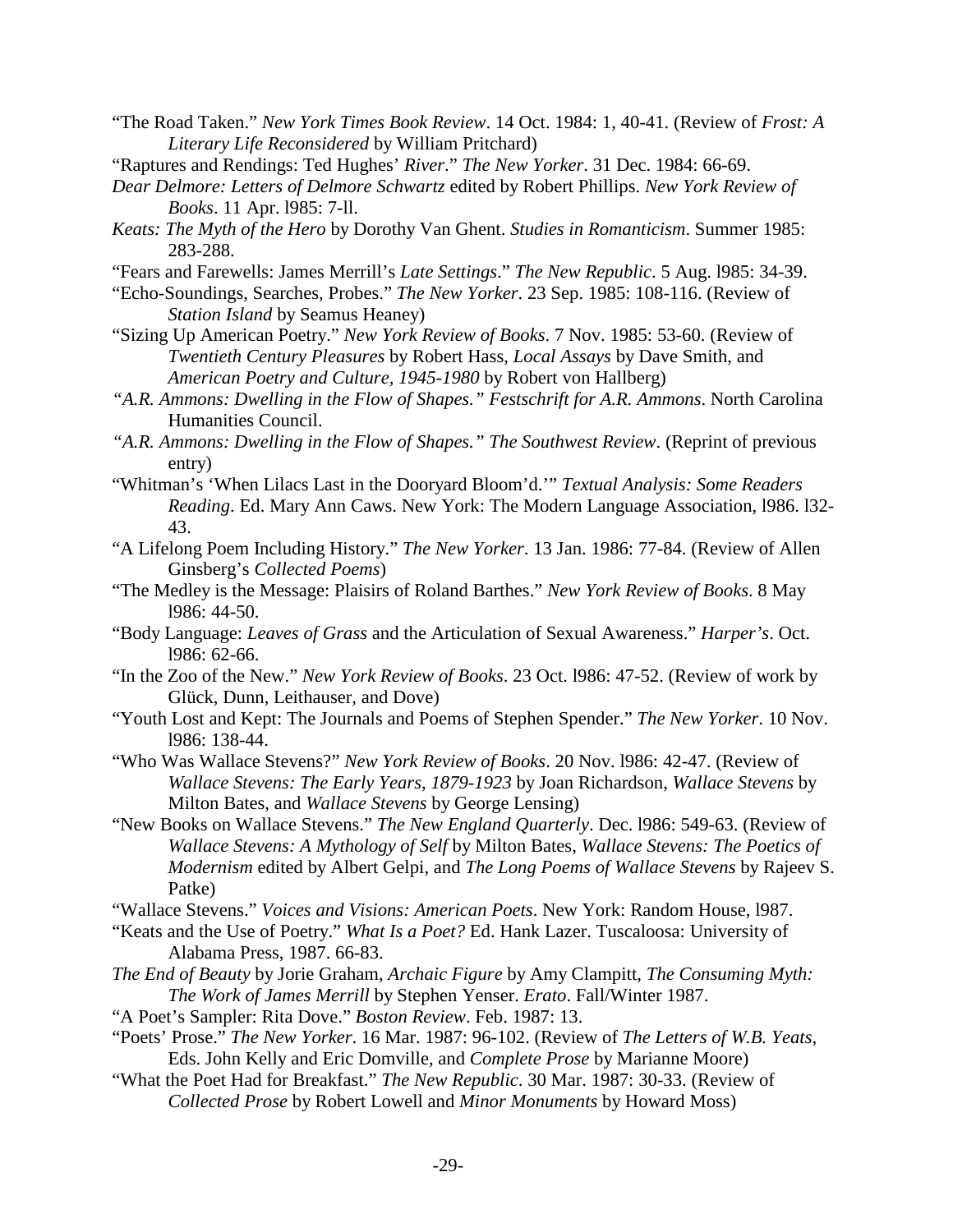"The Road Taken." *New York Times Book Review*. 14 Oct. 1984: 1, 40-41. (Review of *Frost: A Literary Life Reconsidered* by William Pritchard)

"Raptures and Rendings: Ted Hughes' *River*." *The New Yorker*. 31 Dec. 1984: 66-69.

*Dear Delmore: Letters of Delmore Schwartz* edited by Robert Phillips. *New York Review of Books*. 11 Apr. l985: 7-ll.

*Keats: The Myth of the Hero* by Dorothy Van Ghent. *Studies in Romanticism*. Summer 1985: 283-288.

"Fears and Farewells: James Merrill's *Late Settings*." *The New Republic*. 5 Aug. l985: 34-39.

"Echo-Soundings, Searches, Probes." *The New Yorker*. 23 Sep. 1985: 108-116. (Review of *Station Island* by Seamus Heaney)

"Sizing Up American Poetry." *New York Review of Books*. 7 Nov. 1985: 53-60. (Review of *Twentieth Century Pleasures* by Robert Hass, *Local Assays* by Dave Smith, and *American Poetry and Culture, 1945-1980* by Robert von Hallberg)

*"A.R. Ammons: Dwelling in the Flow of Shapes." Festschrift for A.R. Ammons*. North Carolina Humanities Council.

*"A.R. Ammons: Dwelling in the Flow of Shapes." The Southwest Review*. (Reprint of previous entry)

"Whitman's 'When Lilacs Last in the Dooryard Bloom'd.'" *Textual Analysis: Some Readers Reading*. Ed. Mary Ann Caws. New York: The Modern Language Association, l986. l32-43.

"A Lifelong Poem Including History." *The New Yorker*. 13 Jan. 1986: 77-84. (Review of Allen Ginsberg's *Collected Poems*)

"The Medley is the Message: Plaisirs of Roland Barthes." *New York Review of Books*. 8 May l986: 44-50.

"Body Language: *Leaves of Grass* and the Articulation of Sexual Awareness." *Harper's*. Oct. l986: 62-66.

"In the Zoo of the New." *New York Review of Books*. 23 Oct. l986: 47-52. (Review of work by Glück, Dunn, Leithauser, and Dove)

"Youth Lost and Kept: The Journals and Poems of Stephen Spender." *The New Yorker*. 10 Nov. l986: 138-44.

"Who Was Wallace Stevens?" *New York Review of Books*. 20 Nov. l986: 42-47. (Review of *Wallace Stevens: The Early Years, 1879-1923* by Joan Richardson, *Wallace Stevens* by Milton Bates, and *Wallace Stevens* by George Lensing)

"New Books on Wallace Stevens." *The New England Quarterly*. Dec. l986: 549-63. (Review of *Wallace Stevens: A Mythology of Self* by Milton Bates, *Wallace Stevens: The Poetics of Modernism* edited by Albert Gelpi, and *The Long Poems of Wallace Stevens* by Rajeev S. Patke)

"Wallace Stevens." *Voices and Visions: American Poets*. New York: Random House, l987.

"Keats and the Use of Poetry." *What Is a Poet?* Ed. Hank Lazer. Tuscaloosa: University of Alabama Press, 1987. 66-83.

*The End of Beauty* by Jorie Graham, *Archaic Figure* by Amy Clampitt, *The Consuming Myth: The Work of James Merrill* by Stephen Yenser. *Erato*. Fall/Winter 1987.

"A Poet's Sampler: Rita Dove." *Boston Review*. Feb. 1987: 13.

"Poets' Prose." *The New Yorker*. 16 Mar. 1987: 96-102. (Review of *The Letters of W.B. Yeats*, Eds. John Kelly and Eric Domville, and *Complete Prose* by Marianne Moore)

"What the Poet Had for Breakfast." *The New Republic*. 30 Mar. 1987: 30-33. (Review of *Collected Prose* by Robert Lowell and *Minor Monuments* by Howard Moss)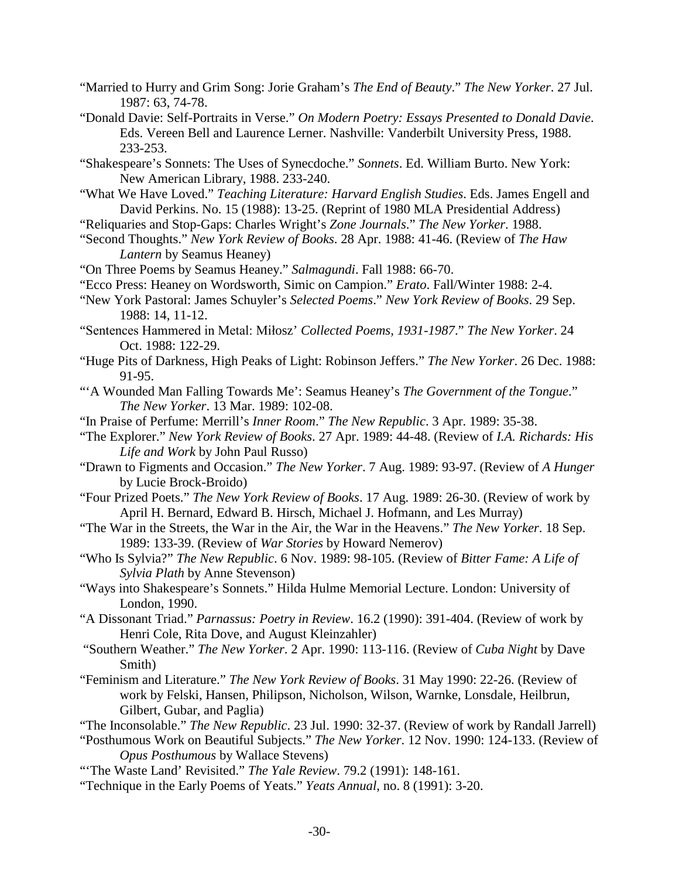"Married to Hurry and Grim Song: Jorie Graham's *The End of Beauty*." *The New Yorker*. 27 Jul. 1987: 63, 74-78.

"Donald Davie: Self-Portraits in Verse." *On Modern Poetry: Essays Presented to Donald Davie*. Eds. Vereen Bell and Laurence Lerner. Nashville: Vanderbilt University Press, 1988. 233-253.

"Shakespeare's Sonnets: The Uses of Synecdoche." *Sonnets*. Ed. William Burto. New York: New American Library, 1988. 233-240.

"What We Have Loved." *Teaching Literature: Harvard English Studies*. Eds. James Engell and David Perkins. No. 15 (1988): 13-25. (Reprint of 1980 MLA Presidential Address)

"Reliquaries and Stop-Gaps: Charles Wright's *Zone Journals*." *The New Yorker*. 1988.

"Second Thoughts." *New York Review of Books*. 28 Apr. 1988: 41-46. (Review of *The Haw Lantern* by Seamus Heaney)

"On Three Poems by Seamus Heaney." *Salmagundi*. Fall 1988: 66-70.

"Ecco Press: Heaney on Wordsworth, Simic on Campion." *Erato*. Fall/Winter 1988: 2-4.

"New York Pastoral: James Schuyler's *Selected Poems*." *New York Review of Books*. 29 Sep. 1988: 14, 11-12.

"Sentences Hammered in Metal: Miłosz' *Collected Poems, 1931-1987*." *The New Yorker*. 24 Oct. 1988: 122-29.

"Huge Pits of Darkness, High Peaks of Light: Robinson Jeffers." *The New Yorker*. 26 Dec. 1988: 91-95.

"'A Wounded Man Falling Towards Me': Seamus Heaney's *The Government of the Tongue*." *The New Yorker*. 13 Mar. 1989: 102-08.

"In Praise of Perfume: Merrill's *Inner Room*." *The New Republic*. 3 Apr. 1989: 35-38.

"The Explorer." *New York Review of Books*. 27 Apr. 1989: 44-48. (Review of *I.A. Richards: His Life and Work* by John Paul Russo)

"Drawn to Figments and Occasion." *The New Yorker*. 7 Aug. 1989: 93-97. (Review of *A Hunger* by Lucie Brock-Broido)

"Four Prized Poets." *The New York Review of Books*. 17 Aug. 1989: 26-30. (Review of work by April H. Bernard, Edward B. Hirsch, Michael J. Hofmann, and Les Murray)

"The War in the Streets, the War in the Air, the War in the Heavens." *The New Yorker*. 18 Sep. 1989: 133-39. (Review of *War Stories* by Howard Nemerov)

"Who Is Sylvia?" *The New Republic*. 6 Nov. 1989: 98-105. (Review of *Bitter Fame: A Life of Sylvia Plath* by Anne Stevenson)

"Ways into Shakespeare's Sonnets." Hilda Hulme Memorial Lecture. London: University of London, 1990.

"A Dissonant Triad." *Parnassus: Poetry in Review*. 16.2 (1990): 391-404. (Review of work by Henri Cole, Rita Dove, and August Kleinzahler)

"Southern Weather." *The New Yorker*. 2 Apr. 1990: 113-116. (Review of *Cuba Night* by Dave Smith)

"Feminism and Literature." *The New York Review of Books*. 31 May 1990: 22-26. (Review of work by Felski, Hansen, Philipson, Nicholson, Wilson, Warnke, Lonsdale, Heilbrun, Gilbert, Gubar, and Paglia)

"The Inconsolable." *The New Republic*. 23 Jul. 1990: 32-37. (Review of work by Randall Jarrell)

"Posthumous Work on Beautiful Subjects." *The New Yorker*. 12 Nov. 1990: 124-133. (Review of *Opus Posthumous* by Wallace Stevens)

"'The Waste Land' Revisited." *The Yale Review*. 79.2 (1991): 148-161.

"Technique in the Early Poems of Yeats." *Yeats Annual*, no. 8 (1991): 3-20.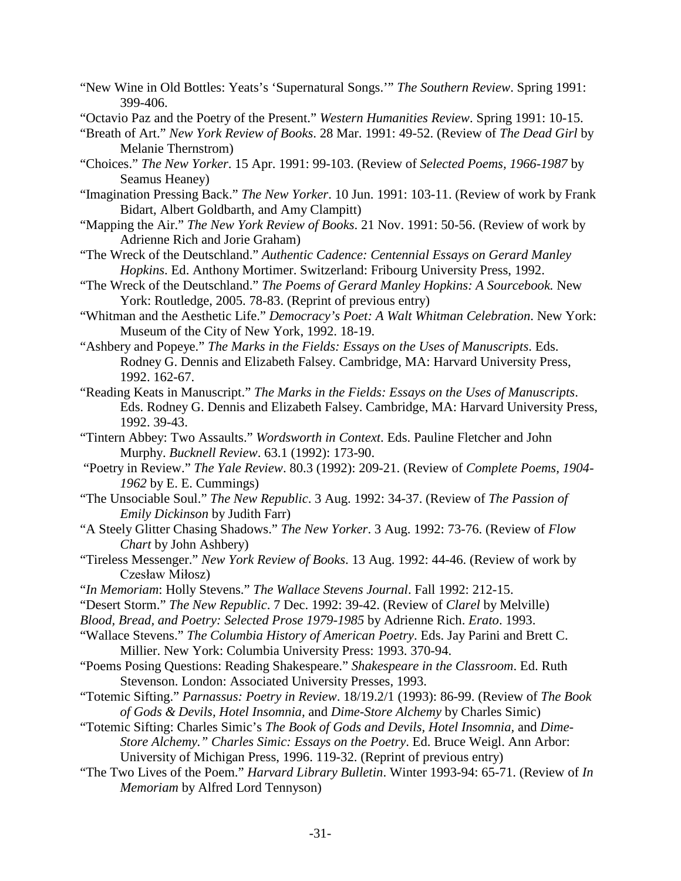“New Wine in Old Bottles: Yeats’s ‘Supernatural Songs.’” *The Southern Review*. Spring 1991: 399-406.

“Octavio Paz and the Poetry of the Present.” *Western Humanities Review*. Spring 1991: 10-15.

“Breath of Art.” *New York Review of Books*. 28 Mar. 1991: 49-52. (Review of *The Dead Girl* by Melanie Thernstrom)

“Choices.” *The New Yorker*. 15 Apr. 1991: 99-103. (Review of *Selected Poems, 1966-1987* by Seamus Heaney)

“Imagination Pressing Back.” *The New Yorker*. 10 Jun. 1991: 103-11. (Review of work by Frank Bidart, Albert Goldbarth, and Amy Clampitt)

“Mapping the Air.” *The New York Review of Books*. 21 Nov. 1991: 50-56. (Review of work by Adrienne Rich and Jorie Graham)

“The Wreck of the Deutschland.” *Authentic Cadence: Centennial Essays on Gerard Manley Hopkins*. Ed. Anthony Mortimer. Switzerland: Fribourg University Press, 1992.

“The Wreck of the Deutschland.” *The Poems of Gerard Manley Hopkins: A Sourcebook.* New York: Routledge, 2005. 78-83. (Reprint of previous entry)

“Whitman and the Aesthetic Life.” *Democracy’s Poet: A Walt Whitman Celebration*. New York: Museum of the City of New York, 1992. 18-19.

“Ashbery and Popeye.” *The Marks in the Fields: Essays on the Uses of Manuscripts*. Eds. Rodney G. Dennis and Elizabeth Falsey. Cambridge, MA: Harvard University Press, 1992. 162-67.

“Reading Keats in Manuscript.” *The Marks in the Fields: Essays on the Uses of Manuscripts*. Eds. Rodney G. Dennis and Elizabeth Falsey. Cambridge, MA: Harvard University Press, 1992. 39-43.

“Tintern Abbey: Two Assaults.” *Wordsworth in Context*. Eds. Pauline Fletcher and John Murphy. *Bucknell Review*. 63.1 (1992): 173-90.

“Poetry in Review.” *The Yale Review*. 80.3 (1992): 209-21. (Review of *Complete Poems, 1904-1962* by E. E. Cummings)

“The Unsociable Soul.” *The New Republic*. 3 Aug. 1992: 34-37. (Review of *The Passion of Emily Dickinson* by Judith Farr)

“A Steely Glitter Chasing Shadows.” *The New Yorker*. 3 Aug. 1992: 73-76. (Review of *Flow Chart* by John Ashbery)

“Tireless Messenger.” *New York Review of Books*. 13 Aug. 1992: 44-46. (Review of work by Czesław Miłosz)

“*In Memoriam*: Holly Stevens.” *The Wallace Stevens Journal*. Fall 1992: 212-15.

“Desert Storm.” *The New Republic*. 7 Dec. 1992: 39-42. (Review of *Clarel* by Melville)

*Blood, Bread, and Poetry: Selected Prose 1979-1985* by Adrienne Rich. *Erato*. 1993.

“Wallace Stevens.” *The Columbia History of American Poetry*. Eds. Jay Parini and Brett C. Millier. New York: Columbia University Press: 1993. 370-94.

“Poems Posing Questions: Reading Shakespeare.” *Shakespeare in the Classroom*. Ed. Ruth Stevenson. London: Associated University Presses, 1993.

“Totemic Sifting.” *Parnassus: Poetry in Review*. 18/19.2/1 (1993): 86-99. (Review of *The Book of Gods & Devils*, *Hotel Insomnia*, and *Dime-Store Alchemy* by Charles Simic)

“Totemic Sifting: Charles Simic’s *The Book of Gods and Devils, Hotel Insomnia*, and *Dime-Store Alchemy.” Charles Simic: Essays on the Poetry*. Ed. Bruce Weigl. Ann Arbor: University of Michigan Press, 1996. 119-32. (Reprint of previous entry)

“The Two Lives of the Poem.” *Harvard Library Bulletin*. Winter 1993-94: 65-71. (Review of *In Memoriam* by Alfred Lord Tennyson)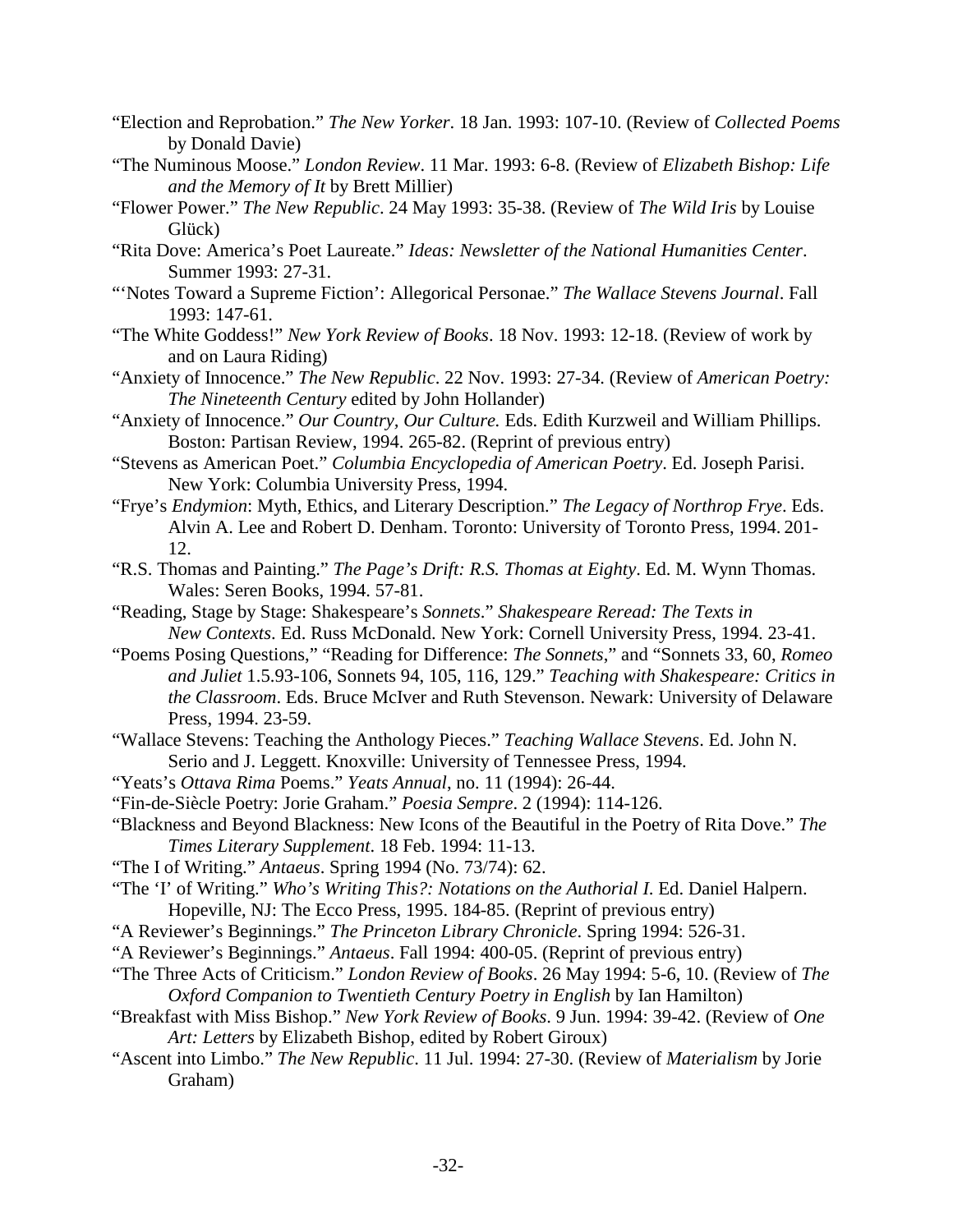"Election and Reprobation." *The New Yorker*. 18 Jan. 1993: 107-10. (Review of *Collected Poems* by Donald Davie)

"The Numinous Moose." *London Review*. 11 Mar. 1993: 6-8. (Review of *Elizabeth Bishop: Life and the Memory of It* by Brett Millier)

"Flower Power." *The New Republic*. 24 May 1993: 35-38. (Review of *The Wild Iris* by Louise Glück)

"Rita Dove: America's Poet Laureate." *Ideas: Newsletter of the National Humanities Center*. Summer 1993: 27-31.

"'Notes Toward a Supreme Fiction': Allegorical Personae." *The Wallace Stevens Journal*. Fall 1993: 147-61.

"The White Goddess!" *New York Review of Books*. 18 Nov. 1993: 12-18. (Review of work by and on Laura Riding)

"Anxiety of Innocence." *The New Republic*. 22 Nov. 1993: 27-34. (Review of *American Poetry: The Nineteenth Century* edited by John Hollander)

"Anxiety of Innocence." *Our Country, Our Culture.* Eds. Edith Kurzweil and William Phillips. Boston: Partisan Review, 1994. 265-82. (Reprint of previous entry)

"Stevens as American Poet." *Columbia Encyclopedia of American Poetry*. Ed. Joseph Parisi. New York: Columbia University Press, 1994.

"Frye's *Endymion*: Myth, Ethics, and Literary Description." *The Legacy of Northrop Frye*. Eds. Alvin A. Lee and Robert D. Denham. Toronto: University of Toronto Press, 1994. 201-12.

"R.S. Thomas and Painting." *The Page's Drift: R.S. Thomas at Eighty*. Ed. M. Wynn Thomas. Wales: Seren Books, 1994. 57-81.

"Reading, Stage by Stage: Shakespeare's *Sonnets*." *Shakespeare Reread: The Texts in New Contexts*. Ed. Russ McDonald. New York: Cornell University Press, 1994. 23-41.

"Poems Posing Questions," "Reading for Difference: *The Sonnets*," and "Sonnets 33, 60, *Romeo and Juliet* 1.5.93-106, Sonnets 94, 105, 116, 129." *Teaching with Shakespeare: Critics in the Classroom*. Eds. Bruce McIver and Ruth Stevenson. Newark: University of Delaware Press, 1994. 23-59.

"Wallace Stevens: Teaching the Anthology Pieces." *Teaching Wallace Stevens*. Ed. John N. Serio and J. Leggett. Knoxville: University of Tennessee Press, 1994.

"Yeats's *Ottava Rima* Poems." *Yeats Annual*, no. 11 (1994): 26-44.

"Fin-de-Siècle Poetry: Jorie Graham." *Poesia Sempre*. 2 (1994): 114-126.

"Blackness and Beyond Blackness: New Icons of the Beautiful in the Poetry of Rita Dove." *The Times Literary Supplement*. 18 Feb. 1994: 11-13.

"The I of Writing." *Antaeus*. Spring 1994 (No. 73/74): 62.

"The 'I' of Writing." *Who's Writing This?: Notations on the Authorial I*. Ed. Daniel Halpern. Hopeville, NJ: The Ecco Press, 1995. 184-85. (Reprint of previous entry)

"A Reviewer's Beginnings." *The Princeton Library Chronicle*. Spring 1994: 526-31.

"A Reviewer's Beginnings." *Antaeus*. Fall 1994: 400-05. (Reprint of previous entry)

"The Three Acts of Criticism." *London Review of Books*. 26 May 1994: 5-6, 10. (Review of *The Oxford Companion to Twentieth Century Poetry in English* by Ian Hamilton)

"Breakfast with Miss Bishop." *New York Review of Books*. 9 Jun. 1994: 39-42. (Review of *One Art: Letters* by Elizabeth Bishop, edited by Robert Giroux)

"Ascent into Limbo." *The New Republic*. 11 Jul. 1994: 27-30. (Review of *Materialism* by Jorie Graham)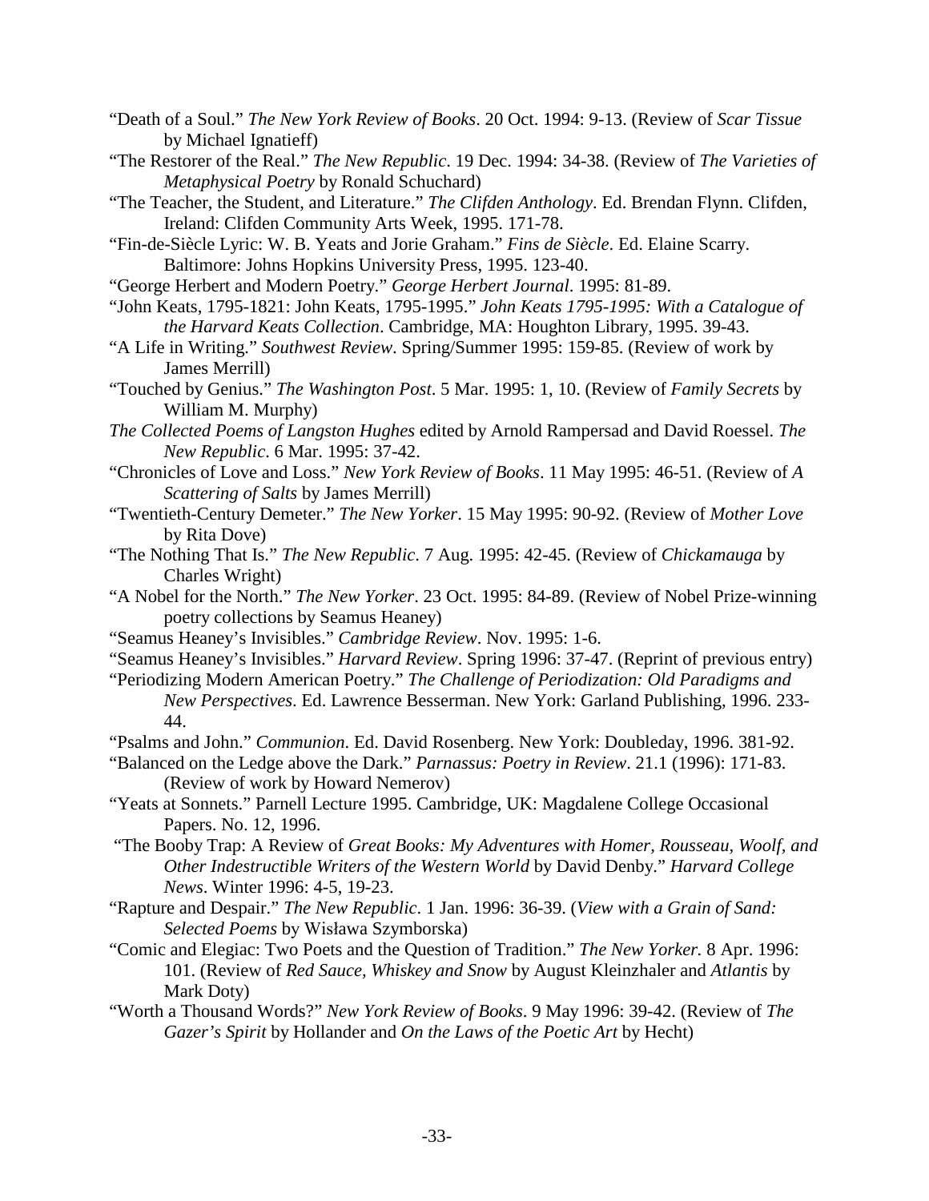"Death of a Soul." *The New York Review of Books*. 20 Oct. 1994: 9-13. (Review of *Scar Tissue* by Michael Ignatieff)

"The Restorer of the Real." *The New Republic*. 19 Dec. 1994: 34-38. (Review of *The Varieties of Metaphysical Poetry* by Ronald Schuchard)

"The Teacher, the Student, and Literature." *The Clifden Anthology*. Ed. Brendan Flynn. Clifden, Ireland: Clifden Community Arts Week, 1995. 171-78.

"Fin-de-Siècle Lyric: W. B. Yeats and Jorie Graham." *Fins de Siècle*. Ed. Elaine Scarry. Baltimore: Johns Hopkins University Press, 1995. 123-40.

"George Herbert and Modern Poetry." *George Herbert Journal*. 1995: 81-89.

"John Keats, 1795-1821: John Keats, 1795-1995." *John Keats 1795-1995: With a Catalogue of the Harvard Keats Collection*. Cambridge, MA: Houghton Library, 1995. 39-43.

"A Life in Writing." *Southwest Review*. Spring/Summer 1995: 159-85. (Review of work by James Merrill)

"Touched by Genius." *The Washington Post*. 5 Mar. 1995: 1, 10. (Review of *Family Secrets* by William M. Murphy)

*The Collected Poems of Langston Hughes* edited by Arnold Rampersad and David Roessel. *The New Republic*. 6 Mar. 1995: 37-42.

"Chronicles of Love and Loss." *New York Review of Books*. 11 May 1995: 46-51. (Review of *A Scattering of Salts* by James Merrill)

"Twentieth-Century Demeter." *The New Yorker*. 15 May 1995: 90-92. (Review of *Mother Love* by Rita Dove)

"The Nothing That Is." *The New Republic*. 7 Aug. 1995: 42-45. (Review of *Chickamauga* by Charles Wright)

"A Nobel for the North." *The New Yorker*. 23 Oct. 1995: 84-89. (Review of Nobel Prize-winning poetry collections by Seamus Heaney)

"Seamus Heaney's Invisibles." *Cambridge Review*. Nov. 1995: 1-6.

"Seamus Heaney's Invisibles." *Harvard Review*. Spring 1996: 37-47. (Reprint of previous entry)

"Periodizing Modern American Poetry." *The Challenge of Periodization: Old Paradigms and New Perspectives*. Ed. Lawrence Besserman. New York: Garland Publishing, 1996. 233-44.

"Psalms and John." *Communion*. Ed. David Rosenberg. New York: Doubleday, 1996. 381-92.

"Balanced on the Ledge above the Dark." *Parnassus: Poetry in Review*. 21.1 (1996): 171-83. (Review of work by Howard Nemerov)

"Yeats at Sonnets." Parnell Lecture 1995. Cambridge, UK: Magdalene College Occasional Papers. No. 12, 1996.

"The Booby Trap: A Review of *Great Books: My Adventures with Homer, Rousseau, Woolf, and Other Indestructible Writers of the Western World* by David Denby." *Harvard College News*. Winter 1996: 4-5, 19-23.

"Rapture and Despair." *The New Republic*. 1 Jan. 1996: 36-39. (*View with a Grain of Sand: Selected Poems* by Wisława Szymborska)

"Comic and Elegiac: Two Poets and the Question of Tradition." *The New Yorker.* 8 Apr. 1996: 101. (Review of *Red Sauce, Whiskey and Snow* by August Kleinzhaler and *Atlantis* by Mark Doty)

"Worth a Thousand Words?" *New York Review of Books*. 9 May 1996: 39-42. (Review of *The Gazer's Spirit* by Hollander and *On the Laws of the Poetic Art* by Hecht)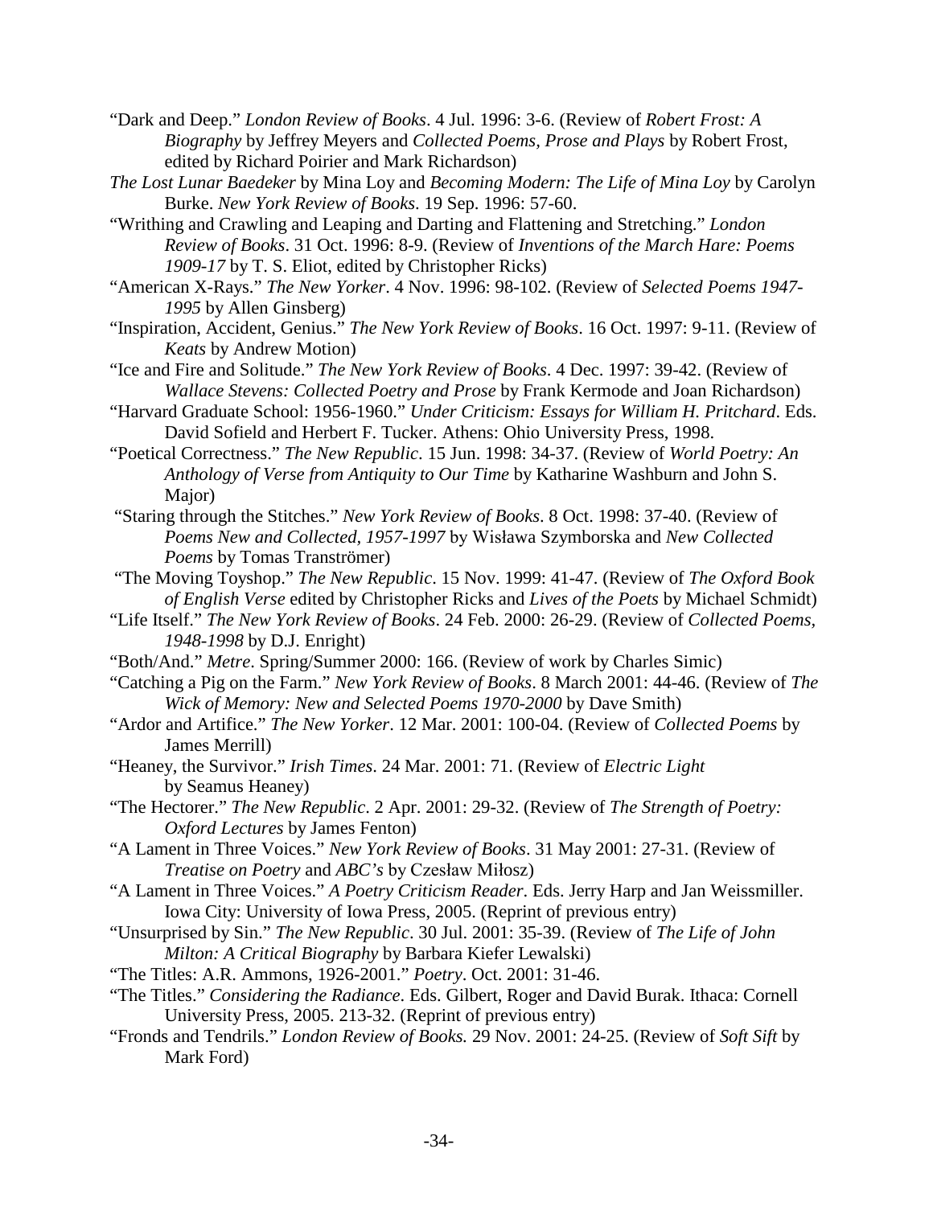"Dark and Deep." *London Review of Books*. 4 Jul. 1996: 3-6. (Review of *Robert Frost: A Biography* by Jeffrey Meyers and *Collected Poems, Prose and Plays* by Robert Frost, edited by Richard Poirier and Mark Richardson)

*The Lost Lunar Baedeker* by Mina Loy and *Becoming Modern: The Life of Mina Loy* by Carolyn Burke. *New York Review of Books*. 19 Sep. 1996: 57-60.

"Writhing and Crawling and Leaping and Darting and Flattening and Stretching." *London Review of Books*. 31 Oct. 1996: 8-9. (Review of *Inventions of the March Hare: Poems 1909-17* by T. S. Eliot, edited by Christopher Ricks)

"American X-Rays." *The New Yorker*. 4 Nov. 1996: 98-102. (Review of *Selected Poems 1947-1995* by Allen Ginsberg)

"Inspiration, Accident, Genius." *The New York Review of Books*. 16 Oct. 1997: 9-11. (Review of *Keats* by Andrew Motion)

"Ice and Fire and Solitude." *The New York Review of Books*. 4 Dec. 1997: 39-42. (Review of *Wallace Stevens: Collected Poetry and Prose* by Frank Kermode and Joan Richardson)

"Harvard Graduate School: 1956-1960." *Under Criticism: Essays for William H. Pritchard*. Eds. David Sofield and Herbert F. Tucker. Athens: Ohio University Press, 1998.

"Poetical Correctness." *The New Republic*. 15 Jun. 1998: 34-37. (Review of *World Poetry: An Anthology of Verse from Antiquity to Our Time* by Katharine Washburn and John S. Major)

"Staring through the Stitches." *New York Review of Books*. 8 Oct. 1998: 37-40. (Review of *Poems New and Collected, 1957-1997* by Wisława Szymborska and *New Collected Poems* by Tomas Tranströmer)

"The Moving Toyshop." *The New Republic*. 15 Nov. 1999: 41-47. (Review of *The Oxford Book of English Verse* edited by Christopher Ricks and *Lives of the Poets* by Michael Schmidt)

"Life Itself." *The New York Review of Books*. 24 Feb. 2000: 26-29. (Review of *Collected Poems, 1948-1998* by D.J. Enright)

"Both/And." *Metre*. Spring/Summer 2000: 166. (Review of work by Charles Simic)

"Catching a Pig on the Farm." *New York Review of Books*. 8 March 2001: 44-46. (Review of *The Wick of Memory: New and Selected Poems 1970-2000* by Dave Smith)

"Ardor and Artifice." *The New Yorker*. 12 Mar. 2001: 100-04. (Review of *Collected Poems* by James Merrill)

"Heaney, the Survivor." *Irish Times*. 24 Mar. 2001: 71. (Review of *Electric Light* by Seamus Heaney)

"The Hectorer." *The New Republic*. 2 Apr. 2001: 29-32. (Review of *The Strength of Poetry: Oxford Lectures* by James Fenton)

"A Lament in Three Voices." *New York Review of Books*. 31 May 2001: 27-31. (Review of *Treatise on Poetry* and *ABC's* by Czesław Miłosz)

"A Lament in Three Voices." *A Poetry Criticism Reader*. Eds. Jerry Harp and Jan Weissmiller. Iowa City: University of Iowa Press, 2005. (Reprint of previous entry)

"Unsurprised by Sin." *The New Republic*. 30 Jul. 2001: 35-39. (Review of *The Life of John Milton: A Critical Biography* by Barbara Kiefer Lewalski)

"The Titles: A.R. Ammons, 1926-2001." *Poetry*. Oct. 2001: 31-46.

"The Titles." *Considering the Radiance*. Eds. Gilbert, Roger and David Burak. Ithaca: Cornell University Press, 2005. 213-32. (Reprint of previous entry)

"Fronds and Tendrils." *London Review of Books.* 29 Nov. 2001: 24-25. (Review of *Soft Sift* by Mark Ford)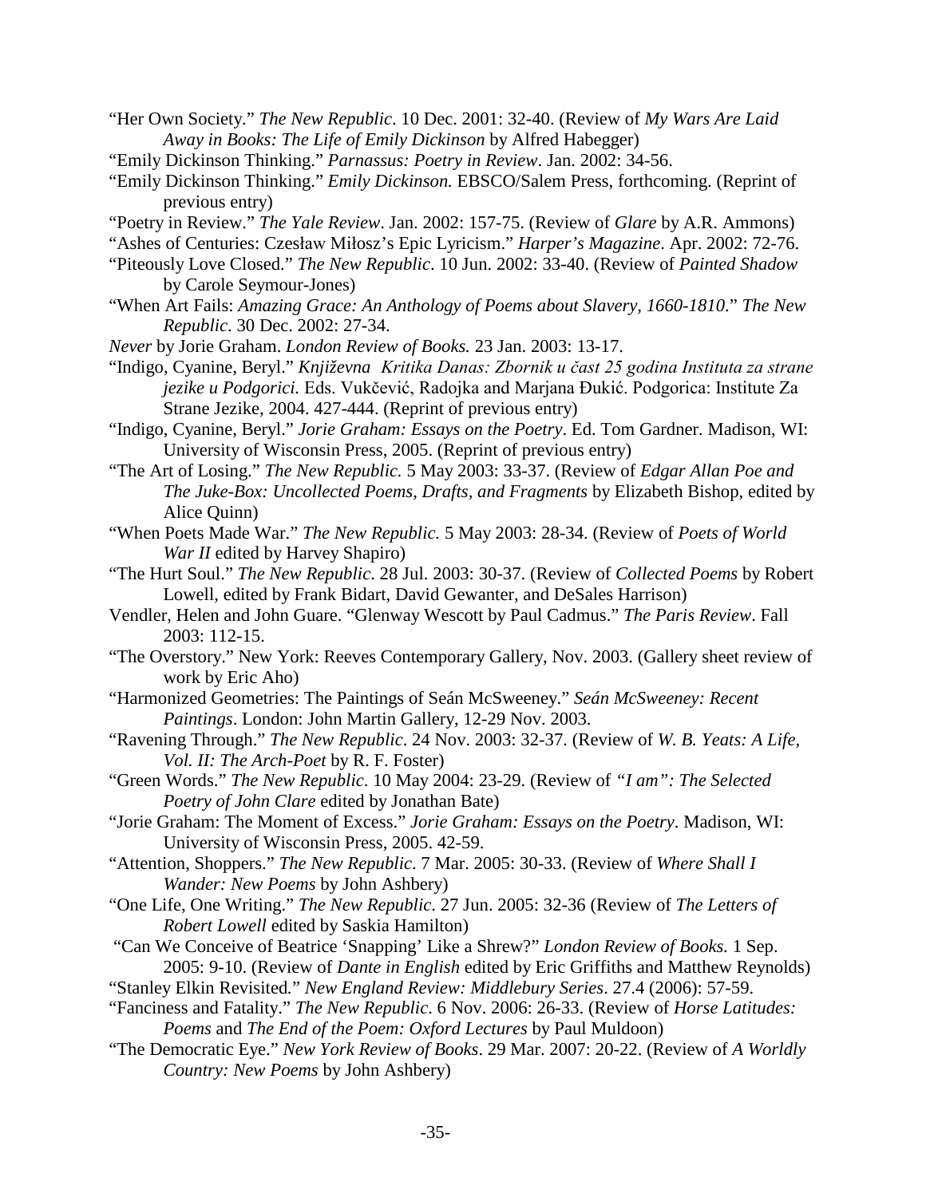"Her Own Society." *The New Republic*. 10 Dec. 2001: 32-40. (Review of *My Wars Are Laid Away in Books: The Life of Emily Dickinson* by Alfred Habegger)

"Emily Dickinson Thinking." *Parnassus: Poetry in Review*. Jan. 2002: 34-56.

"Emily Dickinson Thinking." *Emily Dickinson.* EBSCO/Salem Press, forthcoming. (Reprint of previous entry)

"Poetry in Review." *The Yale Review*. Jan. 2002: 157-75. (Review of *Glare* by A.R. Ammons)

"Ashes of Centuries: Czesław Miłosz's Epic Lyricism." *Harper's Magazine*. Apr. 2002: 72-76.

"Piteously Love Closed." *The New Republic*. 10 Jun. 2002: 33-40. (Review of *Painted Shadow* by Carole Seymour-Jones)

"When Art Fails: *Amazing Grace: An Anthology of Poems about Slavery, 1660-1810*." *The New Republic*. 30 Dec. 2002: 27-34.

*Never* by Jorie Graham. *London Review of Books.* 23 Jan. 2003: 13-17.

"Indigo, Cyanine, Beryl." *Književna Kritika Danas: Zbornik u čast 25 godina Instituta za strane jezike u Podgorici.* Eds. Vukčević, Radojka and Marjana Đukić. Podgorica: Institute Za Strane Jezike, 2004. 427-444. (Reprint of previous entry)

"Indigo, Cyanine, Beryl." *Jorie Graham: Essays on the Poetry*. Ed. Tom Gardner. Madison, WI: University of Wisconsin Press, 2005. (Reprint of previous entry)

"The Art of Losing." *The New Republic.* 5 May 2003: 33-37. (Review of *Edgar Allan Poe and The Juke-Box: Uncollected Poems, Drafts, and Fragments* by Elizabeth Bishop, edited by Alice Quinn)

"When Poets Made War." *The New Republic.* 5 May 2003: 28-34. (Review of *Poets of World War II* edited by Harvey Shapiro)

"The Hurt Soul." *The New Republic*. 28 Jul. 2003: 30-37. (Review of *Collected Poems* by Robert Lowell, edited by Frank Bidart, David Gewanter, and DeSales Harrison)

Vendler, Helen and John Guare. "Glenway Wescott by Paul Cadmus." *The Paris Review*. Fall 2003: 112-15.

"The Overstory." New York: Reeves Contemporary Gallery, Nov. 2003. (Gallery sheet review of work by Eric Aho)

"Harmonized Geometries: The Paintings of Seán McSweeney." *Seán McSweeney: Recent Paintings*. London: John Martin Gallery, 12-29 Nov. 2003.

"Ravening Through." *The New Republic*. 24 Nov. 2003: 32-37. (Review of *W. B. Yeats: A Life, Vol. II: The Arch-Poet* by R. F. Foster)

"Green Words." *The New Republic*. 10 May 2004: 23-29. (Review of *"I am": The Selected Poetry of John Clare* edited by Jonathan Bate)

"Jorie Graham: The Moment of Excess." *Jorie Graham: Essays on the Poetry*. Madison, WI: University of Wisconsin Press, 2005. 42-59.

"Attention, Shoppers." *The New Republic*. 7 Mar. 2005: 30-33. (Review of *Where Shall I Wander: New Poems* by John Ashbery)

"One Life, One Writing." *The New Republic*. 27 Jun. 2005: 32-36 (Review of *The Letters of Robert Lowell* edited by Saskia Hamilton)

"Can We Conceive of Beatrice 'Snapping' Like a Shrew?" *London Review of Books.* 1 Sep. 2005: 9-10. (Review of *Dante in English* edited by Eric Griffiths and Matthew Reynolds)

"Stanley Elkin Revisited." *New England Review: Middlebury Series*. 27.4 (2006): 57-59.

"Fanciness and Fatality." *The New Republic*. 6 Nov. 2006: 26-33. (Review of *Horse Latitudes: Poems* and *The End of the Poem: Oxford Lectures* by Paul Muldoon)

"The Democratic Eye." *New York Review of Books*. 29 Mar. 2007: 20-22. (Review of *A Worldly Country: New Poems* by John Ashbery)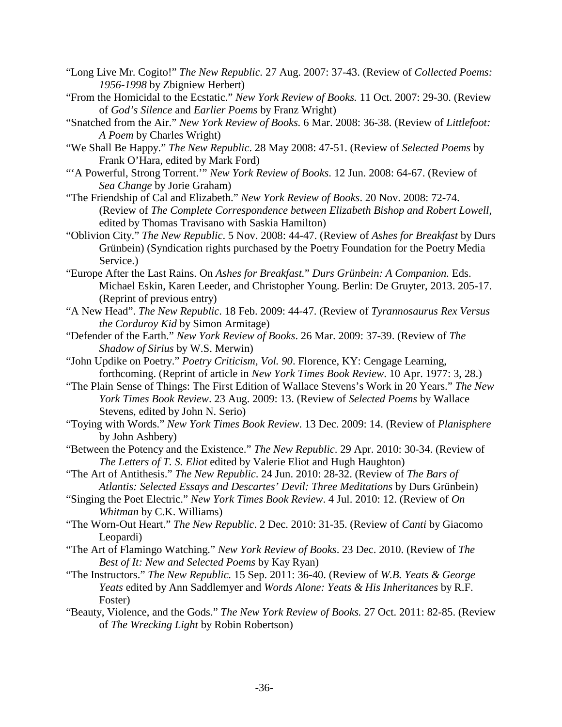"Long Live Mr. Cogito!" *The New Republic.* 27 Aug. 2007: 37-43. (Review of *Collected Poems: 1956-1998* by Zbigniew Herbert)

"From the Homicidal to the Ecstatic." *New York Review of Books.* 11 Oct. 2007: 29-30. (Review of *God's Silence* and *Earlier Poems* by Franz Wright)

"Snatched from the Air." *New York Review of Books.* 6 Mar. 2008: 36-38. (Review of *Littlefoot: A Poem* by Charles Wright)

"We Shall Be Happy." *The New Republic*. 28 May 2008: 47-51. (Review of *Selected Poems* by Frank O'Hara, edited by Mark Ford)

"'A Powerful, Strong Torrent.'" *New York Review of Books*. 12 Jun. 2008: 64-67. (Review of *Sea Change* by Jorie Graham)

"The Friendship of Cal and Elizabeth." *New York Review of Books*. 20 Nov. 2008: 72-74. (Review of *The Complete Correspondence between Elizabeth Bishop and Robert Lowell*, edited by Thomas Travisano with Saskia Hamilton)

"Oblivion City." *The New Republic*. 5 Nov. 2008: 44-47. (Review of *Ashes for Breakfast* by Durs Grünbein) (Syndication rights purchased by the Poetry Foundation for the Poetry Media Service.)

"Europe After the Last Rains. On *Ashes for Breakfast.*" *Durs Grünbein: A Companion.* Eds. Michael Eskin, Karen Leeder, and Christopher Young. Berlin: De Gruyter, 2013. 205-17. (Reprint of previous entry)

"A New Head". *The New Republic*. 18 Feb. 2009: 44-47. (Review of *Tyrannosaurus Rex Versus the Corduroy Kid* by Simon Armitage)

"Defender of the Earth." *New York Review of Books*. 26 Mar. 2009: 37-39. (Review of *The Shadow of Sirius* by W.S. Merwin)

"John Updike on Poetry." *Poetry Criticism, Vol. 90*. Florence, KY: Cengage Learning, forthcoming. (Reprint of article in *New York Times Book Review*. 10 Apr. 1977: 3, 28.)

"The Plain Sense of Things: The First Edition of Wallace Stevens's Work in 20 Years." *The New York Times Book Review*. 23 Aug. 2009: 13. (Review of *Selected Poems* by Wallace Stevens, edited by John N. Serio)

"Toying with Words." *New York Times Book Review*. 13 Dec. 2009: 14. (Review of *Planisphere* by John Ashbery)

"Between the Potency and the Existence." *The New Republic*. 29 Apr. 2010: 30-34. (Review of *The Letters of T. S. Eliot* edited by Valerie Eliot and Hugh Haughton)

"The Art of Antithesis." *The New Republic*. 24 Jun. 2010: 28-32. (Review of *The Bars of Atlantis: Selected Essays and Descartes' Devil: Three Meditations* by Durs Grünbein)

"Singing the Poet Electric." *New York Times Book Review*. 4 Jul. 2010: 12. (Review of *On Whitman* by C.K. Williams)

"The Worn-Out Heart." *The New Republic*. 2 Dec. 2010: 31-35. (Review of *Canti* by Giacomo Leopardi)

"The Art of Flamingo Watching." *New York Review of Books*. 23 Dec. 2010. (Review of *The Best of It: New and Selected Poems* by Kay Ryan)

"The Instructors." *The New Republic.* 15 Sep. 2011: 36-40. (Review of *W.B. Yeats & George Yeats* edited by Ann Saddlemyer and *Words Alone: Yeats & His Inheritances* by R.F. Foster)

"Beauty, Violence, and the Gods." *The New York Review of Books.* 27 Oct. 2011: 82-85. (Review of *The Wrecking Light* by Robin Robertson)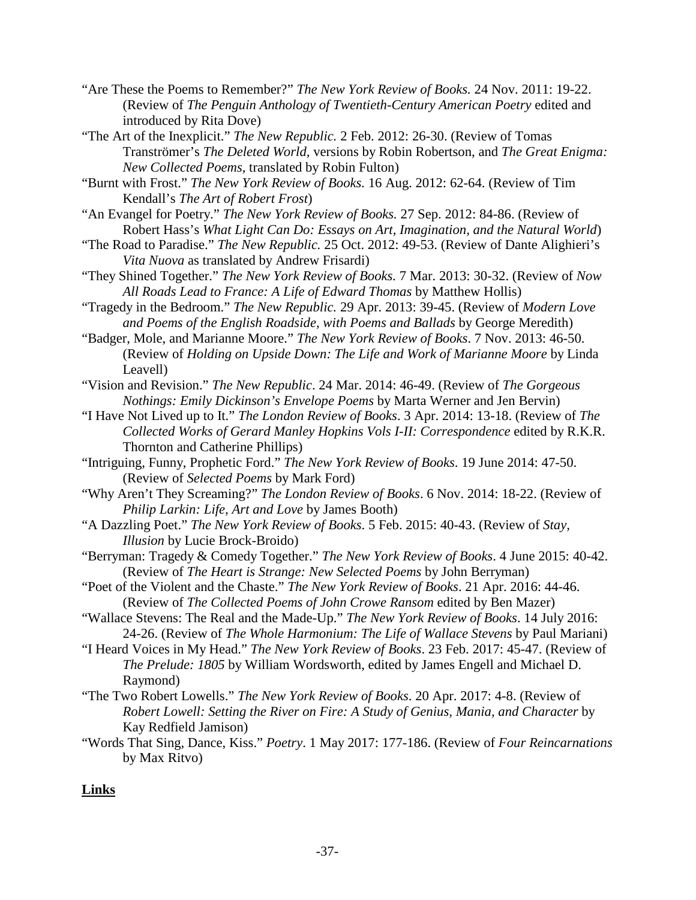"Are These the Poems to Remember?" *The New York Review of Books.* 24 Nov. 2011: 19-22. (Review of *The Penguin Anthology of Twentieth-Century American Poetry* edited and introduced by Rita Dove)

"The Art of the Inexplicit." *The New Republic.* 2 Feb. 2012: 26-30. (Review of Tomas Tranströmer's *The Deleted World*, versions by Robin Robertson, and *The Great Enigma: New Collected Poems*, translated by Robin Fulton)

"Burnt with Frost." *The New York Review of Books.* 16 Aug. 2012: 62-64. (Review of Tim Kendall's *The Art of Robert Frost*)

"An Evangel for Poetry." *The New York Review of Books.* 27 Sep. 2012: 84-86. (Review of Robert Hass's *What Light Can Do: Essays on Art, Imagination, and the Natural World*)

"The Road to Paradise." *The New Republic.* 25 Oct. 2012: 49-53. (Review of Dante Alighieri's *Vita Nuova* as translated by Andrew Frisardi)

"They Shined Together." *The New York Review of Books.* 7 Mar. 2013: 30-32. (Review of *Now All Roads Lead to France: A Life of Edward Thomas* by Matthew Hollis)

"Tragedy in the Bedroom." *The New Republic.* 29 Apr. 2013: 39-45. (Review of *Modern Love and Poems of the English Roadside, with Poems and Ballads* by George Meredith)

"Badger, Mole, and Marianne Moore." *The New York Review of Books*. 7 Nov. 2013: 46-50. (Review of *Holding on Upside Down: The Life and Work of Marianne Moore* by Linda Leavell)

"Vision and Revision." *The New Republic*. 24 Mar. 2014: 46-49. (Review of *The Gorgeous Nothings: Emily Dickinson's Envelope Poems* by Marta Werner and Jen Bervin)

"I Have Not Lived up to It." *The London Review of Books*. 3 Apr. 2014: 13-18. (Review of *The Collected Works of Gerard Manley Hopkins Vols I-II: Correspondence* edited by R.K.R. Thornton and Catherine Phillips)

"Intriguing, Funny, Prophetic Ford." *The New York Review of Books*. 19 June 2014: 47-50. (Review of *Selected Poems* by Mark Ford)

"Why Aren't They Screaming?" *The London Review of Books*. 6 Nov. 2014: 18-22. (Review of *Philip Larkin: Life, Art and Love* by James Booth)

"A Dazzling Poet." *The New York Review of Books*. 5 Feb. 2015: 40-43. (Review of *Stay, Illusion* by Lucie Brock-Broido)

"Berryman: Tragedy & Comedy Together." *The New York Review of Books*. 4 June 2015: 40-42. (Review of *The Heart is Strange: New Selected Poems* by John Berryman)

"Poet of the Violent and the Chaste." *The New York Review of Books*. 21 Apr. 2016: 44-46. (Review of *The Collected Poems of John Crowe Ransom* edited by Ben Mazer)

"Wallace Stevens: The Real and the Made-Up." *The New York Review of Books*. 14 July 2016: 24-26. (Review of *The Whole Harmonium: The Life of Wallace Stevens* by Paul Mariani)

"I Heard Voices in My Head." *The New York Review of Books*. 23 Feb. 2017: 45-47. (Review of *The Prelude: 1805* by William Wordsworth, edited by James Engell and Michael D. Raymond)

"The Two Robert Lowells." *The New York Review of Books*. 20 Apr. 2017: 4-8. (Review of *Robert Lowell: Setting the River on Fire: A Study of Genius, Mania, and Character* by Kay Redfield Jamison)

"Words That Sing, Dance, Kiss." *Poetry*. 1 May 2017: 177-186. (Review of *Four Reincarnations* by Max Ritvo)

**Links**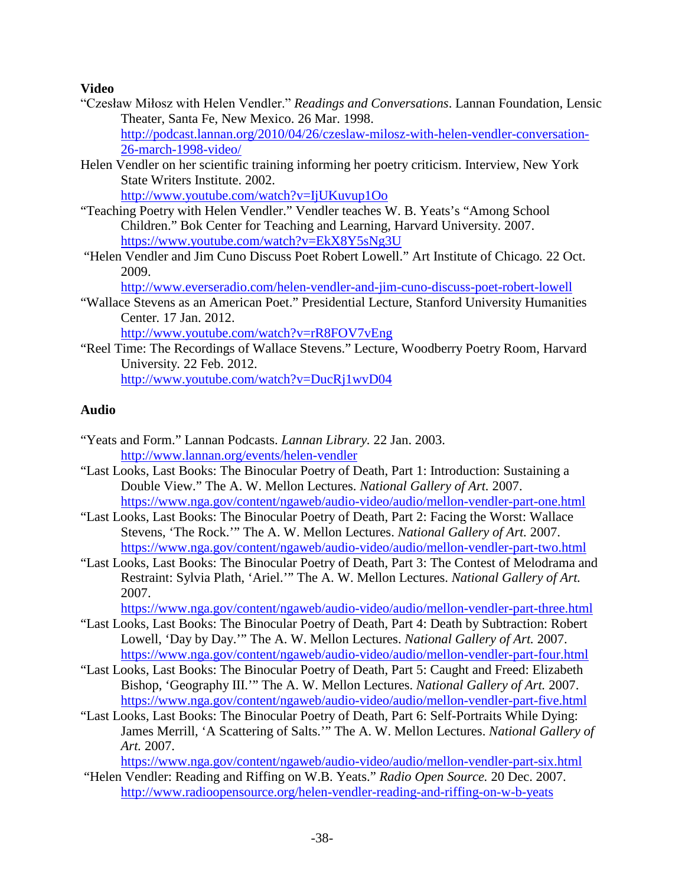**Video**

"Czesław Miłosz with Helen Vendler." *Readings and Conversations*. Lannan Foundation, Lensic Theater, Santa Fe, New Mexico. 26 Mar. 1998. http://podcast.lannan.org/2010/04/26/czeslaw-milosz-with-helen-vendler-conversation-26-march-1998-video/

Helen Vendler on her scientific training informing her poetry criticism. Interview, New York State Writers Institute. 2002. http://www.youtube.com/watch?v=IjUKuvup1Oo

"Teaching Poetry with Helen Vendler." Vendler teaches W. B. Yeats's "Among School Children." Bok Center for Teaching and Learning, Harvard University. 2007. https://www.youtube.com/watch?v=EkX8Y5sNg3U

"Helen Vendler and Jim Cuno Discuss Poet Robert Lowell." Art Institute of Chicago. 22 Oct. 2009. http://www.everseradio.com/helen-vendler-and-jim-cuno-discuss-poet-robert-lowell

"Wallace Stevens as an American Poet." Presidential Lecture, Stanford University Humanities Center. 17 Jan. 2012. http://www.youtube.com/watch?v=rR8FOV7vEng

"Reel Time: The Recordings of Wallace Stevens." Lecture, Woodberry Poetry Room, Harvard University. 22 Feb. 2012. http://www.youtube.com/watch?v=DucRj1wvD04

**Audio**

"Yeats and Form." Lannan Podcasts. *Lannan Library.* 22 Jan. 2003. http://www.lannan.org/events/helen-vendler

"Last Looks, Last Books: The Binocular Poetry of Death, Part 1: Introduction: Sustaining a Double View." The A. W. Mellon Lectures. *National Gallery of Art.* 2007. https://www.nga.gov/content/ngaweb/audio-video/audio/mellon-vendler-part-one.html

"Last Looks, Last Books: The Binocular Poetry of Death, Part 2: Facing the Worst: Wallace Stevens, 'The Rock.'" The A. W. Mellon Lectures. *National Gallery of Art.* 2007. https://www.nga.gov/content/ngaweb/audio-video/audio/mellon-vendler-part-two.html

"Last Looks, Last Books: The Binocular Poetry of Death, Part 3: The Contest of Melodrama and Restraint: Sylvia Plath, 'Ariel.'" The A. W. Mellon Lectures. *National Gallery of Art.* 2007. https://www.nga.gov/content/ngaweb/audio-video/audio/mellon-vendler-part-three.html

"Last Looks, Last Books: The Binocular Poetry of Death, Part 4: Death by Subtraction: Robert Lowell, 'Day by Day.'" The A. W. Mellon Lectures. *National Gallery of Art.* 2007. https://www.nga.gov/content/ngaweb/audio-video/audio/mellon-vendler-part-four.html

"Last Looks, Last Books: The Binocular Poetry of Death, Part 5: Caught and Freed: Elizabeth Bishop, 'Geography III.'" The A. W. Mellon Lectures. *National Gallery of Art.* 2007. https://www.nga.gov/content/ngaweb/audio-video/audio/mellon-vendler-part-five.html

"Last Looks, Last Books: The Binocular Poetry of Death, Part 6: Self-Portraits While Dying: James Merrill, 'A Scattering of Salts.'" The A. W. Mellon Lectures. *National Gallery of Art.* 2007. https://www.nga.gov/content/ngaweb/audio-video/audio/mellon-vendler-part-six.html

"Helen Vendler: Reading and Riffing on W.B. Yeats." *Radio Open Source.* 20 Dec. 2007. http://www.radioopensource.org/helen-vendler-reading-and-riffing-on-w-b-yeats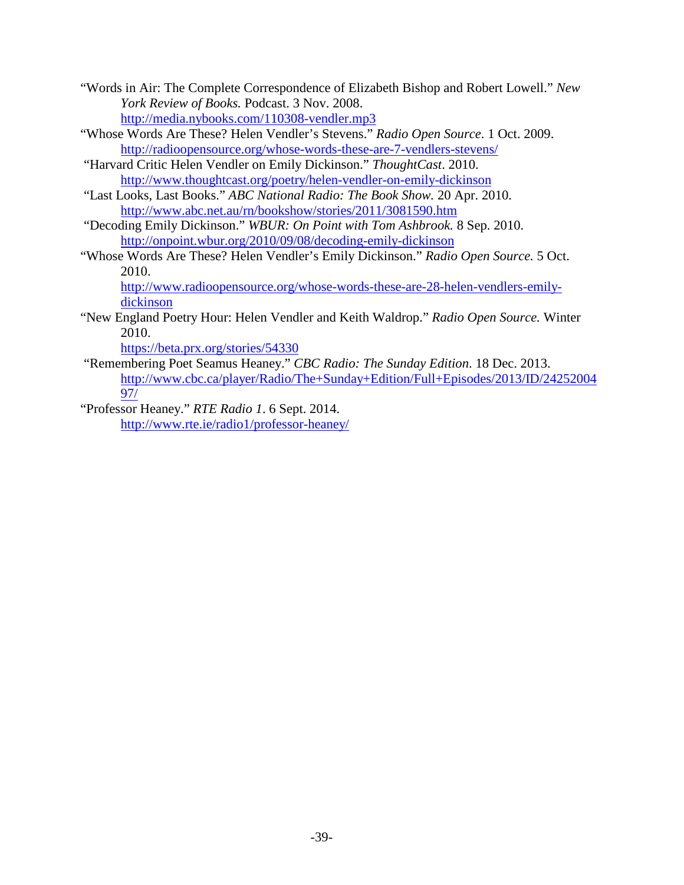"Words in Air: The Complete Correspondence of Elizabeth Bishop and Robert Lowell." *New York Review of Books.* Podcast. 3 Nov. 2008. http://media.nybooks.com/110308-vendler.mp3

"Whose Words Are These? Helen Vendler's Stevens." *Radio Open Source*. 1 Oct. 2009. http://radioopensource.org/whose-words-these-are-7-vendlers-stevens/

"Harvard Critic Helen Vendler on Emily Dickinson." *ThoughtCast*. 2010. http://www.thoughtcast.org/poetry/helen-vendler-on-emily-dickinson

"Last Looks, Last Books." *ABC National Radio: The Book Show.* 20 Apr. 2010. http://www.abc.net.au/rn/bookshow/stories/2011/3081590.htm

"Decoding Emily Dickinson." *WBUR: On Point with Tom Ashbrook.* 8 Sep. 2010. http://onpoint.wbur.org/2010/09/08/decoding-emily-dickinson

"Whose Words Are These? Helen Vendler's Emily Dickinson." *Radio Open Source.* 5 Oct. 2010. http://www.radioopensource.org/whose-words-these-are-28-helen-vendlers-emily-dickinson

"New England Poetry Hour: Helen Vendler and Keith Waldrop." *Radio Open Source.* Winter 2010. https://beta.prx.org/stories/54330

"Remembering Poet Seamus Heaney." *CBC Radio: The Sunday Edition.* 18 Dec. 2013. http://www.cbc.ca/player/Radio/The+Sunday+Edition/Full+Episodes/2013/ID/2425200497/

"Professor Heaney." *RTE Radio 1*. 6 Sept. 2014. http://www.rte.ie/radio1/professor-heaney/